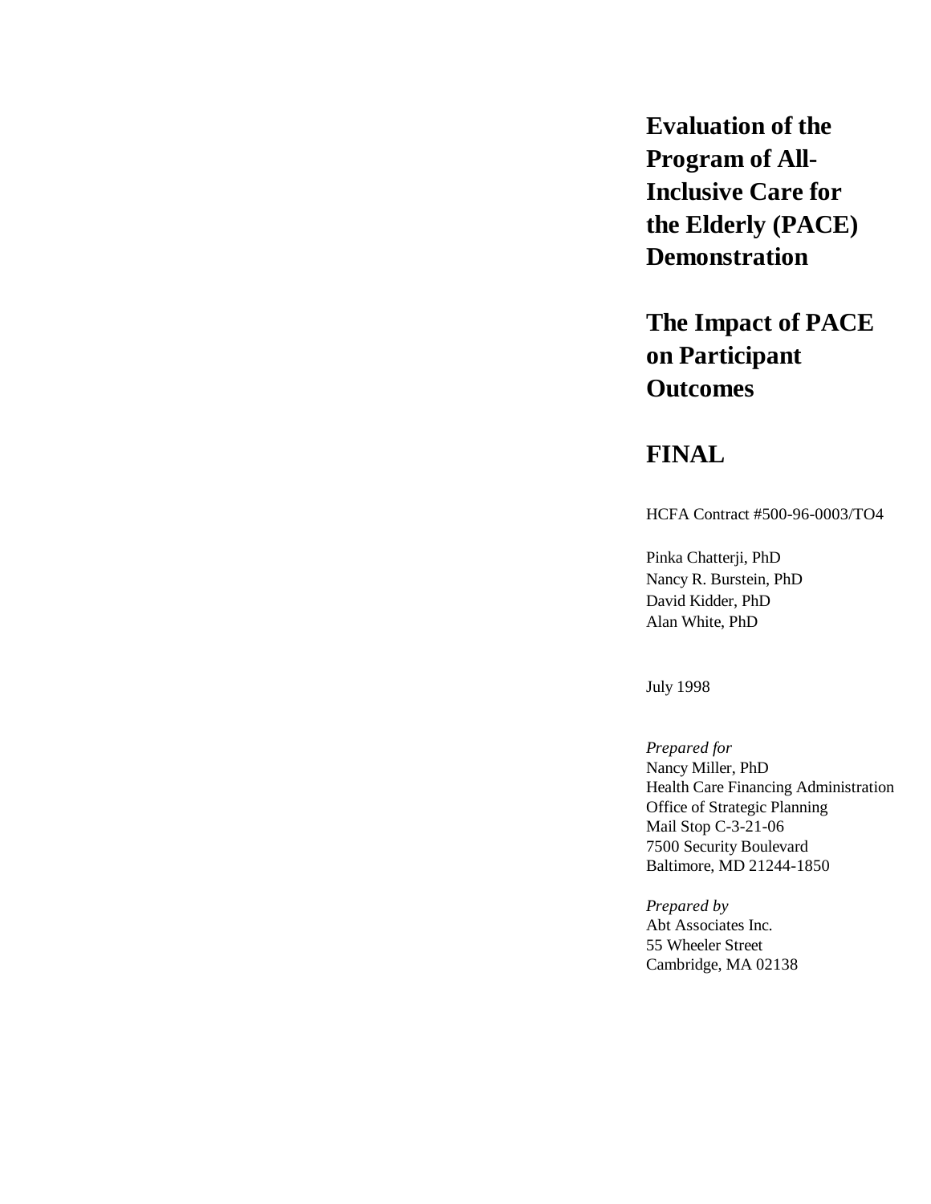# Evaluation of the Program of All-Inclusive Care for the Elderly (PACE) Demonstration

## The Impact of PACE on Participant Outcomes

## FINAL

HCFA Contract #500-96-0003/TO4

Pinka Chatterji, PhD
Nancy R. Burstein, PhD
David Kidder, PhD
Alan White, PhD

July 1998

*Prepared for*
Nancy Miller, PhD
Health Care Financing Administration
Office of Strategic Planning
Mail Stop C-3-21-06
7500 Security Boulevard
Baltimore, MD 21244-1850

*Prepared by*
Abt Associates Inc.
55 Wheeler Street
Cambridge, MA 02138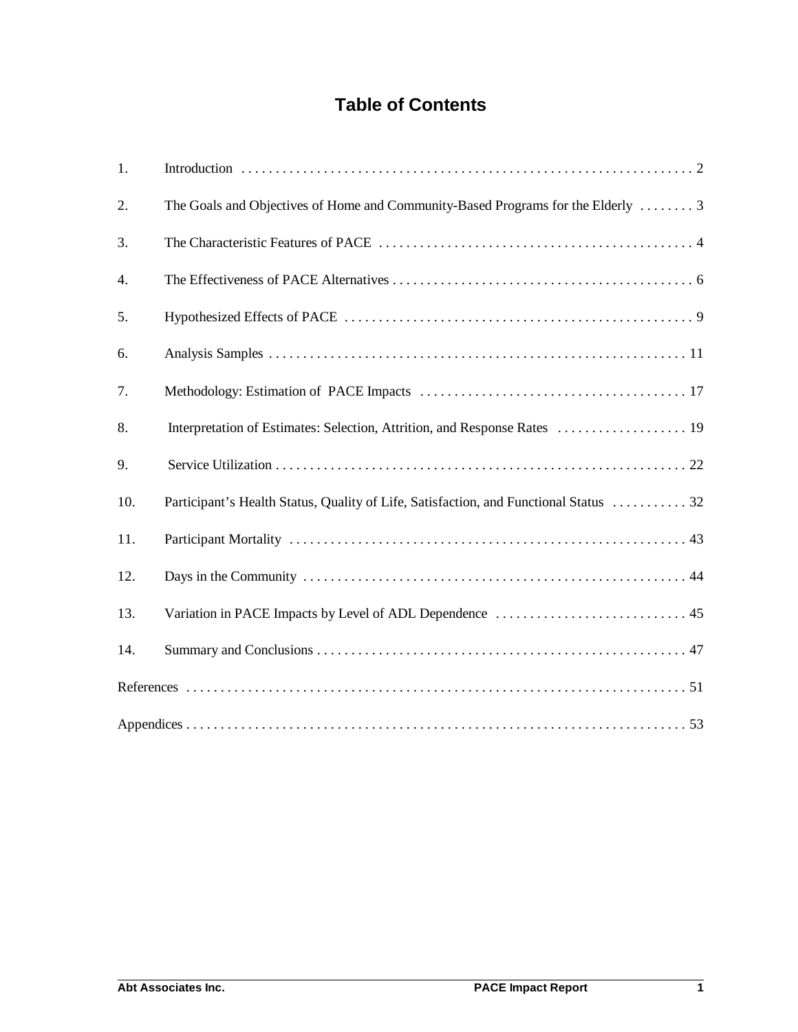# Table of Contents

1. Introduction . . . . . . . . . . 2
2. The Goals and Objectives of Home and Community-Based Programs for the Elderly . . . . . . . . 3
3. The Characteristic Features of PACE . . . . . . . . . . 4
4. The Effectiveness of PACE Alternatives . . . . . . . . . . 6
5. Hypothesized Effects of PACE . . . . . . . . . . 9
6. Analysis Samples . . . . . . . . . . 11
7. Methodology: Estimation of PACE Impacts . . . . . . . . . . 17
8. Interpretation of Estimates: Selection, Attrition, and Response Rates . . . . . . . . . . 19
9. Service Utilization . . . . . . . . . . 22
10. Participant's Health Status, Quality of Life, Satisfaction, and Functional Status . . . . . . . . . . 32
11. Participant Mortality . . . . . . . . . . 43
12. Days in the Community . . . . . . . . . . 44
13. Variation in PACE Impacts by Level of ADL Dependence . . . . . . . . . . 45
14. Summary and Conclusions . . . . . . . . . . 47

References . . . . . . . . . . 51

Appendices . . . . . . . . . . 53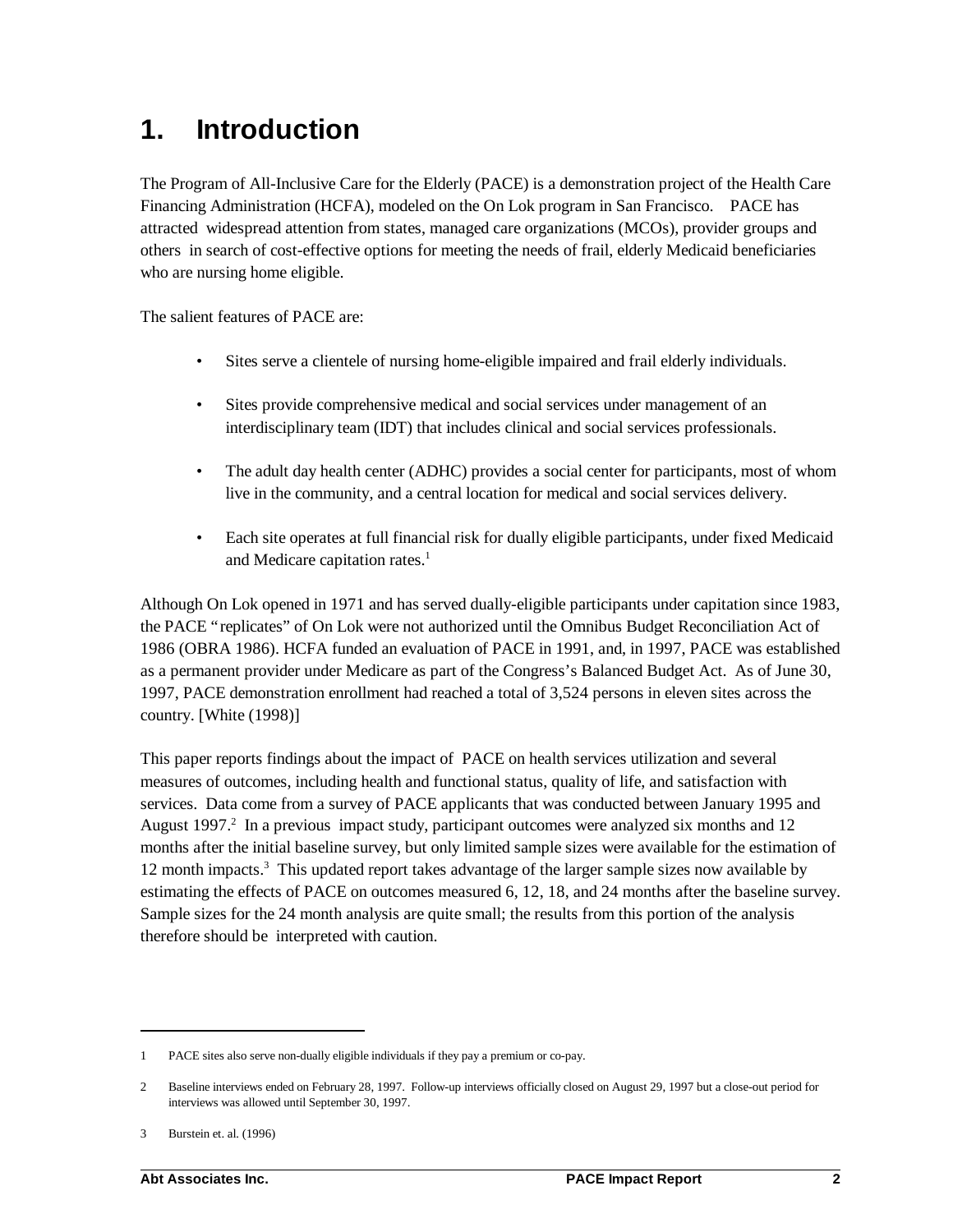# 1. Introduction

The Program of All-Inclusive Care for the Elderly (PACE) is a demonstration project of the Health Care Financing Administration (HCFA), modeled on the On Lok program in San Francisco. PACE has attracted widespread attention from states, managed care organizations (MCOs), provider groups and others in search of cost-effective options for meeting the needs of frail, elderly Medicaid beneficiaries who are nursing home eligible.

The salient features of PACE are:

- Sites serve a clientele of nursing home-eligible impaired and frail elderly individuals.
- Sites provide comprehensive medical and social services under management of an interdisciplinary team (IDT) that includes clinical and social services professionals.
- The adult day health center (ADHC) provides a social center for participants, most of whom live in the community, and a central location for medical and social services delivery.
- Each site operates at full financial risk for dually eligible participants, under fixed Medicaid and Medicare capitation rates.[1]

Although On Lok opened in 1971 and has served dually-eligible participants under capitation since 1983, the PACE "replicates" of On Lok were not authorized until the Omnibus Budget Reconciliation Act of 1986 (OBRA 1986). HCFA funded an evaluation of PACE in 1991, and, in 1997, PACE was established as a permanent provider under Medicare as part of the Congress's Balanced Budget Act. As of June 30, 1997, PACE demonstration enrollment had reached a total of 3,524 persons in eleven sites across the country. [White (1998)]

This paper reports findings about the impact of PACE on health services utilization and several measures of outcomes, including health and functional status, quality of life, and satisfaction with services. Data come from a survey of PACE applicants that was conducted between January 1995 and August 1997.[2] In a previous impact study, participant outcomes were analyzed six months and 12 months after the initial baseline survey, but only limited sample sizes were available for the estimation of 12 month impacts.[3] This updated report takes advantage of the larger sample sizes now available by estimating the effects of PACE on outcomes measured 6, 12, 18, and 24 months after the baseline survey. Sample sizes for the 24 month analysis are quite small; the results from this portion of the analysis therefore should be interpreted with caution.

---

1 PACE sites also serve non-dually eligible individuals if they pay a premium or co-pay.

2 Baseline interviews ended on February 28, 1997. Follow-up interviews officially closed on August 29, 1997 but a close-out period for interviews was allowed until September 30, 1997.

3 Burstein et. al. (1996)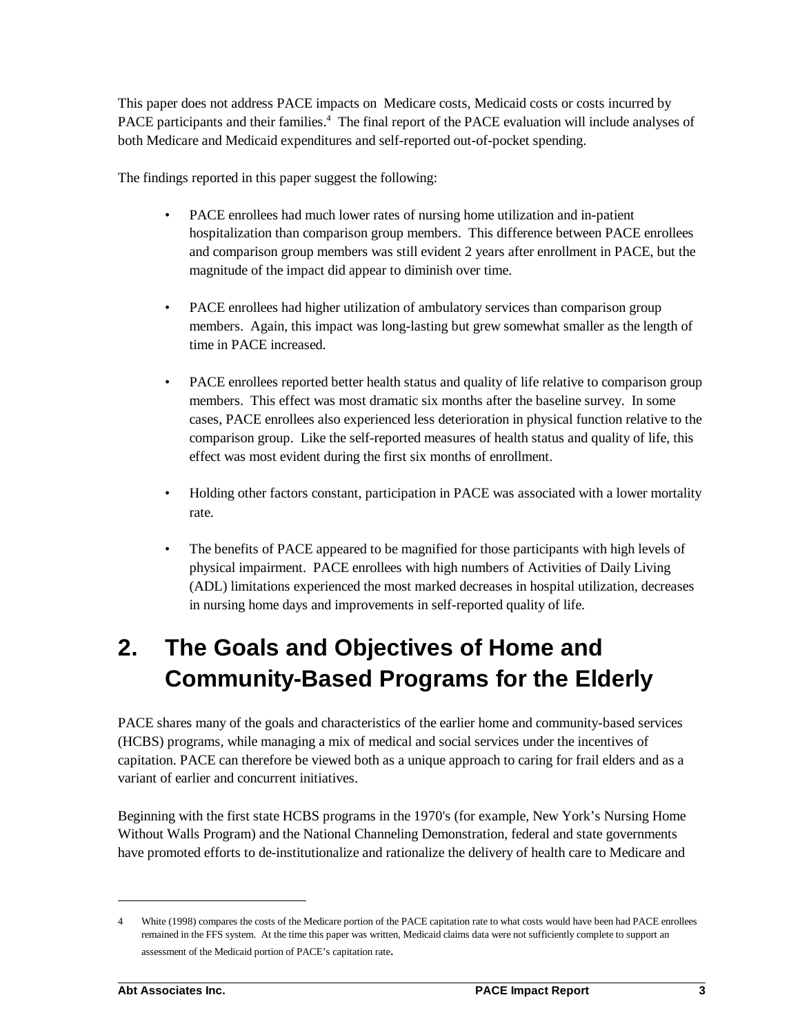This paper does not address PACE impacts on Medicare costs, Medicaid costs or costs incurred by PACE participants and their families.[4] The final report of the PACE evaluation will include analyses of both Medicare and Medicaid expenditures and self-reported out-of-pocket spending.

The findings reported in this paper suggest the following:

- PACE enrollees had much lower rates of nursing home utilization and in-patient hospitalization than comparison group members. This difference between PACE enrollees and comparison group members was still evident 2 years after enrollment in PACE, but the magnitude of the impact did appear to diminish over time.
- PACE enrollees had higher utilization of ambulatory services than comparison group members. Again, this impact was long-lasting but grew somewhat smaller as the length of time in PACE increased.
- PACE enrollees reported better health status and quality of life relative to comparison group members. This effect was most dramatic six months after the baseline survey. In some cases, PACE enrollees also experienced less deterioration in physical function relative to the comparison group. Like the self-reported measures of health status and quality of life, this effect was most evident during the first six months of enrollment.
- Holding other factors constant, participation in PACE was associated with a lower mortality rate.
- The benefits of PACE appeared to be magnified for those participants with high levels of physical impairment. PACE enrollees with high numbers of Activities of Daily Living (ADL) limitations experienced the most marked decreases in hospital utilization, decreases in nursing home days and improvements in self-reported quality of life.

# 2. The Goals and Objectives of Home and Community-Based Programs for the Elderly

PACE shares many of the goals and characteristics of the earlier home and community-based services (HCBS) programs, while managing a mix of medical and social services under the incentives of capitation. PACE can therefore be viewed both as a unique approach to caring for frail elders and as a variant of earlier and concurrent initiatives.

Beginning with the first state HCBS programs in the 1970's (for example, New York's Nursing Home Without Walls Program) and the National Channeling Demonstration, federal and state governments have promoted efforts to de-institutionalize and rationalize the delivery of health care to Medicare and

---

4 White (1998) compares the costs of the Medicare portion of the PACE capitation rate to what costs would have been had PACE enrollees remained in the FFS system. At the time this paper was written, Medicaid claims data were not sufficiently complete to support an assessment of the Medicaid portion of PACE's capitation rate.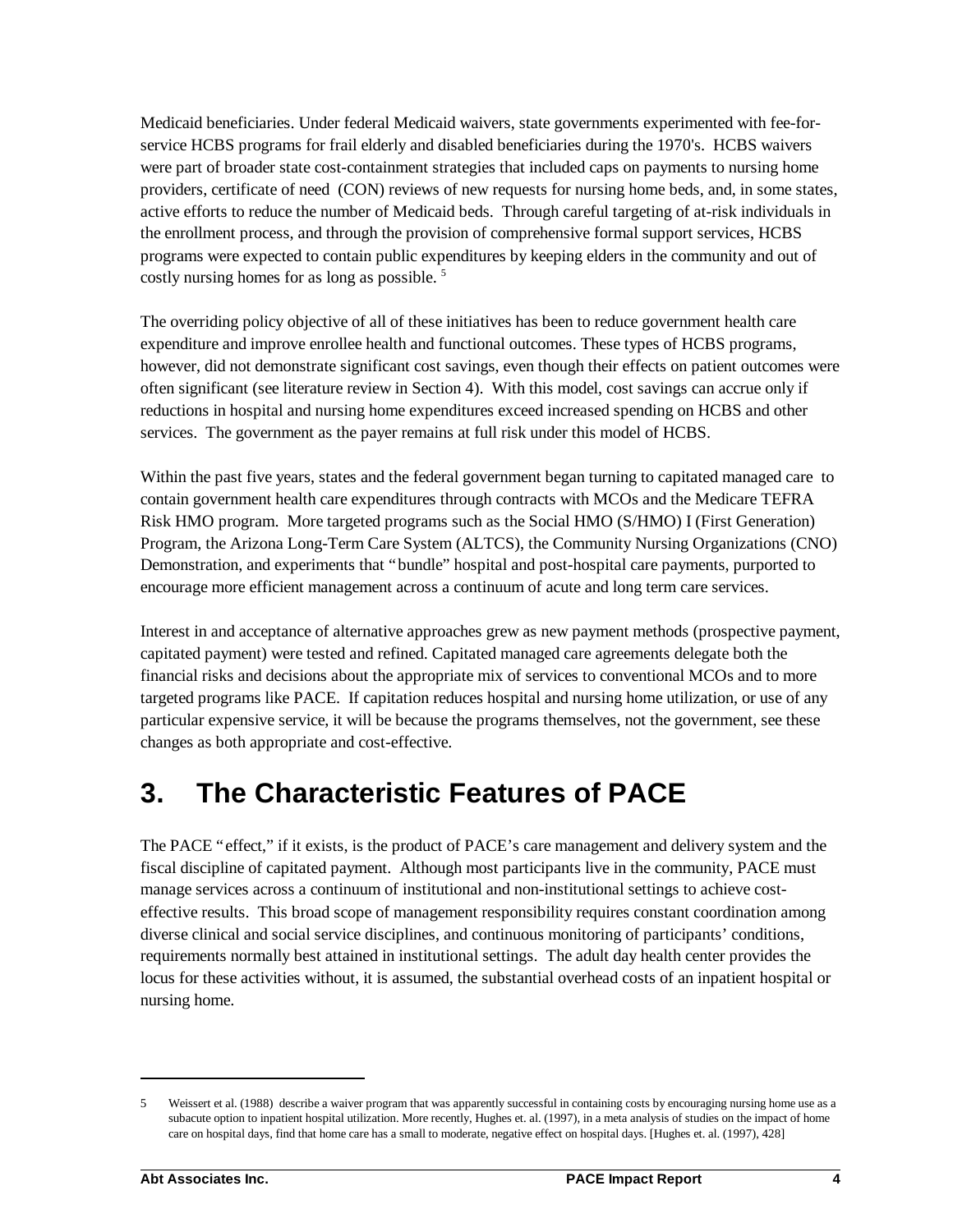Medicaid beneficiaries. Under federal Medicaid waivers, state governments experimented with fee-for-service HCBS programs for frail elderly and disabled beneficiaries during the 1970's. HCBS waivers were part of broader state cost-containment strategies that included caps on payments to nursing home providers, certificate of need (CON) reviews of new requests for nursing home beds, and, in some states, active efforts to reduce the number of Medicaid beds. Through careful targeting of at-risk individuals in the enrollment process, and through the provision of comprehensive formal support services, HCBS programs were expected to contain public expenditures by keeping elders in the community and out of costly nursing homes for as long as possible. [5]

The overriding policy objective of all of these initiatives has been to reduce government health care expenditure and improve enrollee health and functional outcomes. These types of HCBS programs, however, did not demonstrate significant cost savings, even though their effects on patient outcomes were often significant (see literature review in Section 4). With this model, cost savings can accrue only if reductions in hospital and nursing home expenditures exceed increased spending on HCBS and other services. The government as the payer remains at full risk under this model of HCBS.

Within the past five years, states and the federal government began turning to capitated managed care to contain government health care expenditures through contracts with MCOs and the Medicare TEFRA Risk HMO program. More targeted programs such as the Social HMO (S/HMO) I (First Generation) Program, the Arizona Long-Term Care System (ALTCS), the Community Nursing Organizations (CNO) Demonstration, and experiments that "bundle" hospital and post-hospital care payments, purported to encourage more efficient management across a continuum of acute and long term care services.

Interest in and acceptance of alternative approaches grew as new payment methods (prospective payment, capitated payment) were tested and refined. Capitated managed care agreements delegate both the financial risks and decisions about the appropriate mix of services to conventional MCOs and to more targeted programs like PACE. If capitation reduces hospital and nursing home utilization, or use of any particular expensive service, it will be because the programs themselves, not the government, see these changes as both appropriate and cost-effective.

# 3. The Characteristic Features of PACE

The PACE "effect," if it exists, is the product of PACE's care management and delivery system and the fiscal discipline of capitated payment. Although most participants live in the community, PACE must manage services across a continuum of institutional and non-institutional settings to achieve cost-effective results. This broad scope of management responsibility requires constant coordination among diverse clinical and social service disciplines, and continuous monitoring of participants' conditions, requirements normally best attained in institutional settings. The adult day health center provides the locus for these activities without, it is assumed, the substantial overhead costs of an inpatient hospital or nursing home.

---

5 Weissert et al. (1988) describe a waiver program that was apparently successful in containing costs by encouraging nursing home use as a subacute option to inpatient hospital utilization. More recently, Hughes et. al. (1997), in a meta analysis of studies on the impact of home care on hospital days, find that home care has a small to moderate, negative effect on hospital days. [Hughes et. al. (1997), 428]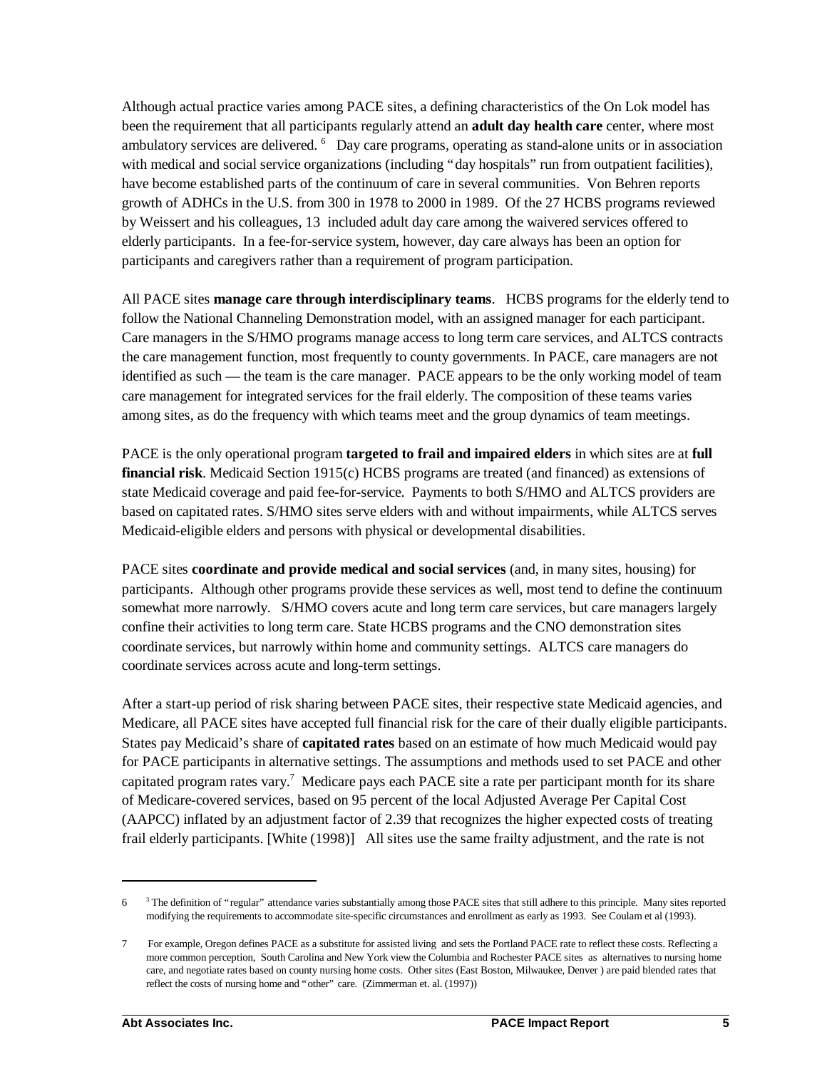Although actual practice varies among PACE sites, a defining characteristics of the On Lok model has been the requirement that all participants regularly attend an **adult day health care** center, where most ambulatory services are delivered. [6] Day care programs, operating as stand-alone units or in association with medical and social service organizations (including "day hospitals" run from outpatient facilities), have become established parts of the continuum of care in several communities. Von Behren reports growth of ADHCs in the U.S. from 300 in 1978 to 2000 in 1989. Of the 27 HCBS programs reviewed by Weissert and his colleagues, 13 included adult day care among the waivered services offered to elderly participants. In a fee-for-service system, however, day care always has been an option for participants and caregivers rather than a requirement of program participation.

All PACE sites **manage care through interdisciplinary teams**. HCBS programs for the elderly tend to follow the National Channeling Demonstration model, with an assigned manager for each participant. Care managers in the S/HMO programs manage access to long term care services, and ALTCS contracts the care management function, most frequently to county governments. In PACE, care managers are not identified as such — the team is the care manager. PACE appears to be the only working model of team care management for integrated services for the frail elderly. The composition of these teams varies among sites, as do the frequency with which teams meet and the group dynamics of team meetings.

PACE is the only operational program **targeted to frail and impaired elders** in which sites are at **full financial risk**. Medicaid Section 1915(c) HCBS programs are treated (and financed) as extensions of state Medicaid coverage and paid fee-for-service. Payments to both S/HMO and ALTCS providers are based on capitated rates. S/HMO sites serve elders with and without impairments, while ALTCS serves Medicaid-eligible elders and persons with physical or developmental disabilities.

PACE sites **coordinate and provide medical and social services** (and, in many sites, housing) for participants. Although other programs provide these services as well, most tend to define the continuum somewhat more narrowly. S/HMO covers acute and long term care services, but care managers largely confine their activities to long term care. State HCBS programs and the CNO demonstration sites coordinate services, but narrowly within home and community settings. ALTCS care managers do coordinate services across acute and long-term settings.

After a start-up period of risk sharing between PACE sites, their respective state Medicaid agencies, and Medicare, all PACE sites have accepted full financial risk for the care of their dually eligible participants. States pay Medicaid's share of **capitated rates** based on an estimate of how much Medicaid would pay for PACE participants in alternative settings. The assumptions and methods used to set PACE and other capitated program rates vary.[7] Medicare pays each PACE site a rate per participant month for its share of Medicare-covered services, based on 95 percent of the local Adjusted Average Per Capital Cost (AAPCC) inflated by an adjustment factor of 2.39 that recognizes the higher expected costs of treating frail elderly participants. [White (1998)] All sites use the same frailty adjustment, and the rate is not

---

6 [3] The definition of "regular" attendance varies substantially among those PACE sites that still adhere to this principle. Many sites reported modifying the requirements to accommodate site-specific circumstances and enrollment as early as 1993. See Coulam et al (1993).

7 For example, Oregon defines PACE as a substitute for assisted living and sets the Portland PACE rate to reflect these costs. Reflecting a more common perception, South Carolina and New York view the Columbia and Rochester PACE sites as alternatives to nursing home care, and negotiate rates based on county nursing home costs. Other sites (East Boston, Milwaukee, Denver ) are paid blended rates that reflect the costs of nursing home and "other" care. (Zimmerman et. al. (1997))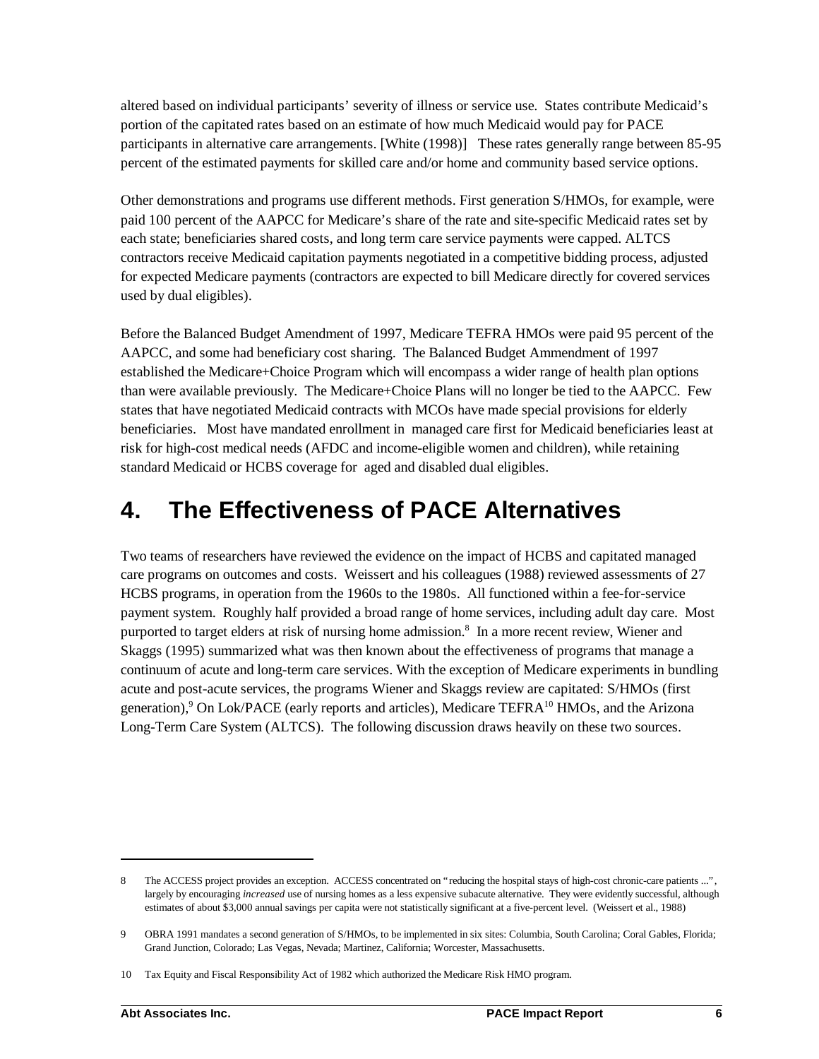altered based on individual participants' severity of illness or service use. States contribute Medicaid's portion of the capitated rates based on an estimate of how much Medicaid would pay for PACE participants in alternative care arrangements. [White (1998)] These rates generally range between 85-95 percent of the estimated payments for skilled care and/or home and community based service options.

Other demonstrations and programs use different methods. First generation S/HMOs, for example, were paid 100 percent of the AAPCC for Medicare's share of the rate and site-specific Medicaid rates set by each state; beneficiaries shared costs, and long term care service payments were capped. ALTCS contractors receive Medicaid capitation payments negotiated in a competitive bidding process, adjusted for expected Medicare payments (contractors are expected to bill Medicare directly for covered services used by dual eligibles).

Before the Balanced Budget Amendment of 1997, Medicare TEFRA HMOs were paid 95 percent of the AAPCC, and some had beneficiary cost sharing. The Balanced Budget Ammendment of 1997 established the Medicare+Choice Program which will encompass a wider range of health plan options than were available previously. The Medicare+Choice Plans will no longer be tied to the AAPCC. Few states that have negotiated Medicaid contracts with MCOs have made special provisions for elderly beneficiaries. Most have mandated enrollment in managed care first for Medicaid beneficiaries least at risk for high-cost medical needs (AFDC and income-eligible women and children), while retaining standard Medicaid or HCBS coverage for aged and disabled dual eligibles.

# 4. The Effectiveness of PACE Alternatives

Two teams of researchers have reviewed the evidence on the impact of HCBS and capitated managed care programs on outcomes and costs. Weissert and his colleagues (1988) reviewed assessments of 27 HCBS programs, in operation from the 1960s to the 1980s. All functioned within a fee-for-service payment system. Roughly half provided a broad range of home services, including adult day care. Most purported to target elders at risk of nursing home admission.[8] In a more recent review, Wiener and Skaggs (1995) summarized what was then known about the effectiveness of programs that manage a continuum of acute and long-term care services. With the exception of Medicare experiments in bundling acute and post-acute services, the programs Wiener and Skaggs review are capitated: S/HMOs (first generation),[9] On Lok/PACE (early reports and articles), Medicare TEFRA[10] HMOs, and the Arizona Long-Term Care System (ALTCS). The following discussion draws heavily on these two sources.

---

8 The ACCESS project provides an exception. ACCESS concentrated on "reducing the hospital stays of high-cost chronic-care patients ...", largely by encouraging *increased* use of nursing homes as a less expensive subacute alternative. They were evidently successful, although estimates of about $3,000 annual savings per capita were not statistically significant at a five-percent level. (Weissert et al., 1988)

9 OBRA 1991 mandates a second generation of S/HMOs, to be implemented in six sites: Columbia, South Carolina; Coral Gables, Florida; Grand Junction, Colorado; Las Vegas, Nevada; Martinez, California; Worcester, Massachusetts.

10 Tax Equity and Fiscal Responsibility Act of 1982 which authorized the Medicare Risk HMO program.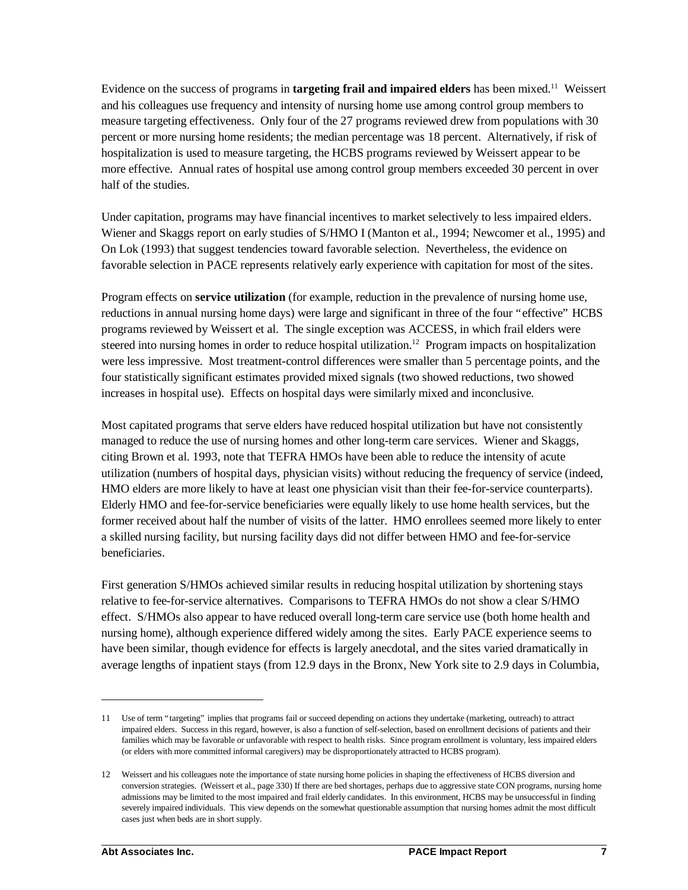Evidence on the success of programs in **targeting frail and impaired elders** has been mixed.[11] Weissert and his colleagues use frequency and intensity of nursing home use among control group members to measure targeting effectiveness. Only four of the 27 programs reviewed drew from populations with 30 percent or more nursing home residents; the median percentage was 18 percent. Alternatively, if risk of hospitalization is used to measure targeting, the HCBS programs reviewed by Weissert appear to be more effective. Annual rates of hospital use among control group members exceeded 30 percent in over half of the studies.

Under capitation, programs may have financial incentives to market selectively to less impaired elders. Wiener and Skaggs report on early studies of S/HMO I (Manton et al., 1994; Newcomer et al., 1995) and On Lok (1993) that suggest tendencies toward favorable selection. Nevertheless, the evidence on favorable selection in PACE represents relatively early experience with capitation for most of the sites.

Program effects on **service utilization** (for example, reduction in the prevalence of nursing home use, reductions in annual nursing home days) were large and significant in three of the four "effective" HCBS programs reviewed by Weissert et al. The single exception was ACCESS, in which frail elders were steered into nursing homes in order to reduce hospital utilization.[12] Program impacts on hospitalization were less impressive. Most treatment-control differences were smaller than 5 percentage points, and the four statistically significant estimates provided mixed signals (two showed reductions, two showed increases in hospital use). Effects on hospital days were similarly mixed and inconclusive.

Most capitated programs that serve elders have reduced hospital utilization but have not consistently managed to reduce the use of nursing homes and other long-term care services. Wiener and Skaggs, citing Brown et al. 1993, note that TEFRA HMOs have been able to reduce the intensity of acute utilization (numbers of hospital days, physician visits) without reducing the frequency of service (indeed, HMO elders are more likely to have at least one physician visit than their fee-for-service counterparts). Elderly HMO and fee-for-service beneficiaries were equally likely to use home health services, but the former received about half the number of visits of the latter. HMO enrollees seemed more likely to enter a skilled nursing facility, but nursing facility days did not differ between HMO and fee-for-service beneficiaries.

First generation S/HMOs achieved similar results in reducing hospital utilization by shortening stays relative to fee-for-service alternatives. Comparisons to TEFRA HMOs do not show a clear S/HMO effect. S/HMOs also appear to have reduced overall long-term care service use (both home health and nursing home), although experience differed widely among the sites. Early PACE experience seems to have been similar, though evidence for effects is largely anecdotal, and the sites varied dramatically in average lengths of inpatient stays (from 12.9 days in the Bronx, New York site to 2.9 days in Columbia,

---

11 Use of term "targeting" implies that programs fail or succeed depending on actions they undertake (marketing, outreach) to attract impaired elders. Success in this regard, however, is also a function of self-selection, based on enrollment decisions of patients and their families which may be favorable or unfavorable with respect to health risks. Since program enrollment is voluntary, less impaired elders (or elders with more committed informal caregivers) may be disproportionately attracted to HCBS program).

12 Weissert and his colleagues note the importance of state nursing home policies in shaping the effectiveness of HCBS diversion and conversion strategies. (Weissert et al., page 330) If there are bed shortages, perhaps due to aggressive state CON programs, nursing home admissions may be limited to the most impaired and frail elderly candidates. In this environment, HCBS may be unsuccessful in finding severely impaired individuals. This view depends on the somewhat questionable assumption that nursing homes admit the most difficult cases just when beds are in short supply.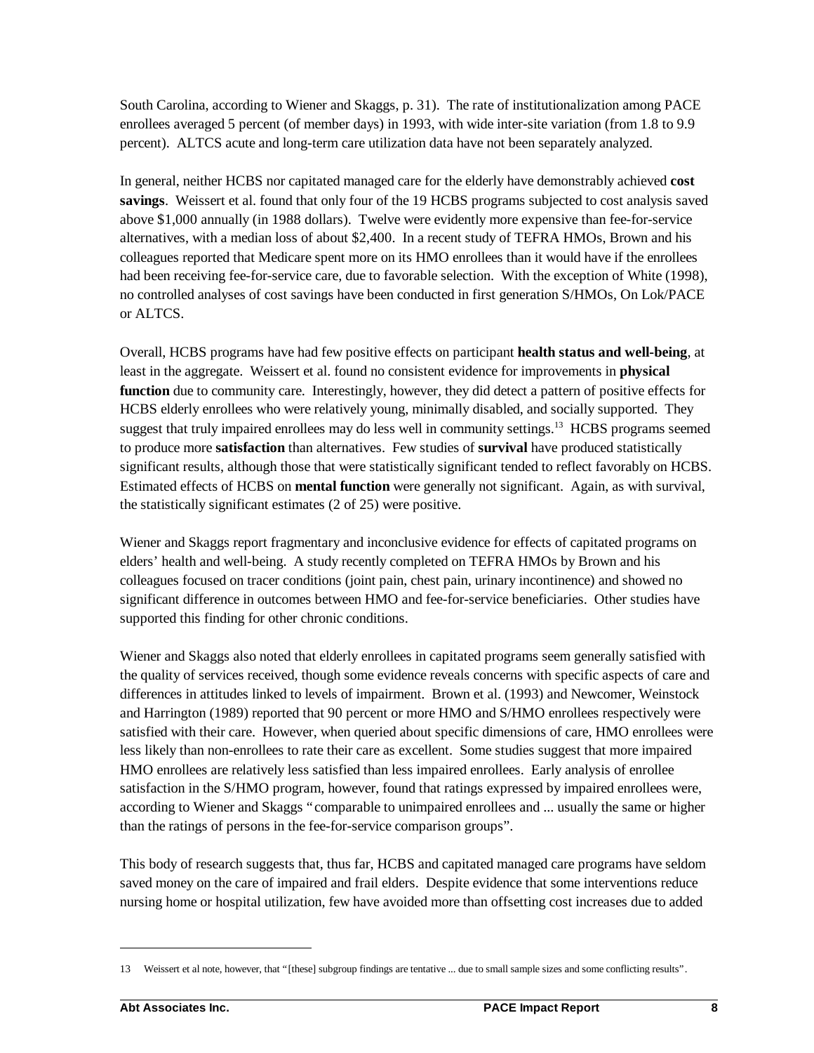South Carolina, according to Wiener and Skaggs, p. 31). The rate of institutionalization among PACE enrollees averaged 5 percent (of member days) in 1993, with wide inter-site variation (from 1.8 to 9.9 percent). ALTCS acute and long-term care utilization data have not been separately analyzed.

In general, neither HCBS nor capitated managed care for the elderly have demonstrably achieved **cost savings**. Weissert et al. found that only four of the 19 HCBS programs subjected to cost analysis saved above $1,000 annually (in 1988 dollars). Twelve were evidently more expensive than fee-for-service alternatives, with a median loss of about $2,400. In a recent study of TEFRA HMOs, Brown and his colleagues reported that Medicare spent more on its HMO enrollees than it would have if the enrollees had been receiving fee-for-service care, due to favorable selection. With the exception of White (1998), no controlled analyses of cost savings have been conducted in first generation S/HMOs, On Lok/PACE or ALTCS.

Overall, HCBS programs have had few positive effects on participant **health status and well-being**, at least in the aggregate. Weissert et al. found no consistent evidence for improvements in **physical function** due to community care. Interestingly, however, they did detect a pattern of positive effects for HCBS elderly enrollees who were relatively young, minimally disabled, and socially supported. They suggest that truly impaired enrollees may do less well in community settings.[13] HCBS programs seemed to produce more **satisfaction** than alternatives. Few studies of **survival** have produced statistically significant results, although those that were statistically significant tended to reflect favorably on HCBS. Estimated effects of HCBS on **mental function** were generally not significant. Again, as with survival, the statistically significant estimates (2 of 25) were positive.

Wiener and Skaggs report fragmentary and inconclusive evidence for effects of capitated programs on elders' health and well-being. A study recently completed on TEFRA HMOs by Brown and his colleagues focused on tracer conditions (joint pain, chest pain, urinary incontinence) and showed no significant difference in outcomes between HMO and fee-for-service beneficiaries. Other studies have supported this finding for other chronic conditions.

Wiener and Skaggs also noted that elderly enrollees in capitated programs seem generally satisfied with the quality of services received, though some evidence reveals concerns with specific aspects of care and differences in attitudes linked to levels of impairment. Brown et al. (1993) and Newcomer, Weinstock and Harrington (1989) reported that 90 percent or more HMO and S/HMO enrollees respectively were satisfied with their care. However, when queried about specific dimensions of care, HMO enrollees were less likely than non-enrollees to rate their care as excellent. Some studies suggest that more impaired HMO enrollees are relatively less satisfied than less impaired enrollees. Early analysis of enrollee satisfaction in the S/HMO program, however, found that ratings expressed by impaired enrollees were, according to Wiener and Skaggs "comparable to unimpaired enrollees and ... usually the same or higher than the ratings of persons in the fee-for-service comparison groups".

This body of research suggests that, thus far, HCBS and capitated managed care programs have seldom saved money on the care of impaired and frail elders. Despite evidence that some interventions reduce nursing home or hospital utilization, few have avoided more than offsetting cost increases due to added

---

13 Weissert et al note, however, that "[these] subgroup findings are tentative ... due to small sample sizes and some conflicting results".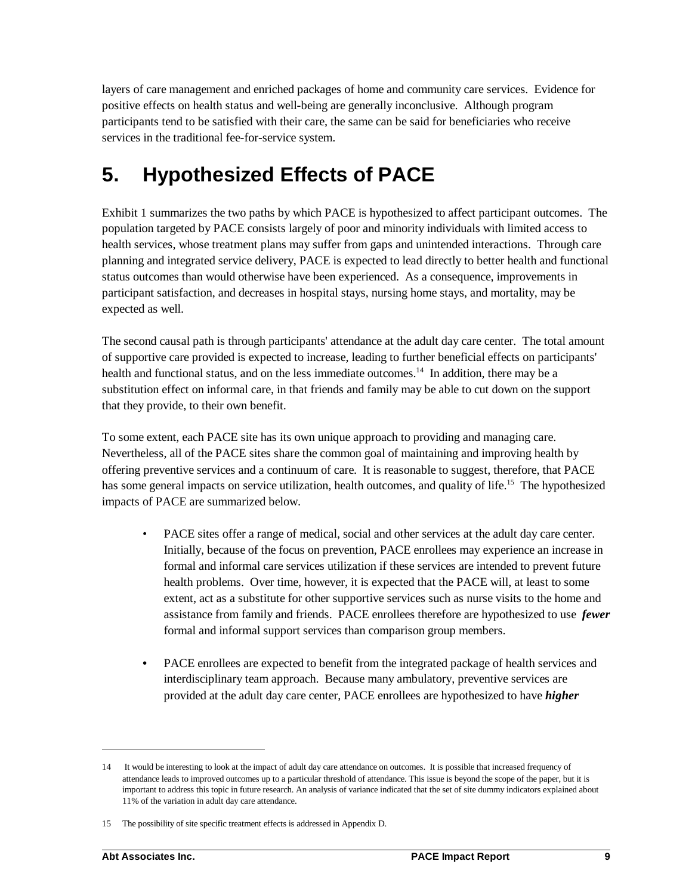layers of care management and enriched packages of home and community care services. Evidence for positive effects on health status and well-being are generally inconclusive. Although program participants tend to be satisfied with their care, the same can be said for beneficiaries who receive services in the traditional fee-for-service system.

# 5. Hypothesized Effects of PACE

Exhibit 1 summarizes the two paths by which PACE is hypothesized to affect participant outcomes. The population targeted by PACE consists largely of poor and minority individuals with limited access to health services, whose treatment plans may suffer from gaps and unintended interactions. Through care planning and integrated service delivery, PACE is expected to lead directly to better health and functional status outcomes than would otherwise have been experienced. As a consequence, improvements in participant satisfaction, and decreases in hospital stays, nursing home stays, and mortality, may be expected as well.

The second causal path is through participants' attendance at the adult day care center. The total amount of supportive care provided is expected to increase, leading to further beneficial effects on participants' health and functional status, and on the less immediate outcomes.[14] In addition, there may be a substitution effect on informal care, in that friends and family may be able to cut down on the support that they provide, to their own benefit.

To some extent, each PACE site has its own unique approach to providing and managing care. Nevertheless, all of the PACE sites share the common goal of maintaining and improving health by offering preventive services and a continuum of care. It is reasonable to suggest, therefore, that PACE has some general impacts on service utilization, health outcomes, and quality of life.[15] The hypothesized impacts of PACE are summarized below.

- PACE sites offer a range of medical, social and other services at the adult day care center. Initially, because of the focus on prevention, PACE enrollees may experience an increase in formal and informal care services utilization if these services are intended to prevent future health problems. Over time, however, it is expected that the PACE will, at least to some extent, act as a substitute for other supportive services such as nurse visits to the home and assistance from family and friends. PACE enrollees therefore are hypothesized to use ***fewer*** formal and informal support services than comparison group members.

- PACE enrollees are expected to benefit from the integrated package of health services and interdisciplinary team approach. Because many ambulatory, preventive services are provided at the adult day care center, PACE enrollees are hypothesized to have ***higher***

---

14 It would be interesting to look at the impact of adult day care attendance on outcomes. It is possible that increased frequency of attendance leads to improved outcomes up to a particular threshold of attendance. This issue is beyond the scope of the paper, but it is important to address this topic in future research. An analysis of variance indicated that the set of site dummy indicators explained about 11% of the variation in adult day care attendance.

15 The possibility of site specific treatment effects is addressed in Appendix D.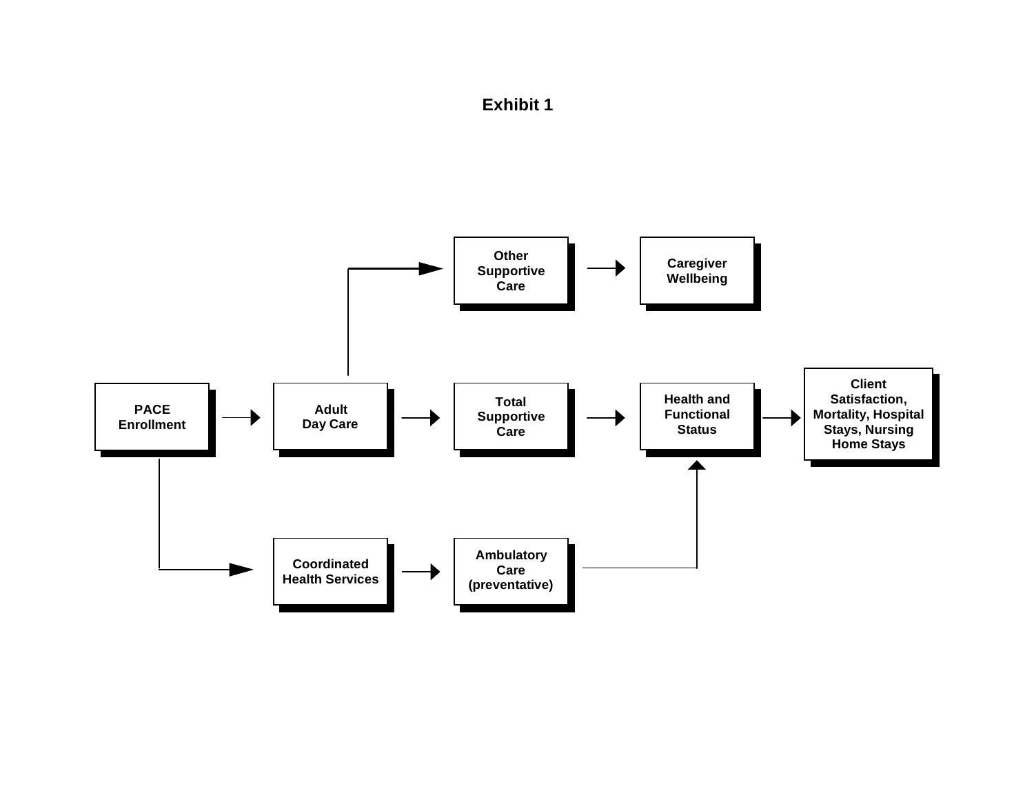# Exhibit 1

PACE Enrollment

Adult Day Care

Other Supportive Care

Caregiver Wellbeing

Total Supportive Care

Health and Functional Status

Client Satisfaction, Mortality, Hospital Stays, Nursing Home Stays

Coordinated Health Services

Ambulatory Care (preventative)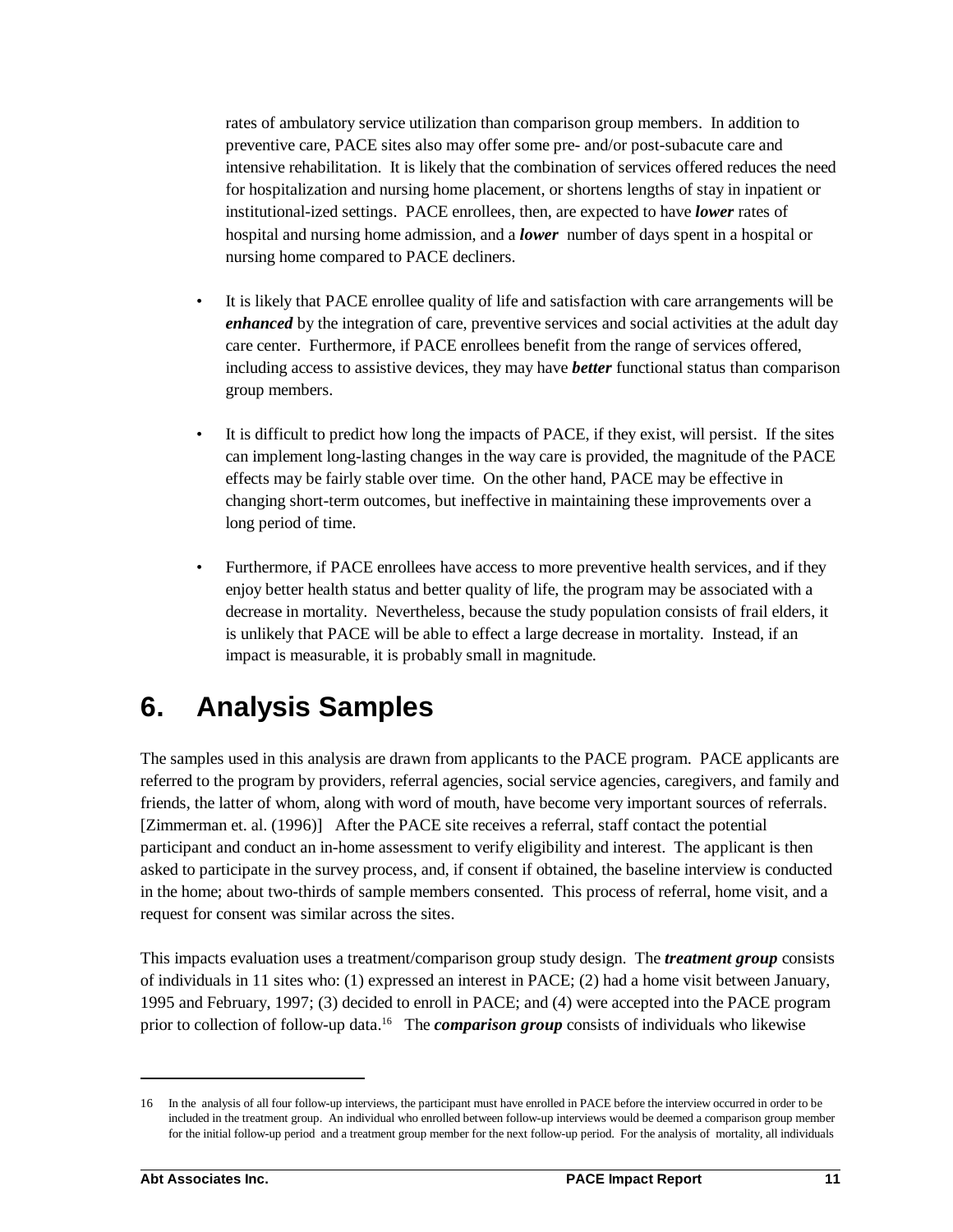rates of ambulatory service utilization than comparison group members. In addition to preventive care, PACE sites also may offer some pre- and/or post-subacute care and intensive rehabilitation. It is likely that the combination of services offered reduces the need for hospitalization and nursing home placement, or shortens lengths of stay in inpatient or institutional-ized settings. PACE enrollees, then, are expected to have ***lower*** rates of hospital and nursing home admission, and a ***lower*** number of days spent in a hospital or nursing home compared to PACE decliners.

- It is likely that PACE enrollee quality of life and satisfaction with care arrangements will be ***enhanced*** by the integration of care, preventive services and social activities at the adult day care center. Furthermore, if PACE enrollees benefit from the range of services offered, including access to assistive devices, they may have ***better*** functional status than comparison group members.

- It is difficult to predict how long the impacts of PACE, if they exist, will persist. If the sites can implement long-lasting changes in the way care is provided, the magnitude of the PACE effects may be fairly stable over time. On the other hand, PACE may be effective in changing short-term outcomes, but ineffective in maintaining these improvements over a long period of time.

- Furthermore, if PACE enrollees have access to more preventive health services, and if they enjoy better health status and better quality of life, the program may be associated with a decrease in mortality. Nevertheless, because the study population consists of frail elders, it is unlikely that PACE will be able to effect a large decrease in mortality. Instead, if an impact is measurable, it is probably small in magnitude.

# 6. Analysis Samples

The samples used in this analysis are drawn from applicants to the PACE program. PACE applicants are referred to the program by providers, referral agencies, social service agencies, caregivers, and family and friends, the latter of whom, along with word of mouth, have become very important sources of referrals. [Zimmerman et. al. (1996)] After the PACE site receives a referral, staff contact the potential participant and conduct an in-home assessment to verify eligibility and interest. The applicant is then asked to participate in the survey process, and, if consent if obtained, the baseline interview is conducted in the home; about two-thirds of sample members consented. This process of referral, home visit, and a request for consent was similar across the sites.

This impacts evaluation uses a treatment/comparison group study design. The ***treatment group*** consists of individuals in 11 sites who: (1) expressed an interest in PACE; (2) had a home visit between January, 1995 and February, 1997; (3) decided to enroll in PACE; and (4) were accepted into the PACE program prior to collection of follow-up data.[16] The ***comparison group*** consists of individuals who likewise

---

16 In the analysis of all four follow-up interviews, the participant must have enrolled in PACE before the interview occurred in order to be included in the treatment group. An individual who enrolled between follow-up interviews would be deemed a comparison group member for the initial follow-up period and a treatment group member for the next follow-up period. For the analysis of mortality, all individuals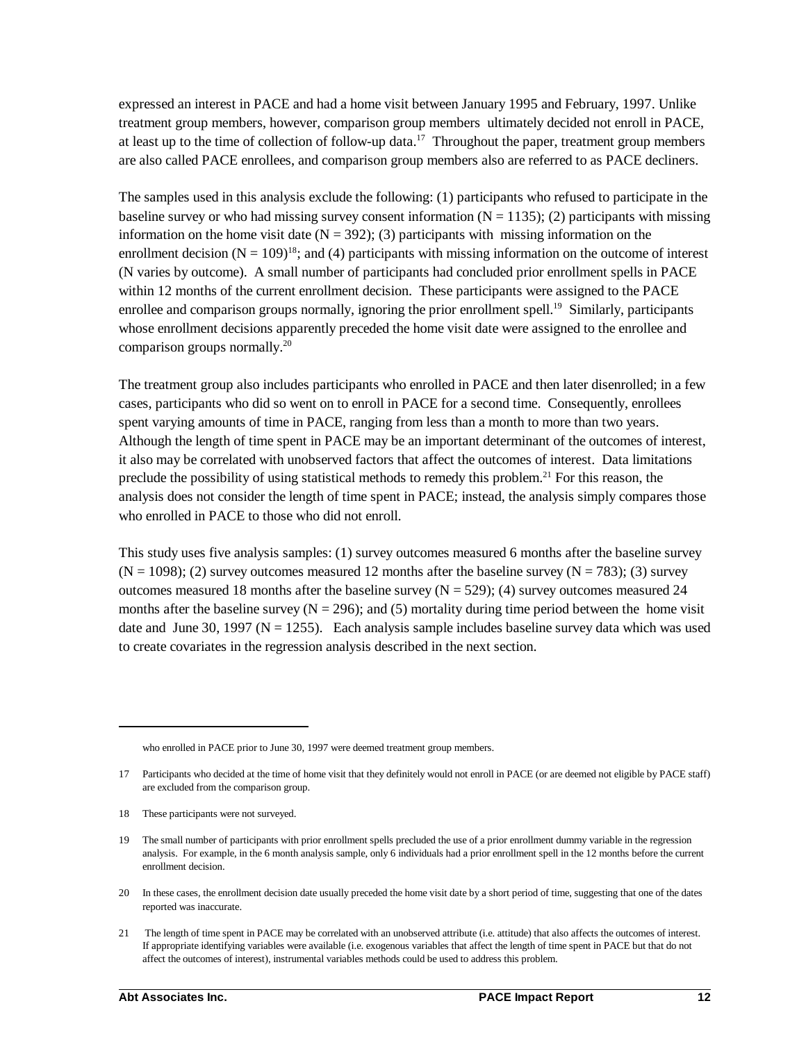expressed an interest in PACE and had a home visit between January 1995 and February, 1997. Unlike treatment group members, however, comparison group members ultimately decided not enroll in PACE, at least up to the time of collection of follow-up data.[17] Throughout the paper, treatment group members are also called PACE enrollees, and comparison group members also are referred to as PACE decliners.

The samples used in this analysis exclude the following: (1) participants who refused to participate in the baseline survey or who had missing survey consent information (N = 1135); (2) participants with missing information on the home visit date (N = 392); (3) participants with missing information on the enrollment decision (N = 109)[18]; and (4) participants with missing information on the outcome of interest (N varies by outcome). A small number of participants had concluded prior enrollment spells in PACE within 12 months of the current enrollment decision. These participants were assigned to the PACE enrollee and comparison groups normally, ignoring the prior enrollment spell.[19] Similarly, participants whose enrollment decisions apparently preceded the home visit date were assigned to the enrollee and comparison groups normally.[20]

The treatment group also includes participants who enrolled in PACE and then later disenrolled; in a few cases, participants who did so went on to enroll in PACE for a second time. Consequently, enrollees spent varying amounts of time in PACE, ranging from less than a month to more than two years. Although the length of time spent in PACE may be an important determinant of the outcomes of interest, it also may be correlated with unobserved factors that affect the outcomes of interest. Data limitations preclude the possibility of using statistical methods to remedy this problem.[21] For this reason, the analysis does not consider the length of time spent in PACE; instead, the analysis simply compares those who enrolled in PACE to those who did not enroll.

This study uses five analysis samples: (1) survey outcomes measured 6 months after the baseline survey (N = 1098); (2) survey outcomes measured 12 months after the baseline survey (N = 783); (3) survey outcomes measured 18 months after the baseline survey (N = 529); (4) survey outcomes measured 24 months after the baseline survey (N = 296); and (5) mortality during time period between the home visit date and June 30, 1997 (N = 1255). Each analysis sample includes baseline survey data which was used to create covariates in the regression analysis described in the next section.

---

who enrolled in PACE prior to June 30, 1997 were deemed treatment group members.

17 Participants who decided at the time of home visit that they definitely would not enroll in PACE (or are deemed not eligible by PACE staff) are excluded from the comparison group.

18 These participants were not surveyed.

19 The small number of participants with prior enrollment spells precluded the use of a prior enrollment dummy variable in the regression analysis. For example, in the 6 month analysis sample, only 6 individuals had a prior enrollment spell in the 12 months before the current enrollment decision.

20 In these cases, the enrollment decision date usually preceded the home visit date by a short period of time, suggesting that one of the dates reported was inaccurate.

21 The length of time spent in PACE may be correlated with an unobserved attribute (i.e. attitude) that also affects the outcomes of interest. If appropriate identifying variables were available (i.e. exogenous variables that affect the length of time spent in PACE but that do not affect the outcomes of interest), instrumental variables methods could be used to address this problem.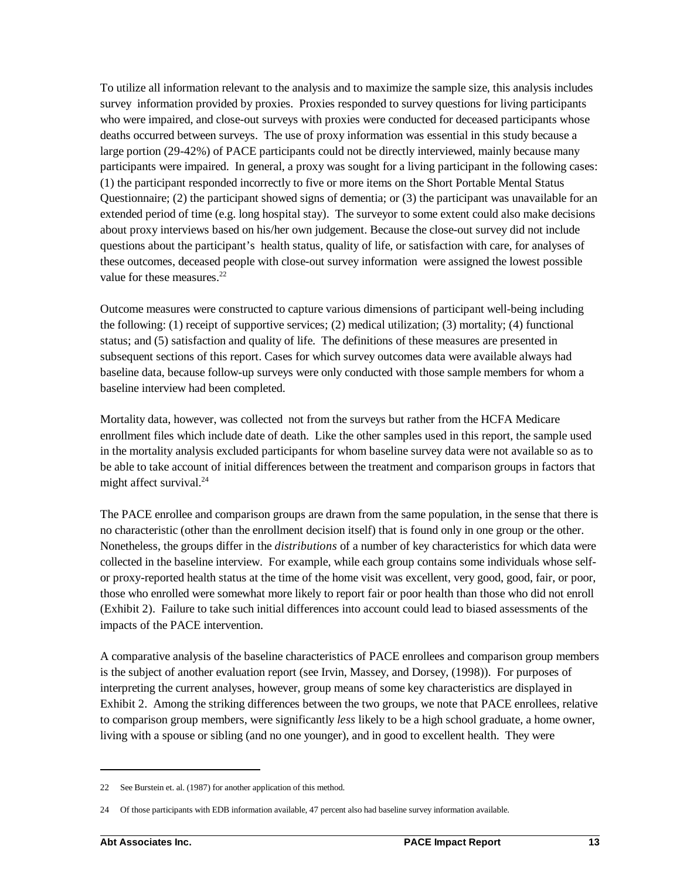To utilize all information relevant to the analysis and to maximize the sample size, this analysis includes survey information provided by proxies. Proxies responded to survey questions for living participants who were impaired, and close-out surveys with proxies were conducted for deceased participants whose deaths occurred between surveys. The use of proxy information was essential in this study because a large portion (29-42%) of PACE participants could not be directly interviewed, mainly because many participants were impaired. In general, a proxy was sought for a living participant in the following cases: (1) the participant responded incorrectly to five or more items on the Short Portable Mental Status Questionnaire; (2) the participant showed signs of dementia; or (3) the participant was unavailable for an extended period of time (e.g. long hospital stay). The surveyor to some extent could also make decisions about proxy interviews based on his/her own judgement. Because the close-out survey did not include questions about the participant's health status, quality of life, or satisfaction with care, for analyses of these outcomes, deceased people with close-out survey information were assigned the lowest possible value for these measures.[22]

Outcome measures were constructed to capture various dimensions of participant well-being including the following: (1) receipt of supportive services; (2) medical utilization; (3) mortality; (4) functional status; and (5) satisfaction and quality of life. The definitions of these measures are presented in subsequent sections of this report. Cases for which survey outcomes data were available always had baseline data, because follow-up surveys were only conducted with those sample members for whom a baseline interview had been completed.

Mortality data, however, was collected not from the surveys but rather from the HCFA Medicare enrollment files which include date of death. Like the other samples used in this report, the sample used in the mortality analysis excluded participants for whom baseline survey data were not available so as to be able to take account of initial differences between the treatment and comparison groups in factors that might affect survival.[24]

The PACE enrollee and comparison groups are drawn from the same population, in the sense that there is no characteristic (other than the enrollment decision itself) that is found only in one group or the other. Nonetheless, the groups differ in the *distributions* of a number of key characteristics for which data were collected in the baseline interview. For example, while each group contains some individuals whose self- or proxy-reported health status at the time of the home visit was excellent, very good, good, fair, or poor, those who enrolled were somewhat more likely to report fair or poor health than those who did not enroll (Exhibit 2). Failure to take such initial differences into account could lead to biased assessments of the impacts of the PACE intervention.

A comparative analysis of the baseline characteristics of PACE enrollees and comparison group members is the subject of another evaluation report (see Irvin, Massey, and Dorsey, (1998)). For purposes of interpreting the current analyses, however, group means of some key characteristics are displayed in Exhibit 2. Among the striking differences between the two groups, we note that PACE enrollees, relative to comparison group members, were significantly *less* likely to be a high school graduate, a home owner, living with a spouse or sibling (and no one younger), and in good to excellent health. They were

---

22 See Burstein et. al. (1987) for another application of this method.

24 Of those participants with EDB information available, 47 percent also had baseline survey information available.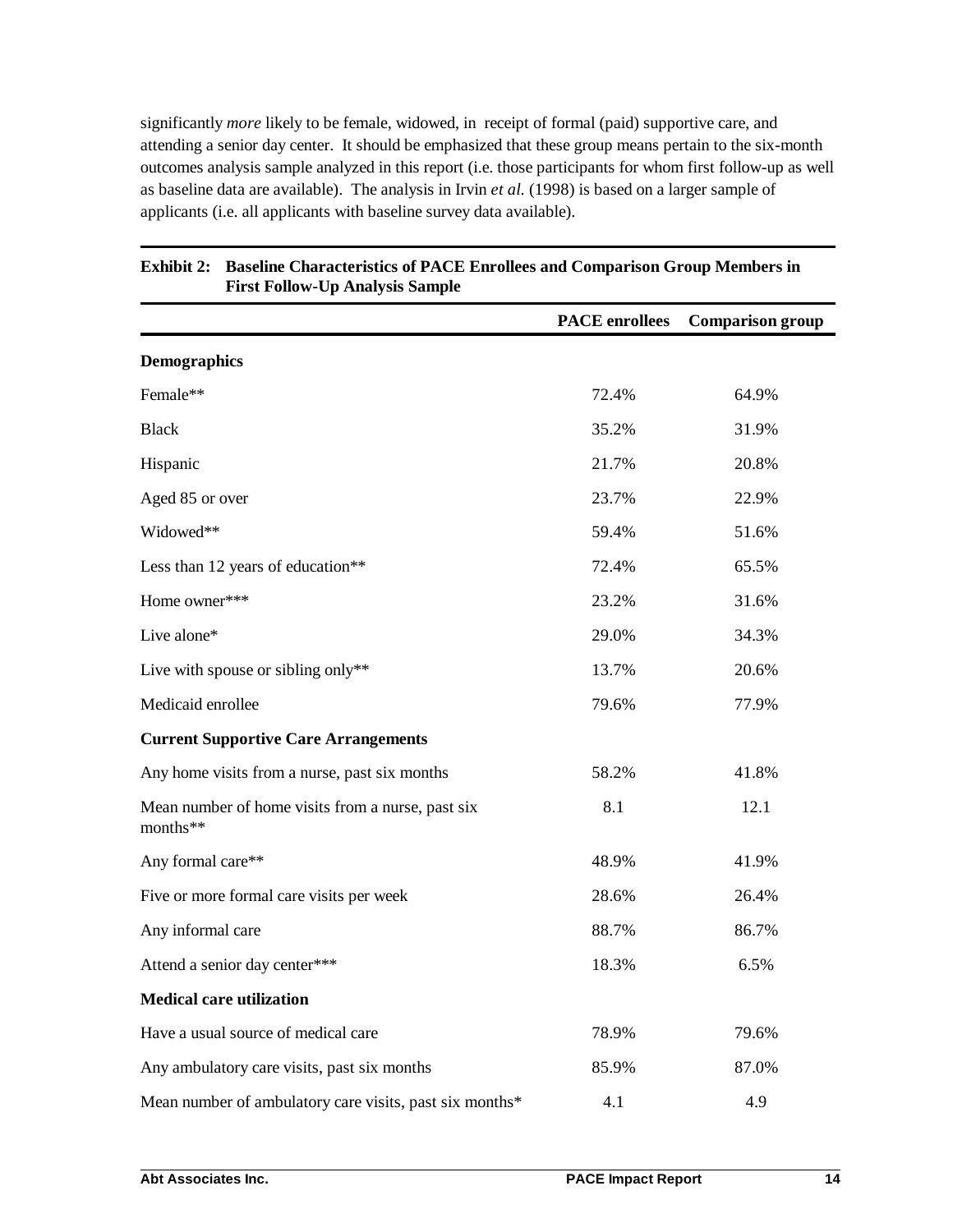significantly *more* likely to be female, widowed, in receipt of formal (paid) supportive care, and attending a senior day center. It should be emphasized that these group means pertain to the six-month outcomes analysis sample analyzed in this report (i.e. those participants for whom first follow-up as well as baseline data are available). The analysis in Irvin *et al.* (1998) is based on a larger sample of applicants (i.e. all applicants with baseline survey data available).

**Exhibit 2: Baseline Characteristics of PACE Enrollees and Comparison Group Members in First Follow-Up Analysis Sample**

| | PACE enrollees | Comparison group |
|---|---|---|
| **Demographics** | | |
| Female** | 72.4% | 64.9% |
| Black | 35.2% | 31.9% |
| Hispanic | 21.7% | 20.8% |
| Aged 85 or over | 23.7% | 22.9% |
| Widowed** | 59.4% | 51.6% |
| Less than 12 years of education** | 72.4% | 65.5% |
| Home owner*** | 23.2% | 31.6% |
| Live alone* | 29.0% | 34.3% |
| Live with spouse or sibling only** | 13.7% | 20.6% |
| Medicaid enrollee | 79.6% | 77.9% |
| **Current Supportive Care Arrangements** | | |
| Any home visits from a nurse, past six months | 58.2% | 41.8% |
| Mean number of home visits from a nurse, past six months** | 8.1 | 12.1 |
| Any formal care** | 48.9% | 41.9% |
| Five or more formal care visits per week | 28.6% | 26.4% |
| Any informal care | 88.7% | 86.7% |
| Attend a senior day center*** | 18.3% | 6.5% |
| **Medical care utilization** | | |
| Have a usual source of medical care | 78.9% | 79.6% |
| Any ambulatory care visits, past six months | 85.9% | 87.0% |
| Mean number of ambulatory care visits, past six months* | 4.1 | 4.9 |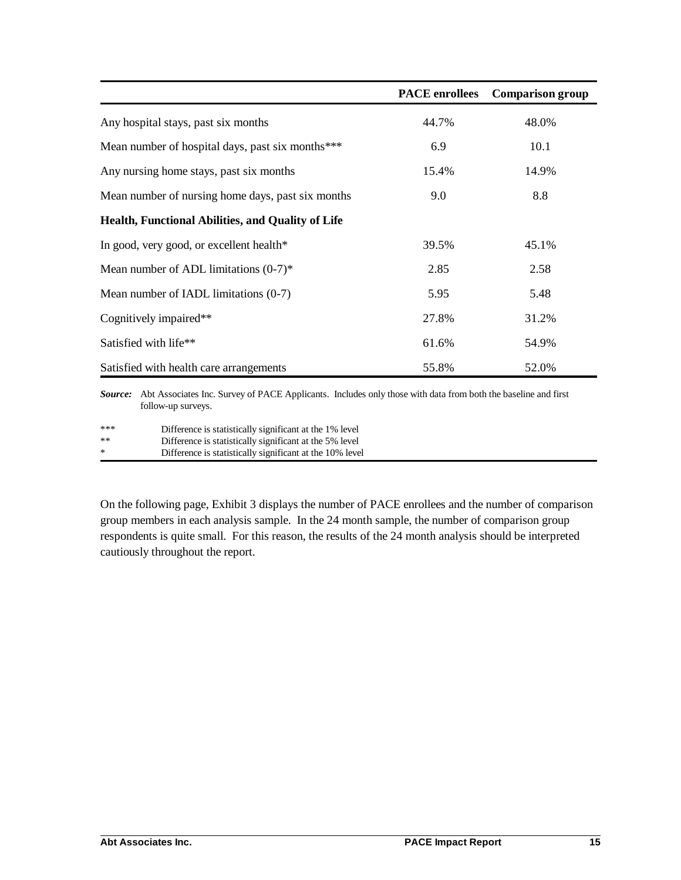| | PACE enrollees | Comparison group |
|---|---|---|
| Any hospital stays, past six months | 44.7% | 48.0% |
| Mean number of hospital days, past six months*** | 6.9 | 10.1 |
| Any nursing home stays, past six months | 15.4% | 14.9% |
| Mean number of nursing home days, past six months | 9.0 | 8.8 |
| **Health, Functional Abilities, and Quality of Life** | | |
| In good, very good, or excellent health* | 39.5% | 45.1% |
| Mean number of ADL limitations (0-7)* | 2.85 | 2.58 |
| Mean number of IADL limitations (0-7) | 5.95 | 5.48 |
| Cognitively impaired** | 27.8% | 31.2% |
| Satisfied with life** | 61.6% | 54.9% |
| Satisfied with health care arrangements | 55.8% | 52.0% |

***Source:*** Abt Associates Inc. Survey of PACE Applicants. Includes only those with data from both the baseline and first follow-up surveys.

*** Difference is statistically significant at the 1% level
** Difference is statistically significant at the 5% level
* Difference is statistically significant at the 10% level

On the following page, Exhibit 3 displays the number of PACE enrollees and the number of comparison group members in each analysis sample. In the 24 month sample, the number of comparison group respondents is quite small. For this reason, the results of the 24 month analysis should be interpreted cautiously throughout the report.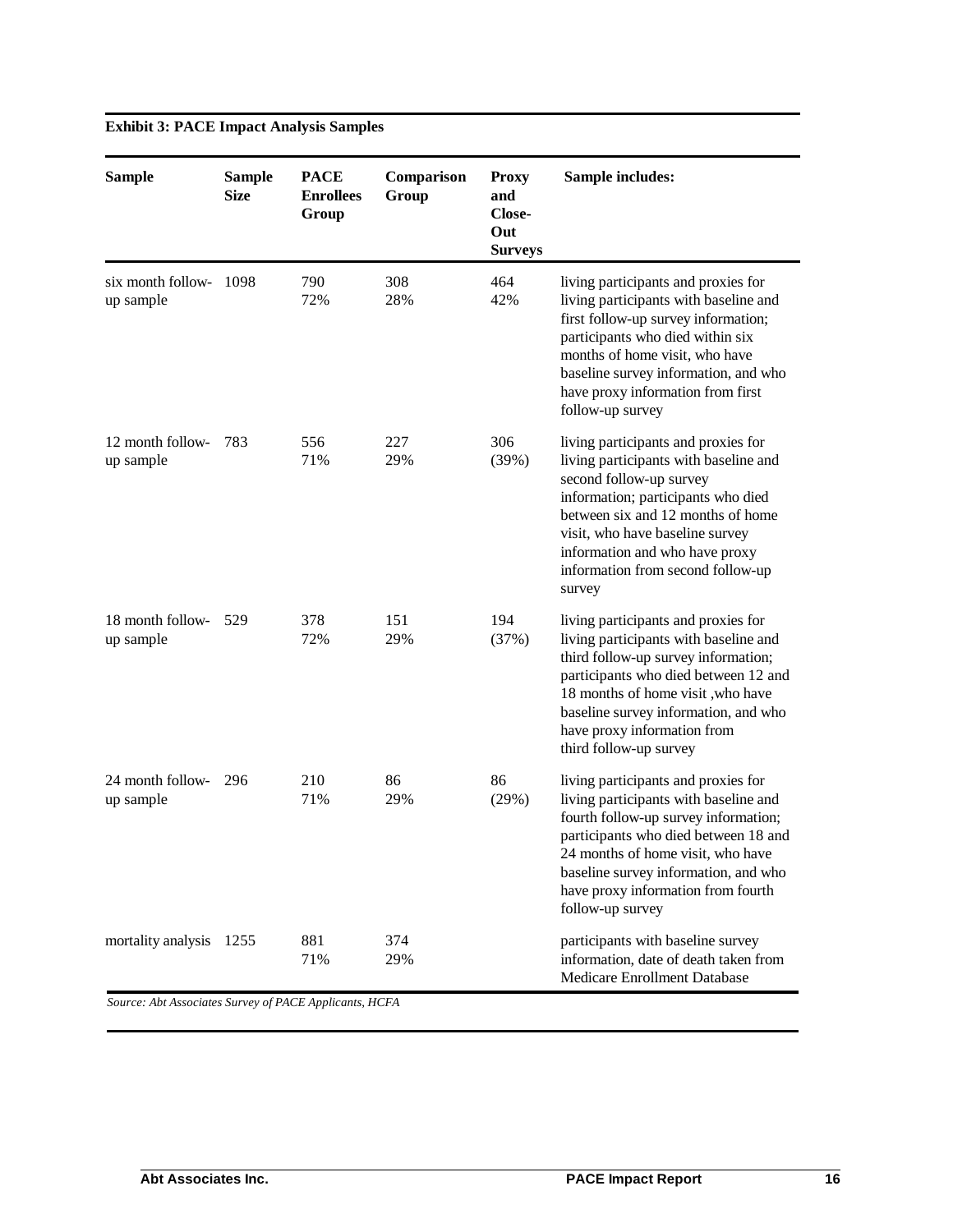**Exhibit 3: PACE Impact Analysis Samples**

| Sample | Sample Size | PACE Enrollees Group | Comparison Group | Proxy and Close-Out Surveys | Sample includes: |
|---|---|---|---|---|---|
| six month follow-up sample | 1098 | 790 72% | 308 28% | 464 42% | living participants and proxies for living participants with baseline and first follow-up survey information; participants who died within six months of home visit, who have baseline survey information, and who have proxy information from first follow-up survey |
| 12 month follow-up sample | 783 | 556 71% | 227 29% | 306 (39%) | living participants and proxies for living participants with baseline and second follow-up survey information; participants who died between six and 12 months of home visit, who have baseline survey information and who have proxy information from second follow-up survey |
| 18 month follow-up sample | 529 | 378 72% | 151 29% | 194 (37%) | living participants and proxies for living participants with baseline and third follow-up survey information; participants who died between 12 and 18 months of home visit ,who have baseline survey information, and who have proxy information from third follow-up survey |
| 24 month follow-up sample | 296 | 210 71% | 86 29% | 86 (29%) | living participants and proxies for living participants with baseline and fourth follow-up survey information; participants who died between 18 and 24 months of home visit, who have baseline survey information, and who have proxy information from fourth follow-up survey |
| mortality analysis | 1255 | 881 71% | 374 29% | | participants with baseline survey information, date of death taken from Medicare Enrollment Database |

*Source: Abt Associates Survey of PACE Applicants, HCFA*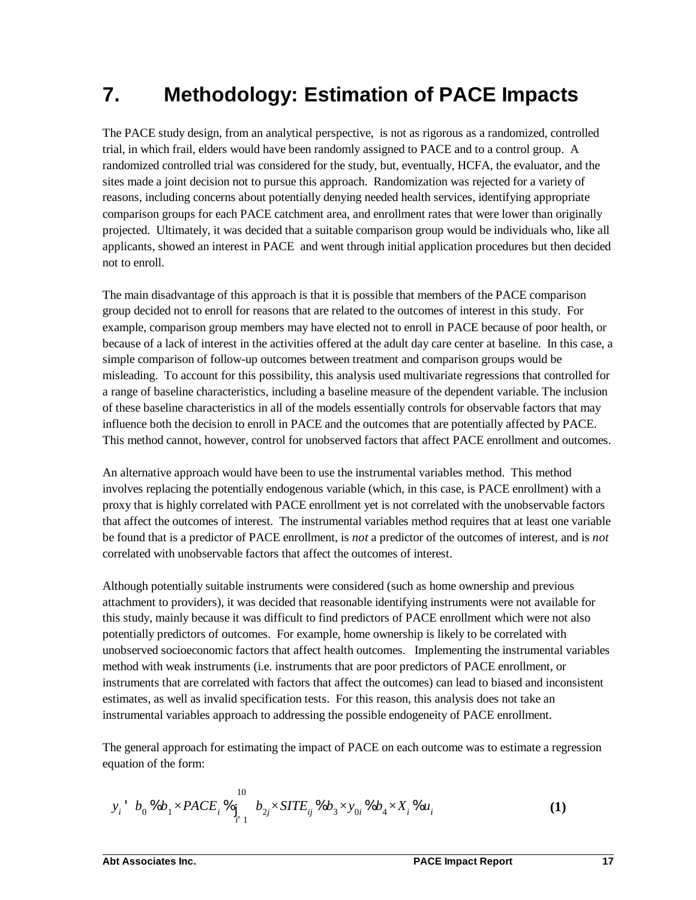# 7. Methodology: Estimation of PACE Impacts

The PACE study design, from an analytical perspective, is not as rigorous as a randomized, controlled trial, in which frail, elders would have been randomly assigned to PACE and to a control group. A randomized controlled trial was considered for the study, but, eventually, HCFA, the evaluator, and the sites made a joint decision not to pursue this approach. Randomization was rejected for a variety of reasons, including concerns about potentially denying needed health services, identifying appropriate comparison groups for each PACE catchment area, and enrollment rates that were lower than originally projected. Ultimately, it was decided that a suitable comparison group would be individuals who, like all applicants, showed an interest in PACE and went through initial application procedures but then decided not to enroll.

The main disadvantage of this approach is that it is possible that members of the PACE comparison group decided not to enroll for reasons that are related to the outcomes of interest in this study. For example, comparison group members may have elected not to enroll in PACE because of poor health, or because of a lack of interest in the activities offered at the adult day care center at baseline. In this case, a simple comparison of follow-up outcomes between treatment and comparison groups would be misleading. To account for this possibility, this analysis used multivariate regressions that controlled for a range of baseline characteristics, including a baseline measure of the dependent variable. The inclusion of these baseline characteristics in all of the models essentially controls for observable factors that may influence both the decision to enroll in PACE and the outcomes that are potentially affected by PACE. This method cannot, however, control for unobserved factors that affect PACE enrollment and outcomes.

An alternative approach would have been to use the instrumental variables method. This method involves replacing the potentially endogenous variable (which, in this case, is PACE enrollment) with a proxy that is highly correlated with PACE enrollment yet is not correlated with the unobservable factors that affect the outcomes of interest. The instrumental variables method requires that at least one variable be found that is a predictor of PACE enrollment, is *not* a predictor of the outcomes of interest, and is *not* correlated with unobservable factors that affect the outcomes of interest.

Although potentially suitable instruments were considered (such as home ownership and previous attachment to providers), it was decided that reasonable identifying instruments were not available for this study, mainly because it was difficult to find predictors of PACE enrollment which were not also potentially predictors of outcomes. For example, home ownership is likely to be correlated with unobserved socioeconomic factors that affect health outcomes. Implementing the instrumental variables method with weak instruments (i.e. instruments that are poor predictors of PACE enrollment, or instruments that are correlated with factors that affect the outcomes) can lead to biased and inconsistent estimates, as well as invalid specification tests. For this reason, this analysis does not take an instrumental variables approach to addressing the possible endogeneity of PACE enrollment.

The general approach for estimating the impact of PACE on each outcome was to estimate a regression equation of the form:

$$y_i = b_0 + b_1 \times PACE_i + \sum_{j=1}^{10} b_{2j} \times SITE_{ij} + b_3 \times y_{0i} + b_4 \times X_i + u_i \qquad \textbf{(1)}$$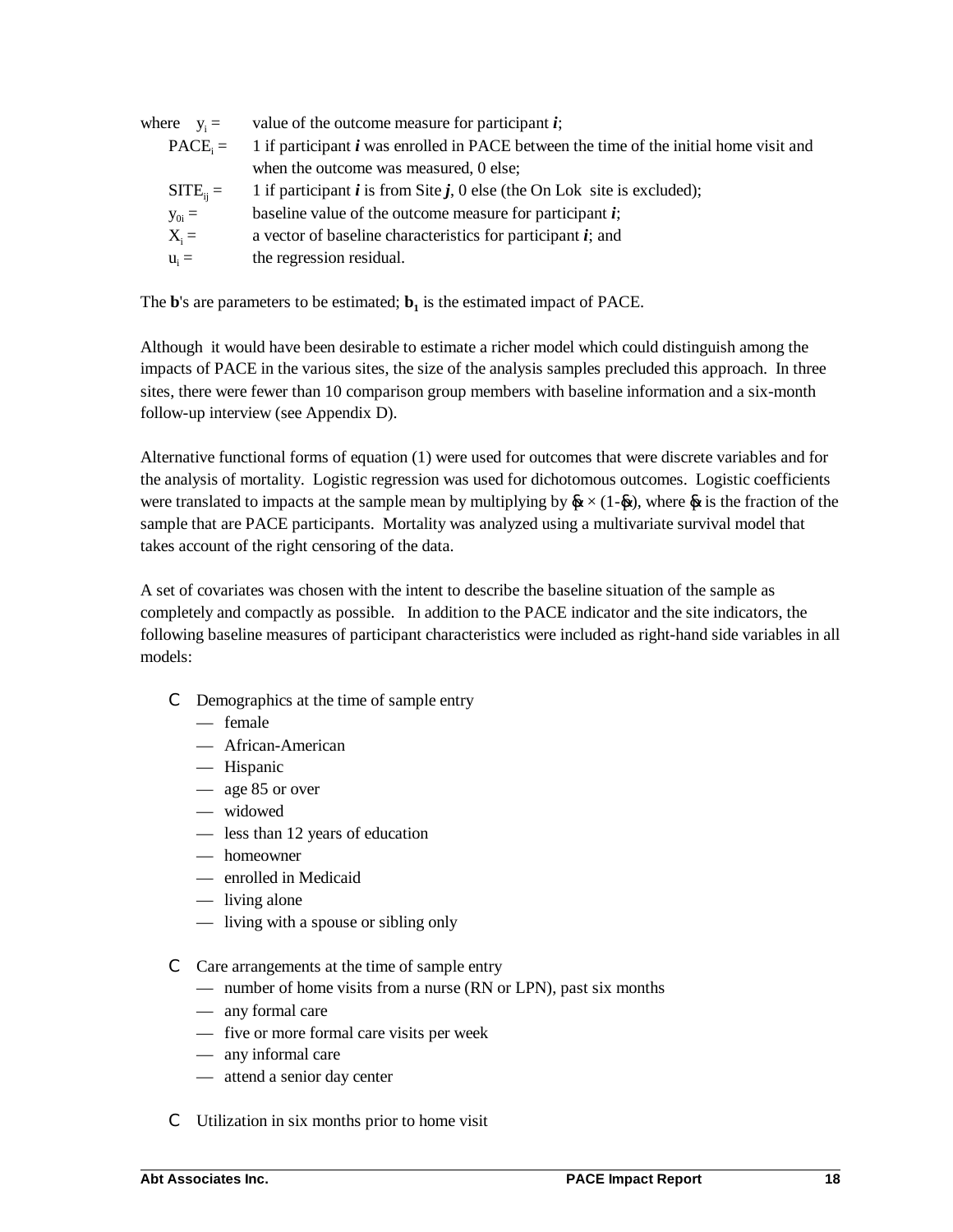where $y_i$ = value of the outcome measure for participant $i$;

$PACE_i$ = 1 if participant $i$ was enrolled in PACE between the time of the initial home visit and when the outcome was measured, 0 else;

$SITE_{ij}$ = 1 if participant $i$ is from Site $j$, 0 else (the On Lok site is excluded);

$y_{0i}$ = baseline value of the outcome measure for participant $i$;

$X_i$ = a vector of baseline characteristics for participant $i$; and

$u_i$ = the regression residual.

The **b**'s are parameters to be estimated; $\mathbf{b_1}$ is the estimated impact of PACE.

Although it would have been desirable to estimate a richer model which could distinguish among the impacts of PACE in the various sites, the size of the analysis samples precluded this approach. In three sites, there were fewer than 10 comparison group members with baseline information and a six-month follow-up interview (see Appendix D).

Alternative functional forms of equation (1) were used for outcomes that were discrete variables and for the analysis of mortality. Logistic regression was used for dichotomous outcomes. Logistic coefficients were translated to impacts at the sample mean by multiplying by $\alpha \times (1-\alpha)$, where $\alpha$ is the fraction of the sample that are PACE participants. Mortality was analyzed using a multivariate survival model that takes account of the right censoring of the data.

A set of covariates was chosen with the intent to describe the baseline situation of the sample as completely and compactly as possible. In addition to the PACE indicator and the site indicators, the following baseline measures of participant characteristics were included as right-hand side variables in all models:

- Demographics at the time of sample entry
  - female
  - African-American
  - Hispanic
  - age 85 or over
  - widowed
  - less than 12 years of education
  - homeowner
  - enrolled in Medicaid
  - living alone
  - living with a spouse or sibling only

- Care arrangements at the time of sample entry
  - number of home visits from a nurse (RN or LPN), past six months
  - any formal care
  - five or more formal care visits per week
  - any informal care
  - attend a senior day center

- Utilization in six months prior to home visit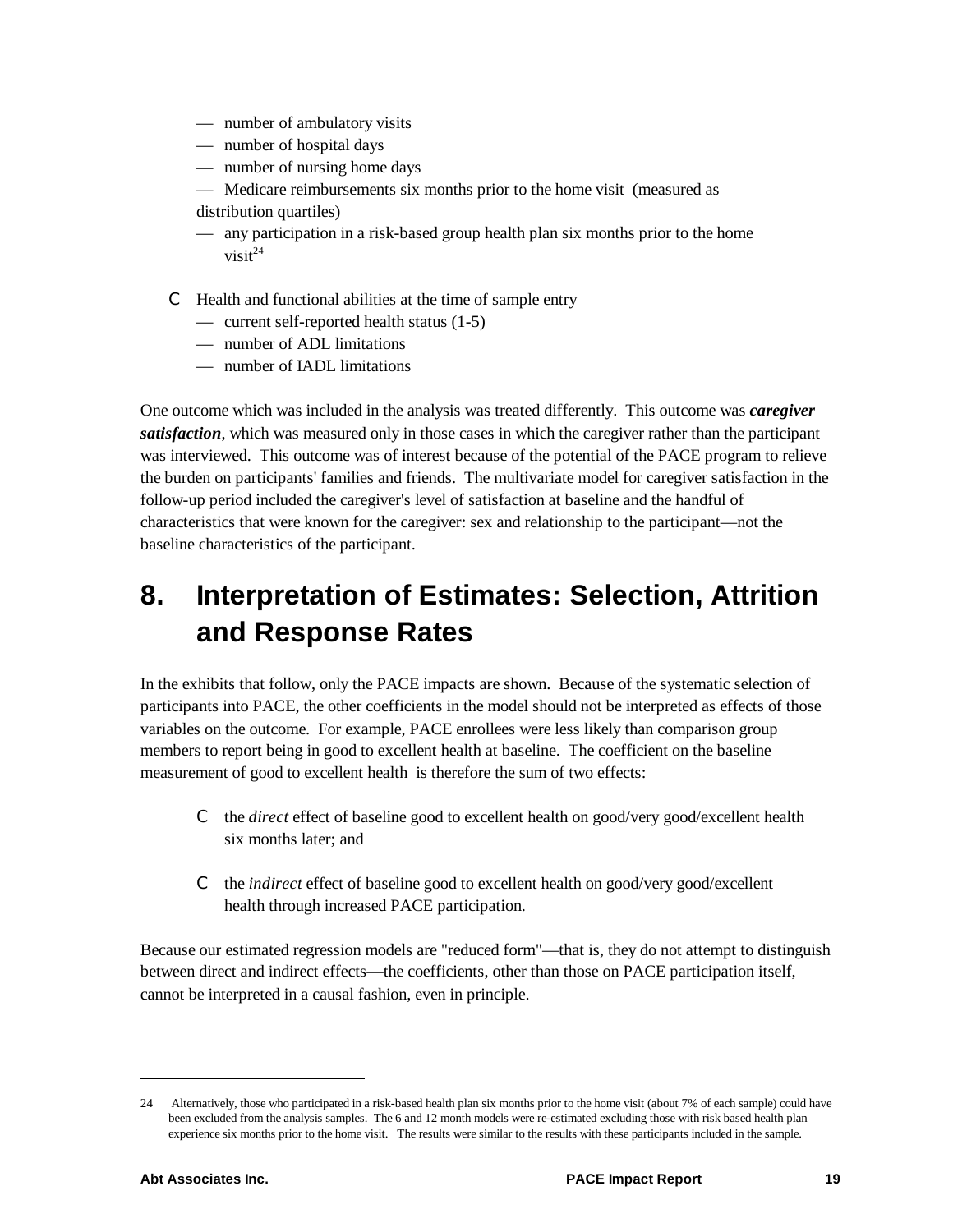- number of ambulatory visits
  - number of hospital days
  - number of nursing home days
  - Medicare reimbursements six months prior to the home visit (measured as distribution quartiles)
  - any participation in a risk-based group health plan six months prior to the home visit[24]

- Health and functional abilities at the time of sample entry
  - current self-reported health status (1-5)
  - number of ADL limitations
  - number of IADL limitations

One outcome which was included in the analysis was treated differently. This outcome was ***caregiver satisfaction***, which was measured only in those cases in which the caregiver rather than the participant was interviewed. This outcome was of interest because of the potential of the PACE program to relieve the burden on participants' families and friends. The multivariate model for caregiver satisfaction in the follow-up period included the caregiver's level of satisfaction at baseline and the handful of characteristics that were known for the caregiver: sex and relationship to the participant—not the baseline characteristics of the participant.

# 8. Interpretation of Estimates: Selection, Attrition and Response Rates

In the exhibits that follow, only the PACE impacts are shown. Because of the systematic selection of participants into PACE, the other coefficients in the model should not be interpreted as effects of those variables on the outcome. For example, PACE enrollees were less likely than comparison group members to report being in good to excellent health at baseline. The coefficient on the baseline measurement of good to excellent health is therefore the sum of two effects:

- the *direct* effect of baseline good to excellent health on good/very good/excellent health six months later; and

- the *indirect* effect of baseline good to excellent health on good/very good/excellent health through increased PACE participation.

Because our estimated regression models are "reduced form"—that is, they do not attempt to distinguish between direct and indirect effects—the coefficients, other than those on PACE participation itself, cannot be interpreted in a causal fashion, even in principle.

---

24 Alternatively, those who participated in a risk-based health plan six months prior to the home visit (about 7% of each sample) could have been excluded from the analysis samples. The 6 and 12 month models were re-estimated excluding those with risk based health plan experience six months prior to the home visit. The results were similar to the results with these participants included in the sample.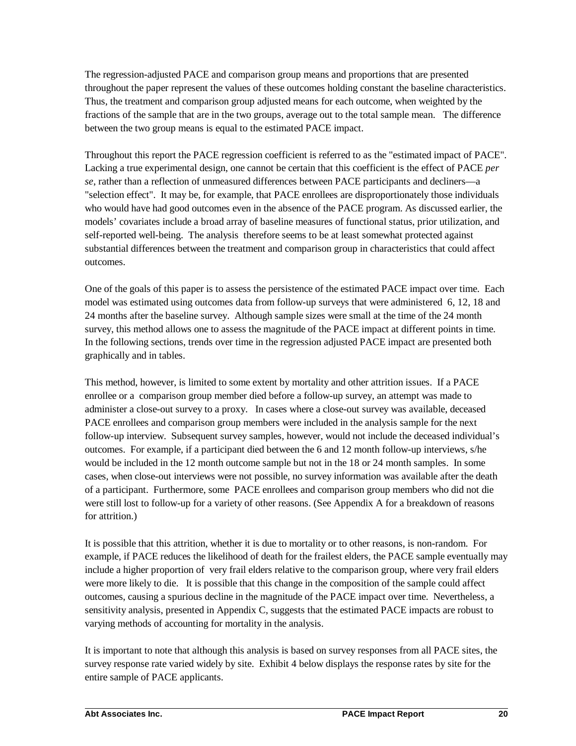The regression-adjusted PACE and comparison group means and proportions that are presented throughout the paper represent the values of these outcomes holding constant the baseline characteristics. Thus, the treatment and comparison group adjusted means for each outcome, when weighted by the fractions of the sample that are in the two groups, average out to the total sample mean. The difference between the two group means is equal to the estimated PACE impact.

Throughout this report the PACE regression coefficient is referred to as the "estimated impact of PACE". Lacking a true experimental design, one cannot be certain that this coefficient is the effect of PACE *per se*, rather than a reflection of unmeasured differences between PACE participants and decliners—a "selection effect". It may be, for example, that PACE enrollees are disproportionately those individuals who would have had good outcomes even in the absence of the PACE program. As discussed earlier, the models' covariates include a broad array of baseline measures of functional status, prior utilization, and self-reported well-being. The analysis therefore seems to be at least somewhat protected against substantial differences between the treatment and comparison group in characteristics that could affect outcomes.

One of the goals of this paper is to assess the persistence of the estimated PACE impact over time. Each model was estimated using outcomes data from follow-up surveys that were administered 6, 12, 18 and 24 months after the baseline survey. Although sample sizes were small at the time of the 24 month survey, this method allows one to assess the magnitude of the PACE impact at different points in time. In the following sections, trends over time in the regression adjusted PACE impact are presented both graphically and in tables.

This method, however, is limited to some extent by mortality and other attrition issues. If a PACE enrollee or a comparison group member died before a follow-up survey, an attempt was made to administer a close-out survey to a proxy. In cases where a close-out survey was available, deceased PACE enrollees and comparison group members were included in the analysis sample for the next follow-up interview. Subsequent survey samples, however, would not include the deceased individual's outcomes. For example, if a participant died between the 6 and 12 month follow-up interviews, s/he would be included in the 12 month outcome sample but not in the 18 or 24 month samples. In some cases, when close-out interviews were not possible, no survey information was available after the death of a participant. Furthermore, some PACE enrollees and comparison group members who did not die were still lost to follow-up for a variety of other reasons. (See Appendix A for a breakdown of reasons for attrition.)

It is possible that this attrition, whether it is due to mortality or to other reasons, is non-random. For example, if PACE reduces the likelihood of death for the frailest elders, the PACE sample eventually may include a higher proportion of very frail elders relative to the comparison group, where very frail elders were more likely to die. It is possible that this change in the composition of the sample could affect outcomes, causing a spurious decline in the magnitude of the PACE impact over time. Nevertheless, a sensitivity analysis, presented in Appendix C, suggests that the estimated PACE impacts are robust to varying methods of accounting for mortality in the analysis.

It is important to note that although this analysis is based on survey responses from all PACE sites, the survey response rate varied widely by site. Exhibit 4 below displays the response rates by site for the entire sample of PACE applicants.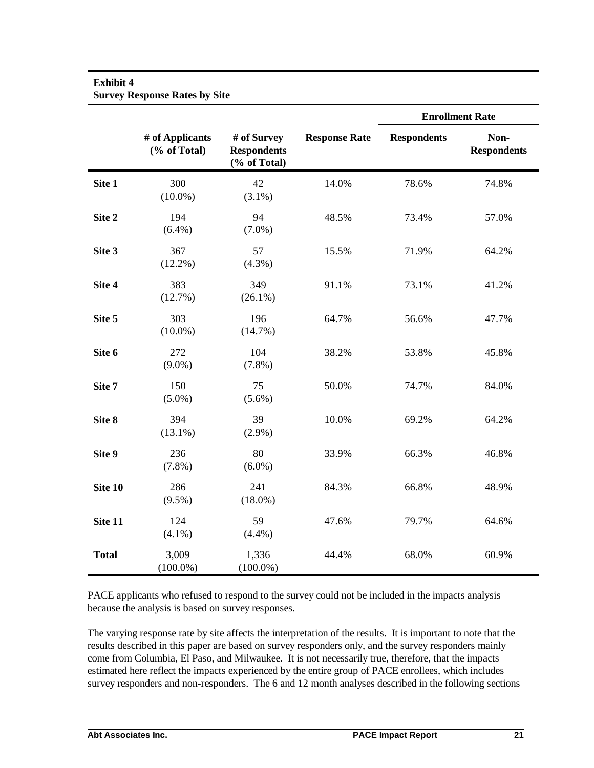**Exhibit 4**
**Survey Response Rates by Site**

| | # of Applicants (% of Total) | # of Survey Respondents (% of Total) | Response Rate | Enrollment Rate | |
|---|---|---|---|---|---|
| | | | | Respondents | Non-Respondents |
| **Site 1** | 300 (10.0%) | 42 (3.1%) | 14.0% | 78.6% | 74.8% |
| **Site 2** | 194 (6.4%) | 94 (7.0%) | 48.5% | 73.4% | 57.0% |
| **Site 3** | 367 (12.2%) | 57 (4.3%) | 15.5% | 71.9% | 64.2% |
| **Site 4** | 383 (12.7%) | 349 (26.1%) | 91.1% | 73.1% | 41.2% |
| **Site 5** | 303 (10.0%) | 196 (14.7%) | 64.7% | 56.6% | 47.7% |
| **Site 6** | 272 (9.0%) | 104 (7.8%) | 38.2% | 53.8% | 45.8% |
| **Site 7** | 150 (5.0%) | 75 (5.6%) | 50.0% | 74.7% | 84.0% |
| **Site 8** | 394 (13.1%) | 39 (2.9%) | 10.0% | 69.2% | 64.2% |
| **Site 9** | 236 (7.8%) | 80 (6.0%) | 33.9% | 66.3% | 46.8% |
| **Site 10** | 286 (9.5%) | 241 (18.0%) | 84.3% | 66.8% | 48.9% |
| **Site 11** | 124 (4.1%) | 59 (4.4%) | 47.6% | 79.7% | 64.6% |
| **Total** | 3,009 (100.0%) | 1,336 (100.0%) | 44.4% | 68.0% | 60.9% |

PACE applicants who refused to respond to the survey could not be included in the impacts analysis because the analysis is based on survey responses.

The varying response rate by site affects the interpretation of the results. It is important to note that the results described in this paper are based on survey responders only, and the survey responders mainly come from Columbia, El Paso, and Milwaukee. It is not necessarily true, therefore, that the impacts estimated here reflect the impacts experienced by the entire group of PACE enrollees, which includes survey responders and non-responders. The 6 and 12 month analyses described in the following sections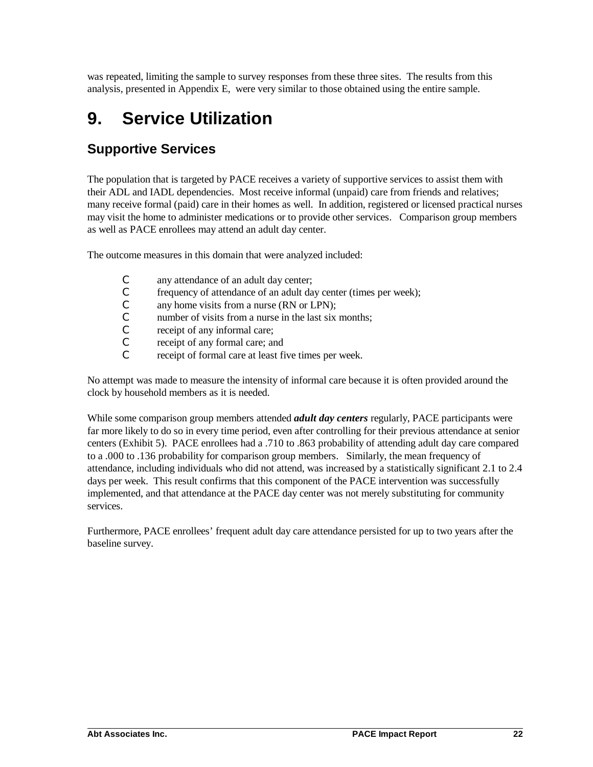was repeated, limiting the sample to survey responses from these three sites. The results from this analysis, presented in Appendix E, were very similar to those obtained using the entire sample.

# 9. Service Utilization

## Supportive Services

The population that is targeted by PACE receives a variety of supportive services to assist them with their ADL and IADL dependencies. Most receive informal (unpaid) care from friends and relatives; many receive formal (paid) care in their homes as well. In addition, registered or licensed practical nurses may visit the home to administer medications or to provide other services. Comparison group members as well as PACE enrollees may attend an adult day center.

The outcome measures in this domain that were analyzed included:

- any attendance of an adult day center;
- frequency of attendance of an adult day center (times per week);
- any home visits from a nurse (RN or LPN);
- number of visits from a nurse in the last six months;
- receipt of any informal care;
- receipt of any formal care; and
- receipt of formal care at least five times per week.

No attempt was made to measure the intensity of informal care because it is often provided around the clock by household members as it is needed.

While some comparison group members attended ***adult day centers*** regularly, PACE participants were far more likely to do so in every time period, even after controlling for their previous attendance at senior centers (Exhibit 5). PACE enrollees had a .710 to .863 probability of attending adult day care compared to a .000 to .136 probability for comparison group members. Similarly, the mean frequency of attendance, including individuals who did not attend, was increased by a statistically significant 2.1 to 2.4 days per week. This result confirms that this component of the PACE intervention was successfully implemented, and that attendance at the PACE day center was not merely substituting for community services.

Furthermore, PACE enrollees' frequent adult day care attendance persisted for up to two years after the baseline survey.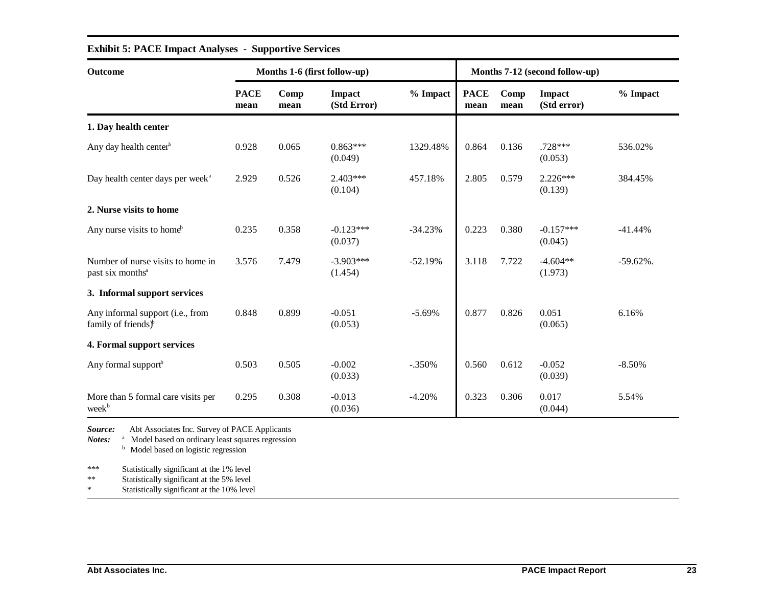**Exhibit 5: PACE Impact Analyses - Supportive Services**

| Outcome | Months 1-6 (first follow-up) | | | | Months 7-12 (second follow-up) | | | |
|---|---|---|---|---|---|---|---|---|
| | PACE mean | Comp mean | Impact (Std Error) | % Impact | PACE mean | Comp mean | Impact (Std error) | % Impact |
| **1. Day health center** | | | | | | | | |
| Any day health center[b] | 0.928 | 0.065 | 0.863*** (0.049) | 1329.48% | 0.864 | 0.136 | .728*** (0.053) | 536.02% |
| Day health center days per week[a] | 2.929 | 0.526 | 2.403*** (0.104) | 457.18% | 2.805 | 0.579 | 2.226*** (0.139) | 384.45% |
| **2. Nurse visits to home** | | | | | | | | |
| Any nurse visits to home[b] | 0.235 | 0.358 | -0.123*** (0.037) | -34.23% | 0.223 | 0.380 | -0.157*** (0.045) | -41.44% |
| Number of nurse visits to home in past six months[a] | 3.576 | 7.479 | -3.903*** (1.454) | -52.19% | 3.118 | 7.722 | -4.604** (1.973) | -59.62%. |
| **3. Informal support services** | | | | | | | | |
| Any informal support (i.e., from family of friends)[b] | 0.848 | 0.899 | -0.051 (0.053) | -5.69% | 0.877 | 0.826 | 0.051 (0.065) | 6.16% |
| **4. Formal support services** | | | | | | | | |
| Any formal support[b] | 0.503 | 0.505 | -0.002 (0.033) | -.350% | 0.560 | 0.612 | -0.052 (0.039) | -8.50% |
| More than 5 formal care visits per week[b] | 0.295 | 0.308 | -0.013 (0.036) | -4.20% | 0.323 | 0.306 | 0.017 (0.044) | 5.54% |

***Source:*** Abt Associates Inc. Survey of PACE Applicants

***Notes:*** [a] Model based on ordinary least squares regression
[b] Model based on logistic regression

*** Statistically significant at the 1% level
** Statistically significant at the 5% level
* Statistically significant at the 10% level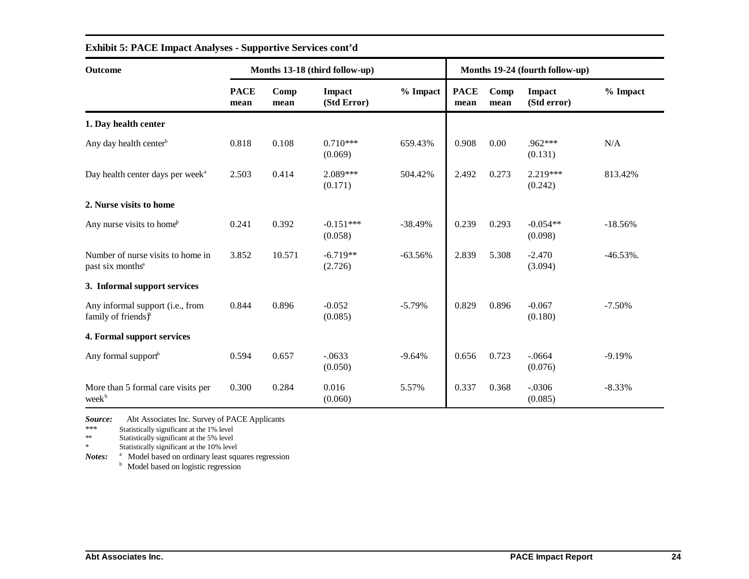**Exhibit 5: PACE Impact Analyses - Supportive Services cont'd**

| Outcome | Months 13-18 (third follow-up) | | | | Months 19-24 (fourth follow-up) | | | |
|---|---|---|---|---|---|---|---|---|
| | PACE mean | Comp mean | Impact (Std Error) | % Impact | PACE mean | Comp mean | Impact (Std error) | % Impact |
| **1. Day health center** | | | | | | | | |
| Any day health center[b] | 0.818 | 0.108 | 0.710*** (0.069) | 659.43% | 0.908 | 0.00 | .962*** (0.131) | N/A |
| Day health center days per week[a] | 2.503 | 0.414 | 2.089*** (0.171) | 504.42% | 2.492 | 0.273 | 2.219*** (0.242) | 813.42% |
| **2. Nurse visits to home** | | | | | | | | |
| Any nurse visits to home[b] | 0.241 | 0.392 | -0.151*** (0.058) | -38.49% | 0.239 | 0.293 | -0.054** (0.098) | -18.56% |
| Number of nurse visits to home in past six months[a] | 3.852 | 10.571 | -6.719** (2.726) | -63.56% | 2.839 | 5.308 | -2.470 (3.094) | -46.53%. |
| **3. Informal support services** | | | | | | | | |
| Any informal support (i.e., from family of friends)[b] | 0.844 | 0.896 | -0.052 (0.085) | -5.79% | 0.829 | 0.896 | -0.067 (0.180) | -7.50% |
| **4. Formal support services** | | | | | | | | |
| Any formal support[b] | 0.594 | 0.657 | -.0633 (0.050) | -9.64% | 0.656 | 0.723 | -.0664 (0.076) | -9.19% |
| More than 5 formal care visits per week[b] | 0.300 | 0.284 | 0.016 (0.060) | 5.57% | 0.337 | 0.368 | -.0306 (0.085) | -8.33% |

***Source:*** Abt Associates Inc. Survey of PACE Applicants

\*\*\* Statistically significant at the 1% level

\*\* Statistically significant at the 5% level

\* Statistically significant at the 10% level

***Notes:*** [a] Model based on ordinary least squares regression

[b] Model based on logistic regression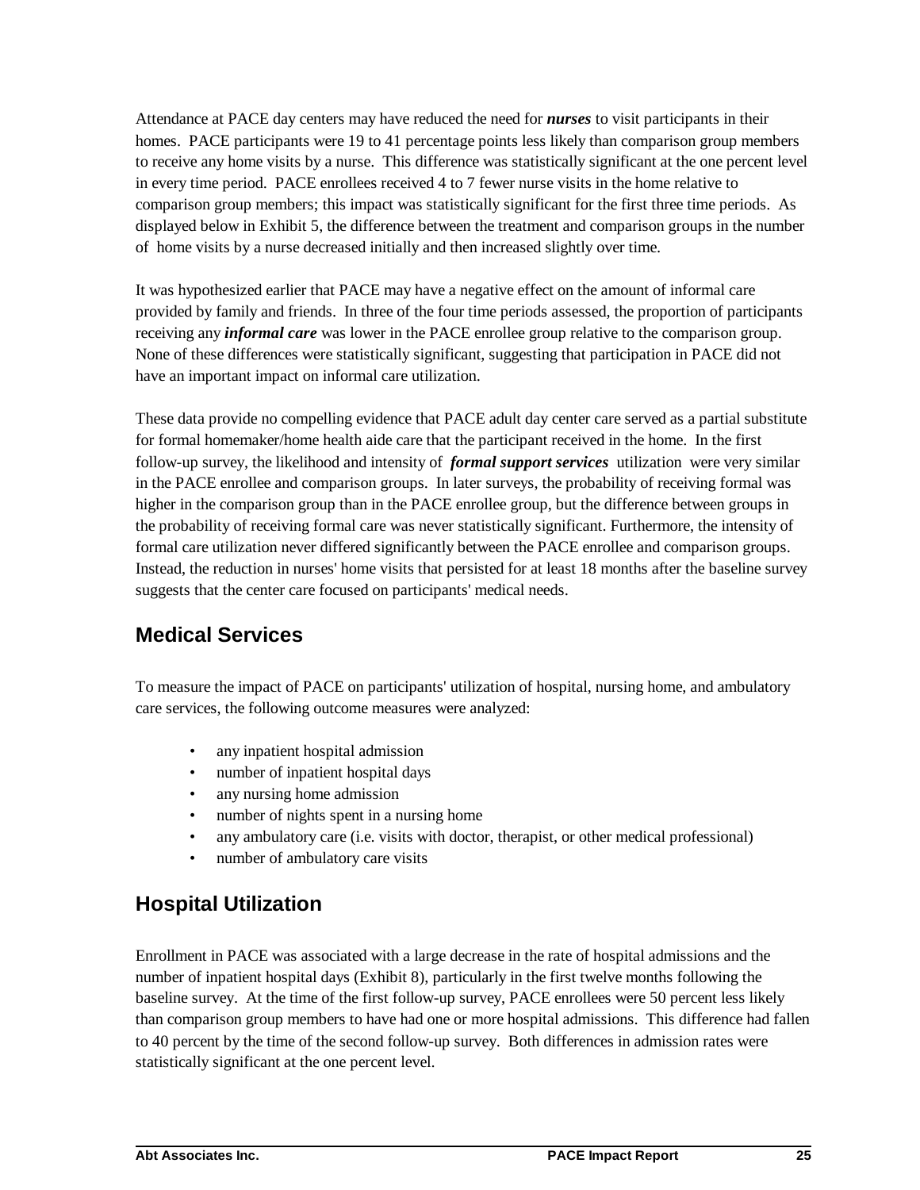Attendance at PACE day centers may have reduced the need for ***nurses*** to visit participants in their homes. PACE participants were 19 to 41 percentage points less likely than comparison group members to receive any home visits by a nurse. This difference was statistically significant at the one percent level in every time period. PACE enrollees received 4 to 7 fewer nurse visits in the home relative to comparison group members; this impact was statistically significant for the first three time periods. As displayed below in Exhibit 5, the difference between the treatment and comparison groups in the number of home visits by a nurse decreased initially and then increased slightly over time.

It was hypothesized earlier that PACE may have a negative effect on the amount of informal care provided by family and friends. In three of the four time periods assessed, the proportion of participants receiving any ***informal care*** was lower in the PACE enrollee group relative to the comparison group. None of these differences were statistically significant, suggesting that participation in PACE did not have an important impact on informal care utilization.

These data provide no compelling evidence that PACE adult day center care served as a partial substitute for formal homemaker/home health aide care that the participant received in the home. In the first follow-up survey, the likelihood and intensity of ***formal support services*** utilization were very similar in the PACE enrollee and comparison groups. In later surveys, the probability of receiving formal was higher in the comparison group than in the PACE enrollee group, but the difference between groups in the probability of receiving formal care was never statistically significant. Furthermore, the intensity of formal care utilization never differed significantly between the PACE enrollee and comparison groups. Instead, the reduction in nurses' home visits that persisted for at least 18 months after the baseline survey suggests that the center care focused on participants' medical needs.

## Medical Services

To measure the impact of PACE on participants' utilization of hospital, nursing home, and ambulatory care services, the following outcome measures were analyzed:

- any inpatient hospital admission
- number of inpatient hospital days
- any nursing home admission
- number of nights spent in a nursing home
- any ambulatory care (i.e. visits with doctor, therapist, or other medical professional)
- number of ambulatory care visits

## Hospital Utilization

Enrollment in PACE was associated with a large decrease in the rate of hospital admissions and the number of inpatient hospital days (Exhibit 8), particularly in the first twelve months following the baseline survey. At the time of the first follow-up survey, PACE enrollees were 50 percent less likely than comparison group members to have had one or more hospital admissions. This difference had fallen to 40 percent by the time of the second follow-up survey. Both differences in admission rates were statistically significant at the one percent level.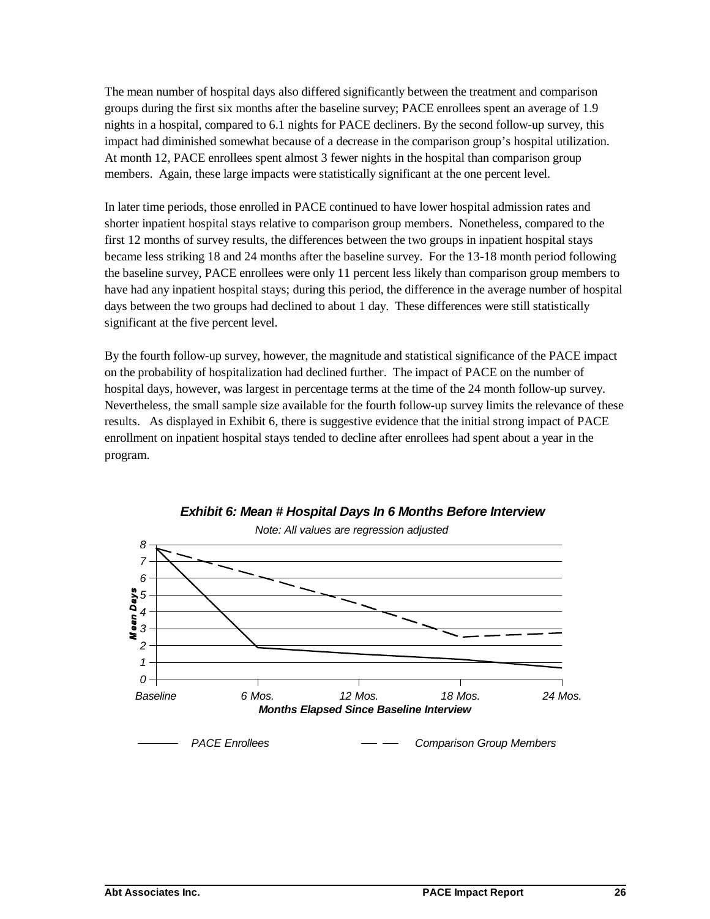The mean number of hospital days also differed significantly between the treatment and comparison groups during the first six months after the baseline survey; PACE enrollees spent an average of 1.9 nights in a hospital, compared to 6.1 nights for PACE decliners. By the second follow-up survey, this impact had diminished somewhat because of a decrease in the comparison group's hospital utilization. At month 12, PACE enrollees spent almost 3 fewer nights in the hospital than comparison group members. Again, these large impacts were statistically significant at the one percent level.

In later time periods, those enrolled in PACE continued to have lower hospital admission rates and shorter inpatient hospital stays relative to comparison group members. Nonetheless, compared to the first 12 months of survey results, the differences between the two groups in inpatient hospital stays became less striking 18 and 24 months after the baseline survey. For the 13-18 month period following the baseline survey, PACE enrollees were only 11 percent less likely than comparison group members to have had any inpatient hospital stays; during this period, the difference in the average number of hospital days between the two groups had declined to about 1 day. These differences were still statistically significant at the five percent level.

By the fourth follow-up survey, however, the magnitude and statistical significance of the PACE impact on the probability of hospitalization had declined further. The impact of PACE on the number of hospital days, however, was largest in percentage terms at the time of the 24 month follow-up survey. Nevertheless, the small sample size available for the fourth follow-up survey limits the relevance of these results. As displayed in Exhibit 6, there is suggestive evidence that the initial strong impact of PACE enrollment on inpatient hospital stays tended to decline after enrollees had spent about a year in the program.

***Exhibit 6: Mean # Hospital Days In 6 Months Before Interview***

*Note: All values are regression adjusted*

*Mean Days* (0–8) by *Months Elapsed Since Baseline Interview* (Baseline, 6 Mos., 12 Mos., 18 Mos., 24 Mos.)

— PACE Enrollees &nbsp;&nbsp; — — Comparison Group Members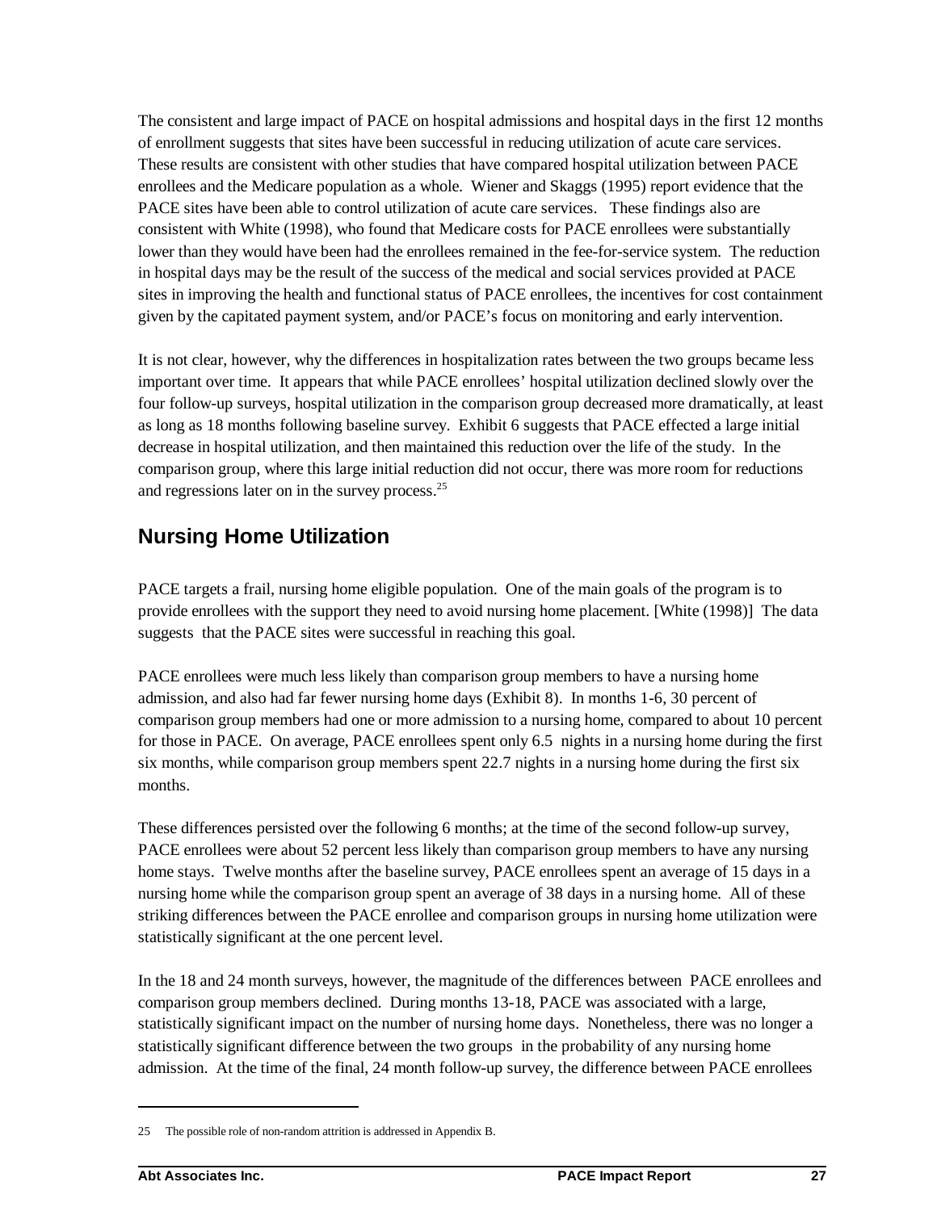The consistent and large impact of PACE on hospital admissions and hospital days in the first 12 months of enrollment suggests that sites have been successful in reducing utilization of acute care services. These results are consistent with other studies that have compared hospital utilization between PACE enrollees and the Medicare population as a whole. Wiener and Skaggs (1995) report evidence that the PACE sites have been able to control utilization of acute care services. These findings also are consistent with White (1998), who found that Medicare costs for PACE enrollees were substantially lower than they would have been had the enrollees remained in the fee-for-service system. The reduction in hospital days may be the result of the success of the medical and social services provided at PACE sites in improving the health and functional status of PACE enrollees, the incentives for cost containment given by the capitated payment system, and/or PACE's focus on monitoring and early intervention.

It is not clear, however, why the differences in hospitalization rates between the two groups became less important over time. It appears that while PACE enrollees' hospital utilization declined slowly over the four follow-up surveys, hospital utilization in the comparison group decreased more dramatically, at least as long as 18 months following baseline survey. Exhibit 6 suggests that PACE effected a large initial decrease in hospital utilization, and then maintained this reduction over the life of the study. In the comparison group, where this large initial reduction did not occur, there was more room for reductions and regressions later on in the survey process.[25]

## Nursing Home Utilization

PACE targets a frail, nursing home eligible population. One of the main goals of the program is to provide enrollees with the support they need to avoid nursing home placement. [White (1998)] The data suggests that the PACE sites were successful in reaching this goal.

PACE enrollees were much less likely than comparison group members to have a nursing home admission, and also had far fewer nursing home days (Exhibit 8). In months 1-6, 30 percent of comparison group members had one or more admission to a nursing home, compared to about 10 percent for those in PACE. On average, PACE enrollees spent only 6.5 nights in a nursing home during the first six months, while comparison group members spent 22.7 nights in a nursing home during the first six months.

These differences persisted over the following 6 months; at the time of the second follow-up survey, PACE enrollees were about 52 percent less likely than comparison group members to have any nursing home stays. Twelve months after the baseline survey, PACE enrollees spent an average of 15 days in a nursing home while the comparison group spent an average of 38 days in a nursing home. All of these striking differences between the PACE enrollee and comparison groups in nursing home utilization were statistically significant at the one percent level.

In the 18 and 24 month surveys, however, the magnitude of the differences between PACE enrollees and comparison group members declined. During months 13-18, PACE was associated with a large, statistically significant impact on the number of nursing home days. Nonetheless, there was no longer a statistically significant difference between the two groups in the probability of any nursing home admission. At the time of the final, 24 month follow-up survey, the difference between PACE enrollees

---

25 The possible role of non-random attrition is addressed in Appendix B.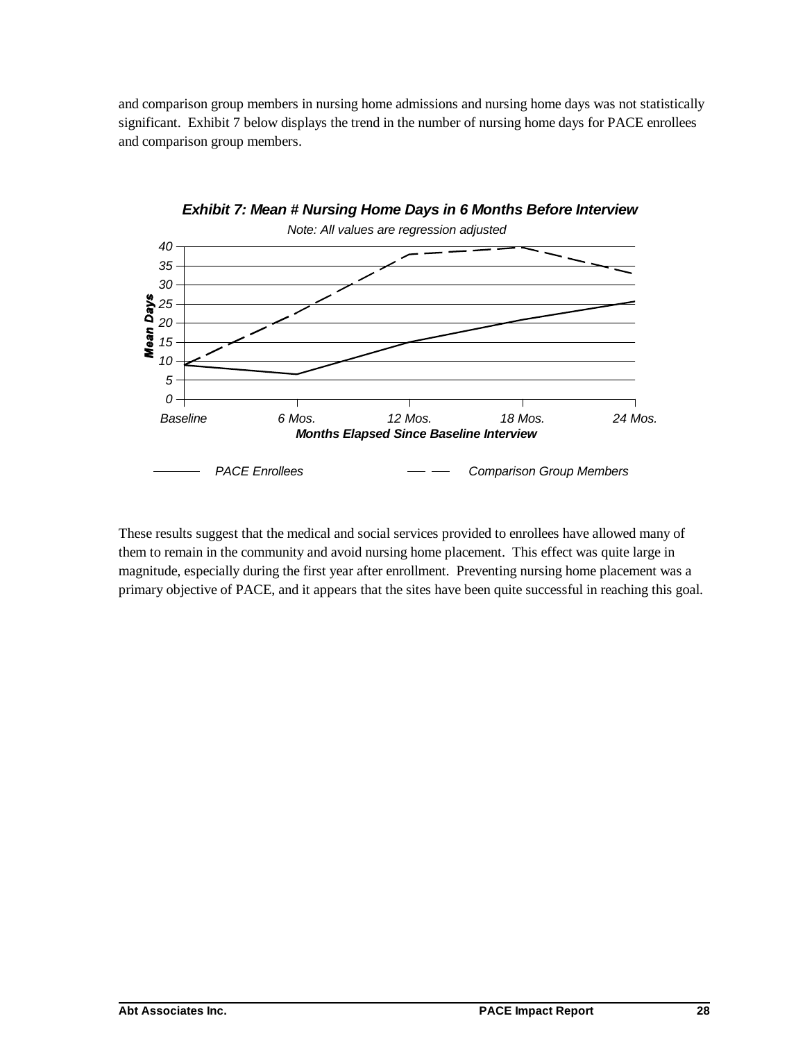and comparison group members in nursing home admissions and nursing home days was not statistically significant. Exhibit 7 below displays the trend in the number of nursing home days for PACE enrollees and comparison group members.

***Exhibit 7: Mean # Nursing Home Days in 6 Months Before Interview***

*Note: All values are regression adjusted*

These results suggest that the medical and social services provided to enrollees have allowed many of them to remain in the community and avoid nursing home placement. This effect was quite large in magnitude, especially during the first year after enrollment. Preventing nursing home placement was a primary objective of PACE, and it appears that the sites have been quite successful in reaching this goal.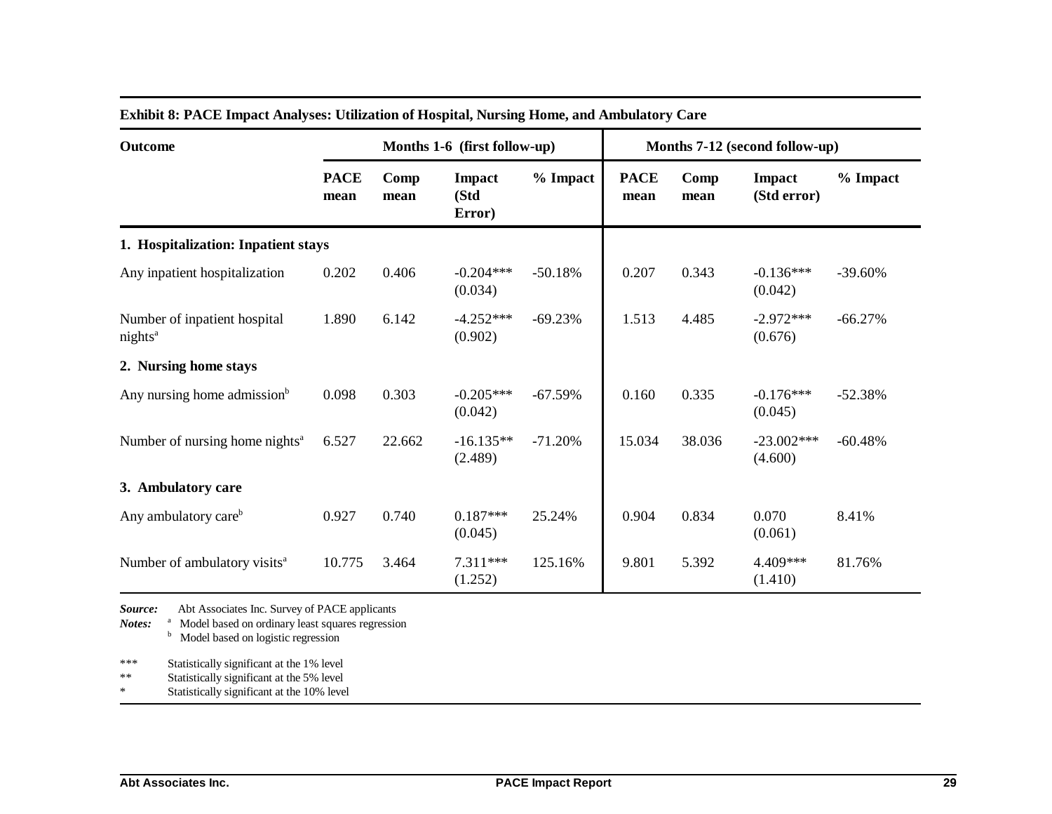**Exhibit 8: PACE Impact Analyses: Utilization of Hospital, Nursing Home, and Ambulatory Care**

| Outcome | Months 1-6 (first follow-up) | | | | Months 7-12 (second follow-up) | | | |
|---|---|---|---|---|---|---|---|---|
| | **PACE mean** | **Comp mean** | **Impact (Std Error)** | **% Impact** | **PACE mean** | **Comp mean** | **Impact (Std error)** | **% Impact** |
| **1. Hospitalization: Inpatient stays** | | | | | | | | |
| Any inpatient hospitalization | 0.202 | 0.406 | -0.204*** (0.034) | -50.18% | 0.207 | 0.343 | -0.136*** (0.042) | -39.60% |
| Number of inpatient hospital nights[a] | 1.890 | 6.142 | -4.252*** (0.902) | -69.23% | 1.513 | 4.485 | -2.972*** (0.676) | -66.27% |
| **2. Nursing home stays** | | | | | | | | |
| Any nursing home admission[b] | 0.098 | 0.303 | -0.205*** (0.042) | -67.59% | 0.160 | 0.335 | -0.176*** (0.045) | -52.38% |
| Number of nursing home nights[a] | 6.527 | 22.662 | -16.135** (2.489) | -71.20% | 15.034 | 38.036 | -23.002*** (4.600) | -60.48% |
| **3. Ambulatory care** | | | | | | | | |
| Any ambulatory care[b] | 0.927 | 0.740 | 0.187*** (0.045) | 25.24% | 0.904 | 0.834 | 0.070 (0.061) | 8.41% |
| Number of ambulatory visits[a] | 10.775 | 3.464 | 7.311*** (1.252) | 125.16% | 9.801 | 5.392 | 4.409*** (1.410) | 81.76% |

***Source:*** Abt Associates Inc. Survey of PACE applicants

***Notes:*** [a] Model based on ordinary least squares regression
[b] Model based on logistic regression

*** Statistically significant at the 1% level
** Statistically significant at the 5% level
* Statistically significant at the 10% level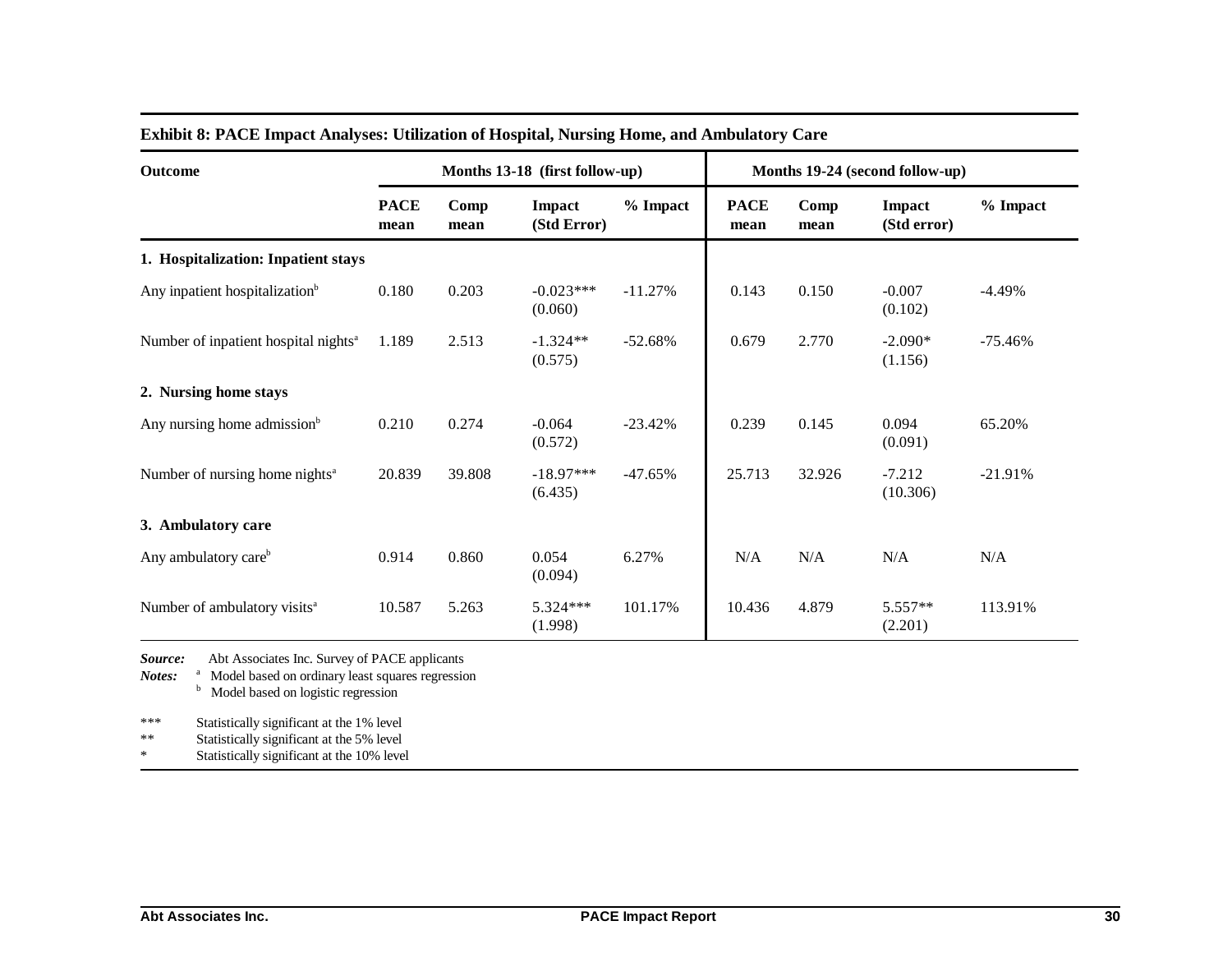**Exhibit 8: PACE Impact Analyses: Utilization of Hospital, Nursing Home, and Ambulatory Care**

| Outcome | Months 13-18 (first follow-up) | | | | Months 19-24 (second follow-up) | | | |
|---|---|---|---|---|---|---|---|---|
| | PACE mean | Comp mean | Impact (Std Error) | % Impact | PACE mean | Comp mean | Impact (Std error) | % Impact |
| **1. Hospitalization: Inpatient stays** | | | | | | | | |
| Any inpatient hospitalization[b] | 0.180 | 0.203 | -0.023*** (0.060) | -11.27% | 0.143 | 0.150 | -0.007 (0.102) | -4.49% |
| Number of inpatient hospital nights[a] | 1.189 | 2.513 | -1.324** (0.575) | -52.68% | 0.679 | 2.770 | -2.090* (1.156) | -75.46% |
| **2. Nursing home stays** | | | | | | | | |
| Any nursing home admission[b] | 0.210 | 0.274 | -0.064 (0.572) | -23.42% | 0.239 | 0.145 | 0.094 (0.091) | 65.20% |
| Number of nursing home nights[a] | 20.839 | 39.808 | -18.97*** (6.435) | -47.65% | 25.713 | 32.926 | -7.212 (10.306) | -21.91% |
| **3. Ambulatory care** | | | | | | | | |
| Any ambulatory care[b] | 0.914 | 0.860 | 0.054 (0.094) | 6.27% | N/A | N/A | N/A | N/A |
| Number of ambulatory visits[a] | 10.587 | 5.263 | 5.324*** (1.998) | 101.17% | 10.436 | 4.879 | 5.557** (2.201) | 113.91% |

***Source:*** Abt Associates Inc. Survey of PACE applicants

***Notes:*** [a] Model based on ordinary least squares regression
[b] Model based on logistic regression

*** Statistically significant at the 1% level
** Statistically significant at the 5% level
* Statistically significant at the 10% level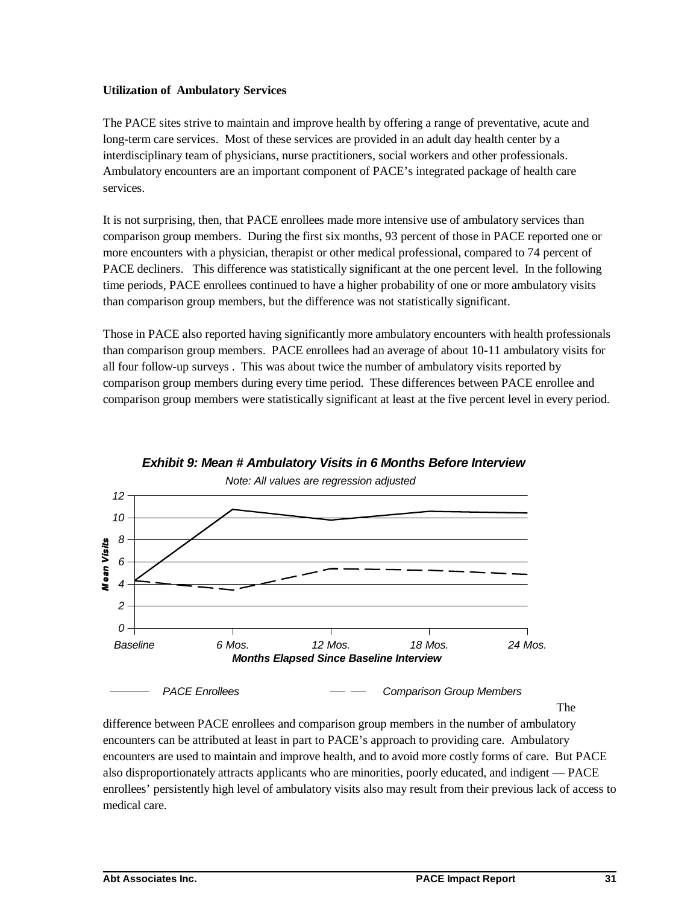**Utilization of Ambulatory Services**

The PACE sites strive to maintain and improve health by offering a range of preventative, acute and long-term care services. Most of these services are provided in an adult day health center by a interdisciplinary team of physicians, nurse practitioners, social workers and other professionals. Ambulatory encounters are an important component of PACE's integrated package of health care services.

It is not surprising, then, that PACE enrollees made more intensive use of ambulatory services than comparison group members. During the first six months, 93 percent of those in PACE reported one or more encounters with a physician, therapist or other medical professional, compared to 74 percent of PACE decliners. This difference was statistically significant at the one percent level. In the following time periods, PACE enrollees continued to have a higher probability of one or more ambulatory visits than comparison group members, but the difference was not statistically significant.

Those in PACE also reported having significantly more ambulatory encounters with health professionals than comparison group members. PACE enrollees had an average of about 10-11 ambulatory visits for all four follow-up surveys . This was about twice the number of ambulatory visits reported by comparison group members during every time period. These differences between PACE enrollee and comparison group members were statistically significant at least at the five percent level in every period.

***Exhibit 9: Mean # Ambulatory Visits in 6 Months Before Interview***

*Note: All values are regression adjusted*

*Mean Visits*: 0, 2, 4, 6, 8, 10, 12

*Baseline*, *6 Mos.*, *12 Mos.*, *18 Mos.*, *24 Mos.*

***Months Elapsed Since Baseline Interview***

*PACE Enrollees* (solid line) — *Comparison Group Members* (dashed line)

The difference between PACE enrollees and comparison group members in the number of ambulatory encounters can be attributed at least in part to PACE's approach to providing care. Ambulatory encounters are used to maintain and improve health, and to avoid more costly forms of care. But PACE also disproportionately attracts applicants who are minorities, poorly educated, and indigent — PACE enrollees' persistently high level of ambulatory visits also may result from their previous lack of access to medical care.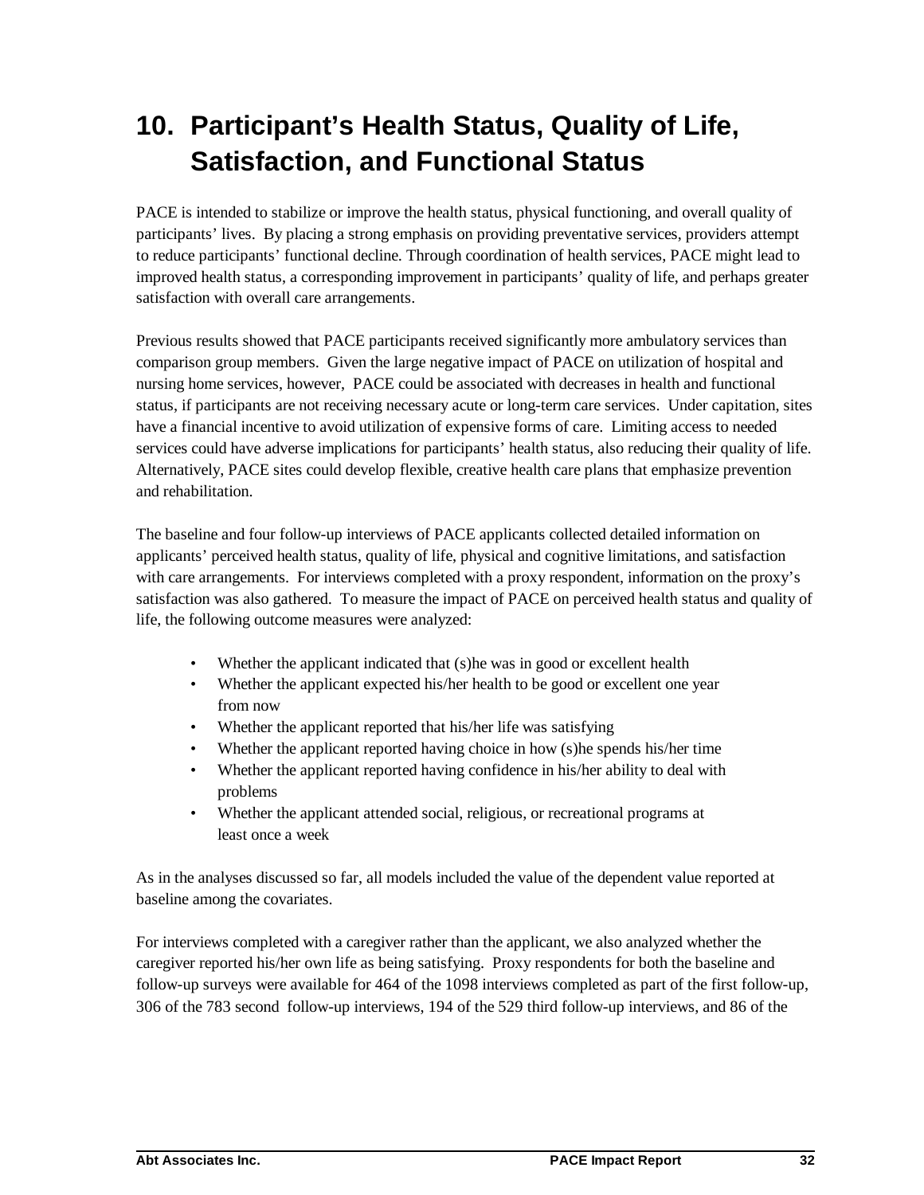# 10. Participant's Health Status, Quality of Life, Satisfaction, and Functional Status

PACE is intended to stabilize or improve the health status, physical functioning, and overall quality of participants' lives. By placing a strong emphasis on providing preventative services, providers attempt to reduce participants' functional decline. Through coordination of health services, PACE might lead to improved health status, a corresponding improvement in participants' quality of life, and perhaps greater satisfaction with overall care arrangements.

Previous results showed that PACE participants received significantly more ambulatory services than comparison group members. Given the large negative impact of PACE on utilization of hospital and nursing home services, however, PACE could be associated with decreases in health and functional status, if participants are not receiving necessary acute or long-term care services. Under capitation, sites have a financial incentive to avoid utilization of expensive forms of care. Limiting access to needed services could have adverse implications for participants' health status, also reducing their quality of life. Alternatively, PACE sites could develop flexible, creative health care plans that emphasize prevention and rehabilitation.

The baseline and four follow-up interviews of PACE applicants collected detailed information on applicants' perceived health status, quality of life, physical and cognitive limitations, and satisfaction with care arrangements. For interviews completed with a proxy respondent, information on the proxy's satisfaction was also gathered. To measure the impact of PACE on perceived health status and quality of life, the following outcome measures were analyzed:

- Whether the applicant indicated that (s)he was in good or excellent health
- Whether the applicant expected his/her health to be good or excellent one year from now
- Whether the applicant reported that his/her life was satisfying
- Whether the applicant reported having choice in how (s)he spends his/her time
- Whether the applicant reported having confidence in his/her ability to deal with problems
- Whether the applicant attended social, religious, or recreational programs at least once a week

As in the analyses discussed so far, all models included the value of the dependent value reported at baseline among the covariates.

For interviews completed with a caregiver rather than the applicant, we also analyzed whether the caregiver reported his/her own life as being satisfying. Proxy respondents for both the baseline and follow-up surveys were available for 464 of the 1098 interviews completed as part of the first follow-up, 306 of the 783 second follow-up interviews, 194 of the 529 third follow-up interviews, and 86 of the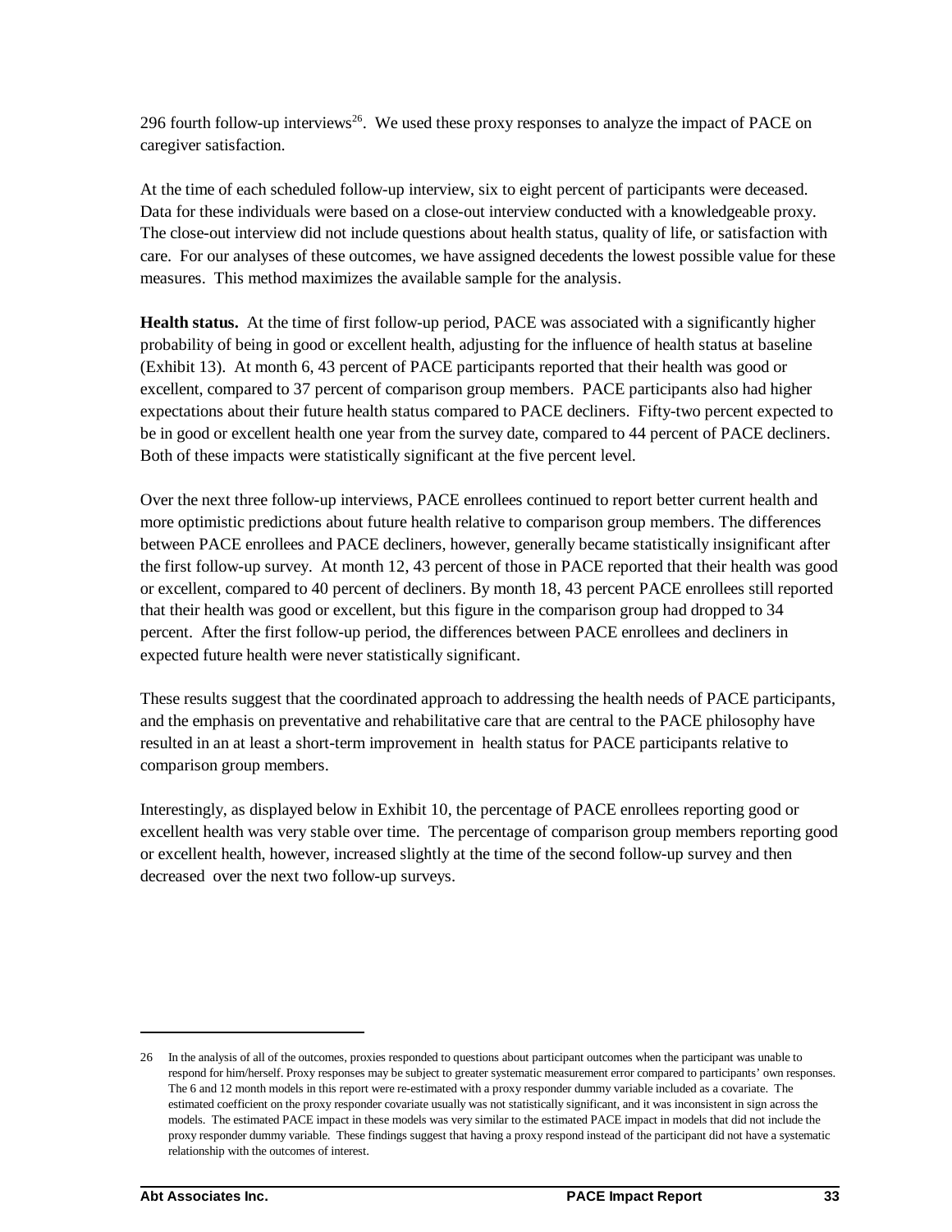296 fourth follow-up interviews[26]. We used these proxy responses to analyze the impact of PACE on caregiver satisfaction.

At the time of each scheduled follow-up interview, six to eight percent of participants were deceased. Data for these individuals were based on a close-out interview conducted with a knowledgeable proxy. The close-out interview did not include questions about health status, quality of life, or satisfaction with care. For our analyses of these outcomes, we have assigned decedents the lowest possible value for these measures. This method maximizes the available sample for the analysis.

**Health status.** At the time of first follow-up period, PACE was associated with a significantly higher probability of being in good or excellent health, adjusting for the influence of health status at baseline (Exhibit 13). At month 6, 43 percent of PACE participants reported that their health was good or excellent, compared to 37 percent of comparison group members. PACE participants also had higher expectations about their future health status compared to PACE decliners. Fifty-two percent expected to be in good or excellent health one year from the survey date, compared to 44 percent of PACE decliners. Both of these impacts were statistically significant at the five percent level.

Over the next three follow-up interviews, PACE enrollees continued to report better current health and more optimistic predictions about future health relative to comparison group members. The differences between PACE enrollees and PACE decliners, however, generally became statistically insignificant after the first follow-up survey. At month 12, 43 percent of those in PACE reported that their health was good or excellent, compared to 40 percent of decliners. By month 18, 43 percent PACE enrollees still reported that their health was good or excellent, but this figure in the comparison group had dropped to 34 percent. After the first follow-up period, the differences between PACE enrollees and decliners in expected future health were never statistically significant.

These results suggest that the coordinated approach to addressing the health needs of PACE participants, and the emphasis on preventative and rehabilitative care that are central to the PACE philosophy have resulted in an at least a short-term improvement in health status for PACE participants relative to comparison group members.

Interestingly, as displayed below in Exhibit 10, the percentage of PACE enrollees reporting good or excellent health was very stable over time. The percentage of comparison group members reporting good or excellent health, however, increased slightly at the time of the second follow-up survey and then decreased over the next two follow-up surveys.

---

26 In the analysis of all of the outcomes, proxies responded to questions about participant outcomes when the participant was unable to respond for him/herself. Proxy responses may be subject to greater systematic measurement error compared to participants' own responses. The 6 and 12 month models in this report were re-estimated with a proxy responder dummy variable included as a covariate. The estimated coefficient on the proxy responder covariate usually was not statistically significant, and it was inconsistent in sign across the models. The estimated PACE impact in these models was very similar to the estimated PACE impact in models that did not include the proxy responder dummy variable. These findings suggest that having a proxy respond instead of the participant did not have a systematic relationship with the outcomes of interest.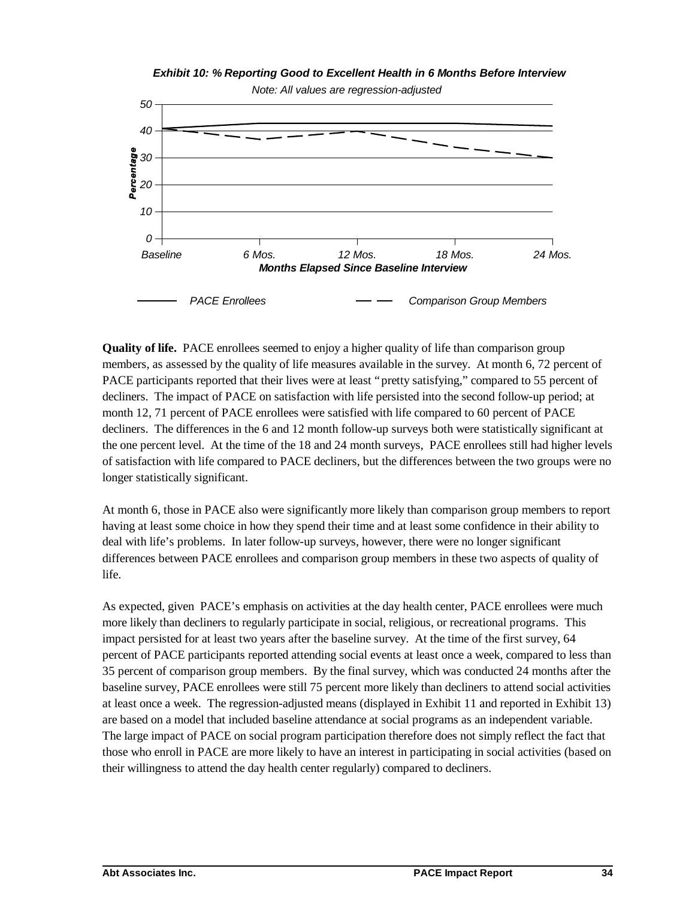***Exhibit 10: % Reporting Good to Excellent Health in 6 Months Before Interview***

*Note: All values are regression-adjusted*

**Quality of life.** PACE enrollees seemed to enjoy a higher quality of life than comparison group members, as assessed by the quality of life measures available in the survey. At month 6, 72 percent of PACE participants reported that their lives were at least "pretty satisfying," compared to 55 percent of decliners. The impact of PACE on satisfaction with life persisted into the second follow-up period; at month 12, 71 percent of PACE enrollees were satisfied with life compared to 60 percent of PACE decliners. The differences in the 6 and 12 month follow-up surveys both were statistically significant at the one percent level. At the time of the 18 and 24 month surveys, PACE enrollees still had higher levels of satisfaction with life compared to PACE decliners, but the differences between the two groups were no longer statistically significant.

At month 6, those in PACE also were significantly more likely than comparison group members to report having at least some choice in how they spend their time and at least some confidence in their ability to deal with life's problems. In later follow-up surveys, however, there were no longer significant differences between PACE enrollees and comparison group members in these two aspects of quality of life.

As expected, given PACE's emphasis on activities at the day health center, PACE enrollees were much more likely than decliners to regularly participate in social, religious, or recreational programs. This impact persisted for at least two years after the baseline survey. At the time of the first survey, 64 percent of PACE participants reported attending social events at least once a week, compared to less than 35 percent of comparison group members. By the final survey, which was conducted 24 months after the baseline survey, PACE enrollees were still 75 percent more likely than decliners to attend social activities at least once a week. The regression-adjusted means (displayed in Exhibit 11 and reported in Exhibit 13) are based on a model that included baseline attendance at social programs as an independent variable. The large impact of PACE on social program participation therefore does not simply reflect the fact that those who enroll in PACE are more likely to have an interest in participating in social activities (based on their willingness to attend the day health center regularly) compared to decliners.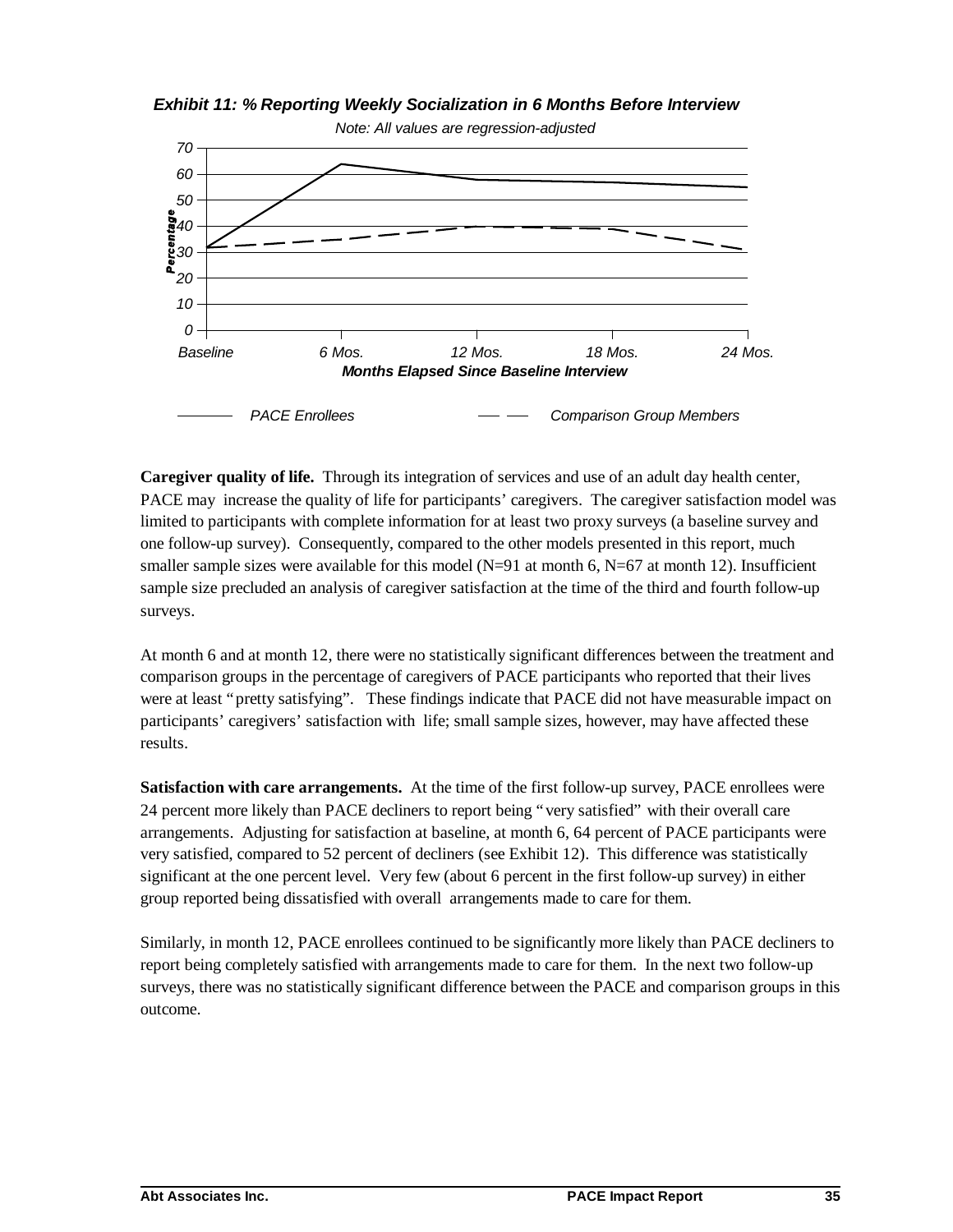***Exhibit 11: % Reporting Weekly Socialization in 6 Months Before Interview***

*Note: All values are regression-adjusted*

**Caregiver quality of life.** Through its integration of services and use of an adult day health center, PACE may increase the quality of life for participants' caregivers. The caregiver satisfaction model was limited to participants with complete information for at least two proxy surveys (a baseline survey and one follow-up survey). Consequently, compared to the other models presented in this report, much smaller sample sizes were available for this model (N=91 at month 6, N=67 at month 12). Insufficient sample size precluded an analysis of caregiver satisfaction at the time of the third and fourth follow-up surveys.

At month 6 and at month 12, there were no statistically significant differences between the treatment and comparison groups in the percentage of caregivers of PACE participants who reported that their lives were at least "pretty satisfying". These findings indicate that PACE did not have measurable impact on participants' caregivers' satisfaction with life; small sample sizes, however, may have affected these results.

**Satisfaction with care arrangements.** At the time of the first follow-up survey, PACE enrollees were 24 percent more likely than PACE decliners to report being "very satisfied" with their overall care arrangements. Adjusting for satisfaction at baseline, at month 6, 64 percent of PACE participants were very satisfied, compared to 52 percent of decliners (see Exhibit 12). This difference was statistically significant at the one percent level. Very few (about 6 percent in the first follow-up survey) in either group reported being dissatisfied with overall arrangements made to care for them.

Similarly, in month 12, PACE enrollees continued to be significantly more likely than PACE decliners to report being completely satisfied with arrangements made to care for them. In the next two follow-up surveys, there was no statistically significant difference between the PACE and comparison groups in this outcome.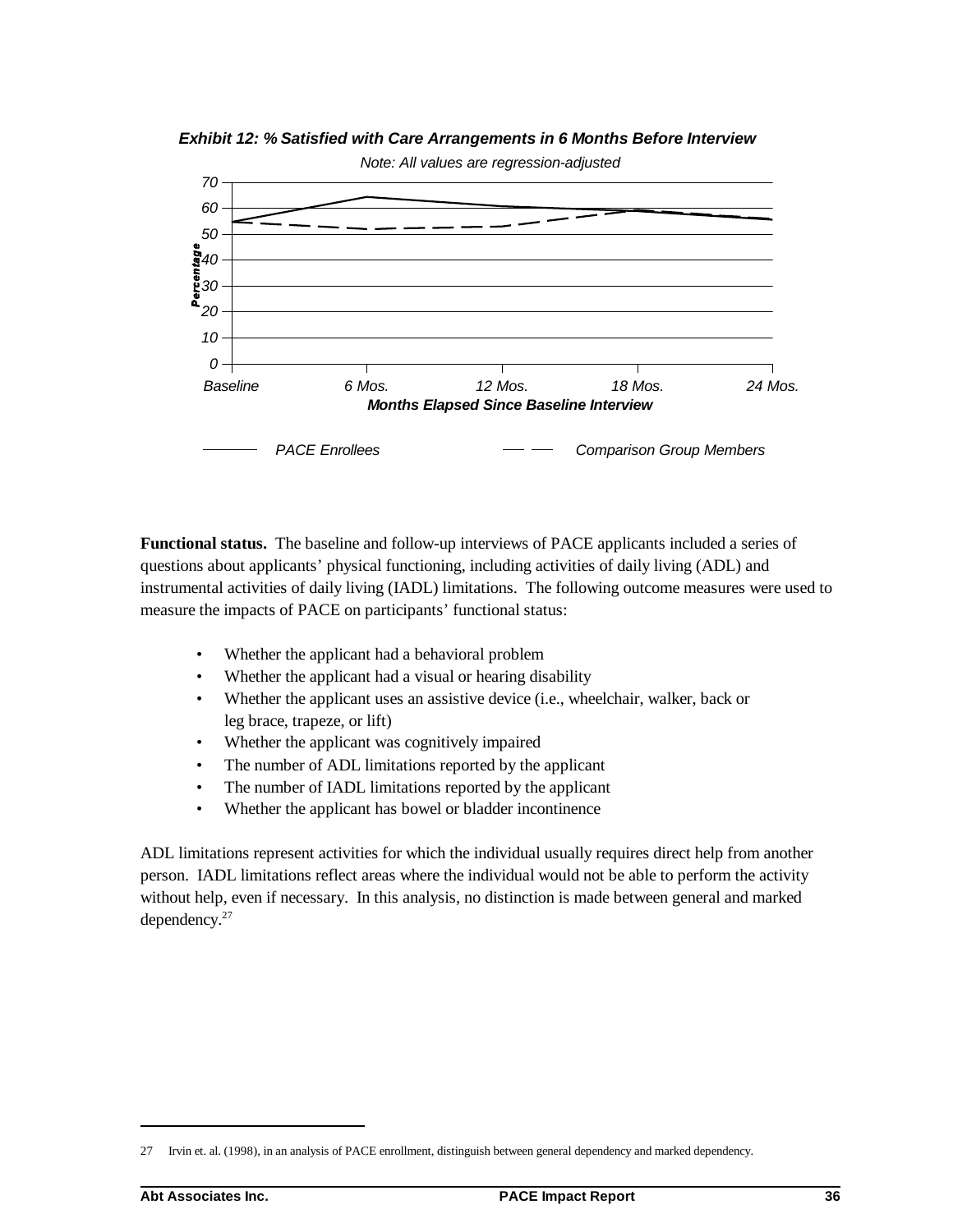**Exhibit 12: % Satisfied with Care Arrangements in 6 Months Before Interview**

*Note: All values are regression-adjusted*

**Functional status.** The baseline and follow-up interviews of PACE applicants included a series of questions about applicants' physical functioning, including activities of daily living (ADL) and instrumental activities of daily living (IADL) limitations. The following outcome measures were used to measure the impacts of PACE on participants' functional status:

- Whether the applicant had a behavioral problem
- Whether the applicant had a visual or hearing disability
- Whether the applicant uses an assistive device (i.e., wheelchair, walker, back or leg brace, trapeze, or lift)
- Whether the applicant was cognitively impaired
- The number of ADL limitations reported by the applicant
- The number of IADL limitations reported by the applicant
- Whether the applicant has bowel or bladder incontinence

ADL limitations represent activities for which the individual usually requires direct help from another person. IADL limitations reflect areas where the individual would not be able to perform the activity without help, even if necessary. In this analysis, no distinction is made between general and marked dependency.[27]

27 Irvin et. al. (1998), in an analysis of PACE enrollment, distinguish between general dependency and marked dependency.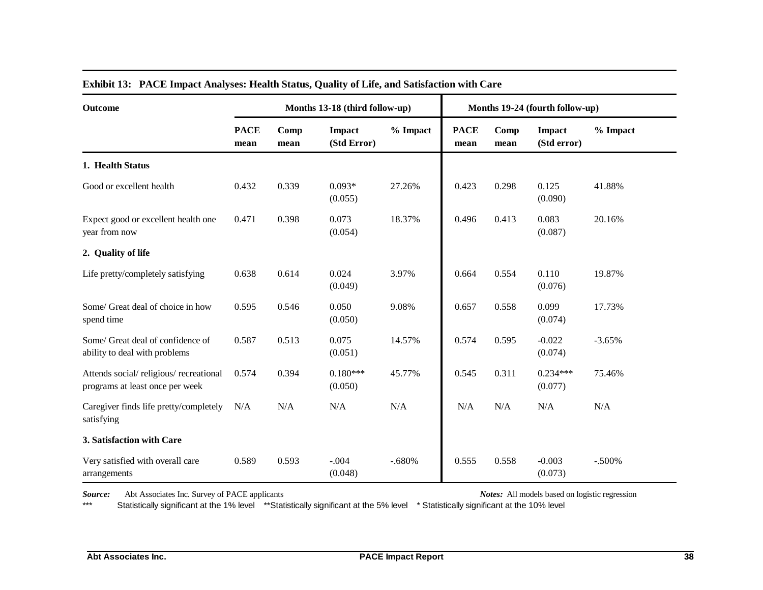**Exhibit 13: PACE Impact Analyses: Health Status, Quality of Life, and Satisfaction with Care**

| Outcome | Months 13-18 (third follow-up) | | | | Months 19-24 (fourth follow-up) | | | |
|---|---|---|---|---|---|---|---|---|
| | PACE mean | Comp mean | Impact (Std Error) | % Impact | PACE mean | Comp mean | Impact (Std error) | % Impact |
| **1. Health Status** | | | | | | | | |
| Good or excellent health | 0.432 | 0.339 | 0.093* (0.055) | 27.26% | 0.423 | 0.298 | 0.125 (0.090) | 41.88% |
| Expect good or excellent health one year from now | 0.471 | 0.398 | 0.073 (0.054) | 18.37% | 0.496 | 0.413 | 0.083 (0.087) | 20.16% |
| **2. Quality of life** | | | | | | | | |
| Life pretty/completely satisfying | 0.638 | 0.614 | 0.024 (0.049) | 3.97% | 0.664 | 0.554 | 0.110 (0.076) | 19.87% |
| Some/ Great deal of choice in how spend time | 0.595 | 0.546 | 0.050 (0.050) | 9.08% | 0.657 | 0.558 | 0.099 (0.074) | 17.73% |
| Some/ Great deal of confidence of ability to deal with problems | 0.587 | 0.513 | 0.075 (0.051) | 14.57% | 0.574 | 0.595 | -0.022 (0.074) | -3.65% |
| Attends social/ religious/ recreational programs at least once per week | 0.574 | 0.394 | 0.180*** (0.050) | 45.77% | 0.545 | 0.311 | 0.234*** (0.077) | 75.46% |
| Caregiver finds life pretty/completely satisfying | N/A | N/A | N/A | N/A | N/A | N/A | N/A | N/A |
| **3. Satisfaction with Care** | | | | | | | | |
| Very satisfied with overall care arrangements | 0.589 | 0.593 | -.004 (0.048) | -.680% | 0.555 | 0.558 | -0.003 (0.073) | -.500% |

***Source:*** Abt Associates Inc. Survey of PACE applicants

***Notes:*** All models based on logistic regression

*** Statistically significant at the 1% level **Statistically significant at the 5% level * Statistically significant at the 10% level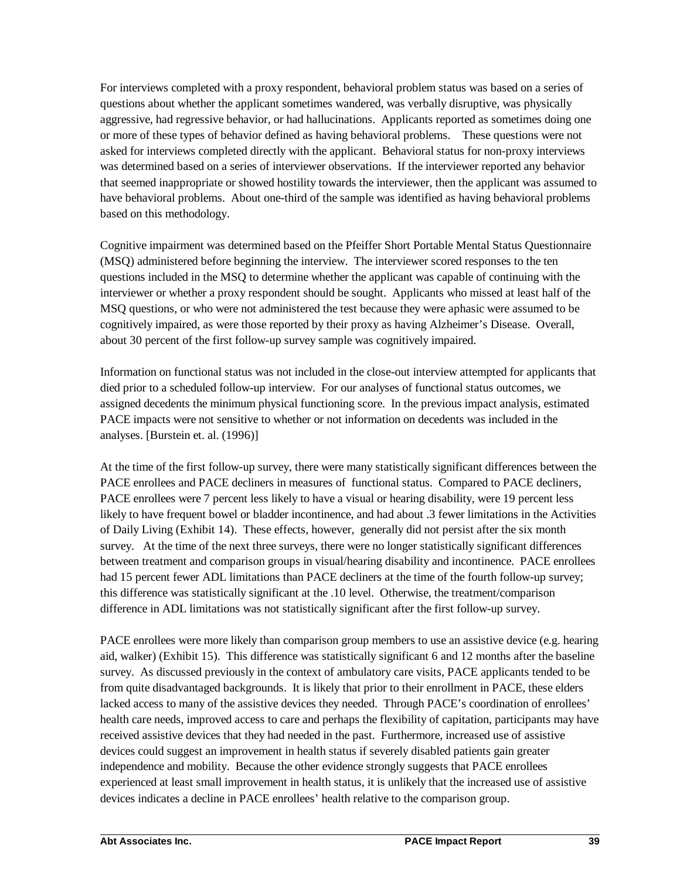For interviews completed with a proxy respondent, behavioral problem status was based on a series of questions about whether the applicant sometimes wandered, was verbally disruptive, was physically aggressive, had regressive behavior, or had hallucinations. Applicants reported as sometimes doing one or more of these types of behavior defined as having behavioral problems. These questions were not asked for interviews completed directly with the applicant. Behavioral status for non-proxy interviews was determined based on a series of interviewer observations. If the interviewer reported any behavior that seemed inappropriate or showed hostility towards the interviewer, then the applicant was assumed to have behavioral problems. About one-third of the sample was identified as having behavioral problems based on this methodology.

Cognitive impairment was determined based on the Pfeiffer Short Portable Mental Status Questionnaire (MSQ) administered before beginning the interview. The interviewer scored responses to the ten questions included in the MSQ to determine whether the applicant was capable of continuing with the interviewer or whether a proxy respondent should be sought. Applicants who missed at least half of the MSQ questions, or who were not administered the test because they were aphasic were assumed to be cognitively impaired, as were those reported by their proxy as having Alzheimer's Disease. Overall, about 30 percent of the first follow-up survey sample was cognitively impaired.

Information on functional status was not included in the close-out interview attempted for applicants that died prior to a scheduled follow-up interview. For our analyses of functional status outcomes, we assigned decedents the minimum physical functioning score. In the previous impact analysis, estimated PACE impacts were not sensitive to whether or not information on decedents was included in the analyses. [Burstein et. al. (1996)]

At the time of the first follow-up survey, there were many statistically significant differences between the PACE enrollees and PACE decliners in measures of functional status. Compared to PACE decliners, PACE enrollees were 7 percent less likely to have a visual or hearing disability, were 19 percent less likely to have frequent bowel or bladder incontinence, and had about .3 fewer limitations in the Activities of Daily Living (Exhibit 14). These effects, however, generally did not persist after the six month survey. At the time of the next three surveys, there were no longer statistically significant differences between treatment and comparison groups in visual/hearing disability and incontinence. PACE enrollees had 15 percent fewer ADL limitations than PACE decliners at the time of the fourth follow-up survey; this difference was statistically significant at the .10 level. Otherwise, the treatment/comparison difference in ADL limitations was not statistically significant after the first follow-up survey.

PACE enrollees were more likely than comparison group members to use an assistive device (e.g. hearing aid, walker) (Exhibit 15). This difference was statistically significant 6 and 12 months after the baseline survey. As discussed previously in the context of ambulatory care visits, PACE applicants tended to be from quite disadvantaged backgrounds. It is likely that prior to their enrollment in PACE, these elders lacked access to many of the assistive devices they needed. Through PACE's coordination of enrollees' health care needs, improved access to care and perhaps the flexibility of capitation, participants may have received assistive devices that they had needed in the past. Furthermore, increased use of assistive devices could suggest an improvement in health status if severely disabled patients gain greater independence and mobility. Because the other evidence strongly suggests that PACE enrollees experienced at least small improvement in health status, it is unlikely that the increased use of assistive devices indicates a decline in PACE enrollees' health relative to the comparison group.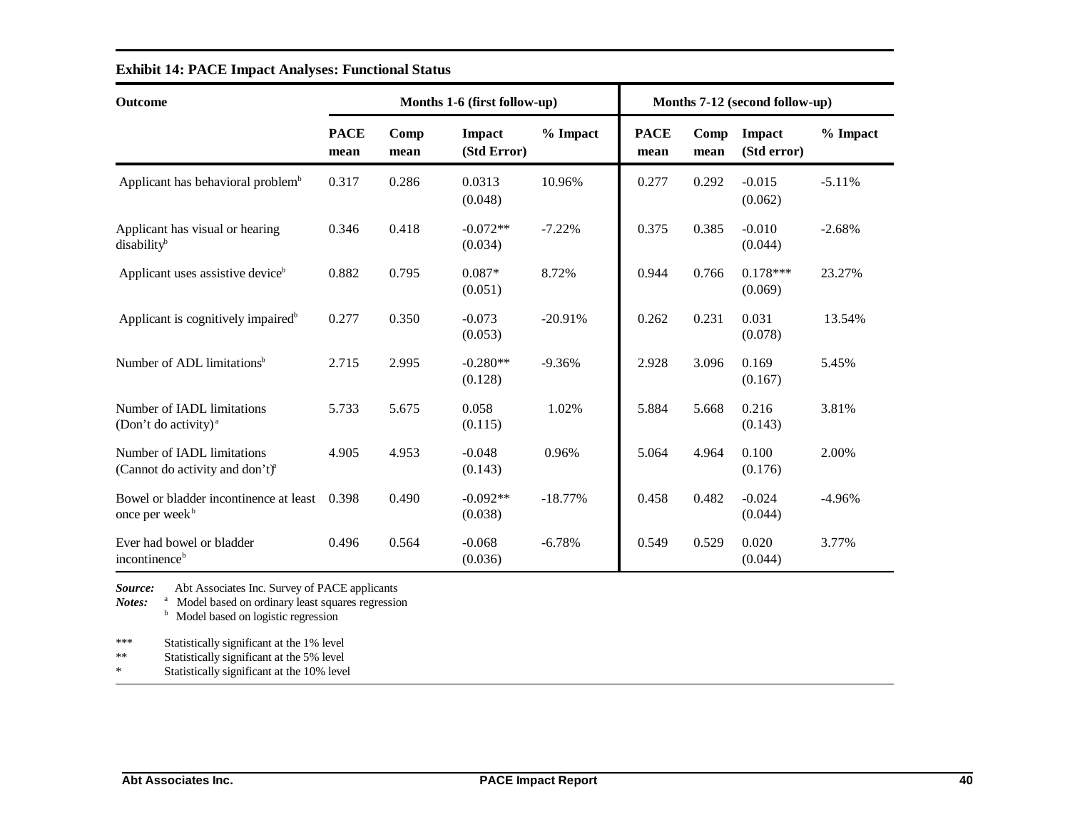**Exhibit 14: PACE Impact Analyses: Functional Status**

| Outcome | Months 1-6 (first follow-up) | | | | Months 7-12 (second follow-up) | | | |
|---|---|---|---|---|---|---|---|---|
| | PACE mean | Comp mean | Impact (Std Error) | % Impact | PACE mean | Comp mean | Impact (Std error) | % Impact |
| Applicant has behavioral problem[b] | 0.317 | 0.286 | 0.0313 (0.048) | 10.96% | 0.277 | 0.292 | -0.015 (0.062) | -5.11% |
| Applicant has visual or hearing disability[b] | 0.346 | 0.418 | -0.072** (0.034) | -7.22% | 0.375 | 0.385 | -0.010 (0.044) | -2.68% |
| Applicant uses assistive device[b] | 0.882 | 0.795 | 0.087* (0.051) | 8.72% | 0.944 | 0.766 | 0.178*** (0.069) | 23.27% |
| Applicant is cognitively impaired[b] | 0.277 | 0.350 | -0.073 (0.053) | -20.91% | 0.262 | 0.231 | 0.031 (0.078) | 13.54% |
| Number of ADL limitations[b] | 2.715 | 2.995 | -0.280** (0.128) | -9.36% | 2.928 | 3.096 | 0.169 (0.167) | 5.45% |
| Number of IADL limitations (Don't do activity)[a] | 5.733 | 5.675 | 0.058 (0.115) | 1.02% | 5.884 | 5.668 | 0.216 (0.143) | 3.81% |
| Number of IADL limitations (Cannot do activity and don't)[a] | 4.905 | 4.953 | -0.048 (0.143) | 0.96% | 5.064 | 4.964 | 0.100 (0.176) | 2.00% |
| Bowel or bladder incontinence at least once per week[b] | 0.398 | 0.490 | -0.092** (0.038) | -18.77% | 0.458 | 0.482 | -0.024 (0.044) | -4.96% |
| Ever had bowel or bladder incontinence[b] | 0.496 | 0.564 | -0.068 (0.036) | -6.78% | 0.549 | 0.529 | 0.020 (0.044) | 3.77% |

***Source:*** Abt Associates Inc. Survey of PACE applicants

***Notes:*** [a] Model based on ordinary least squares regression
[b] Model based on logistic regression

*** Statistically significant at the 1% level
** Statistically significant at the 5% level
* Statistically significant at the 10% level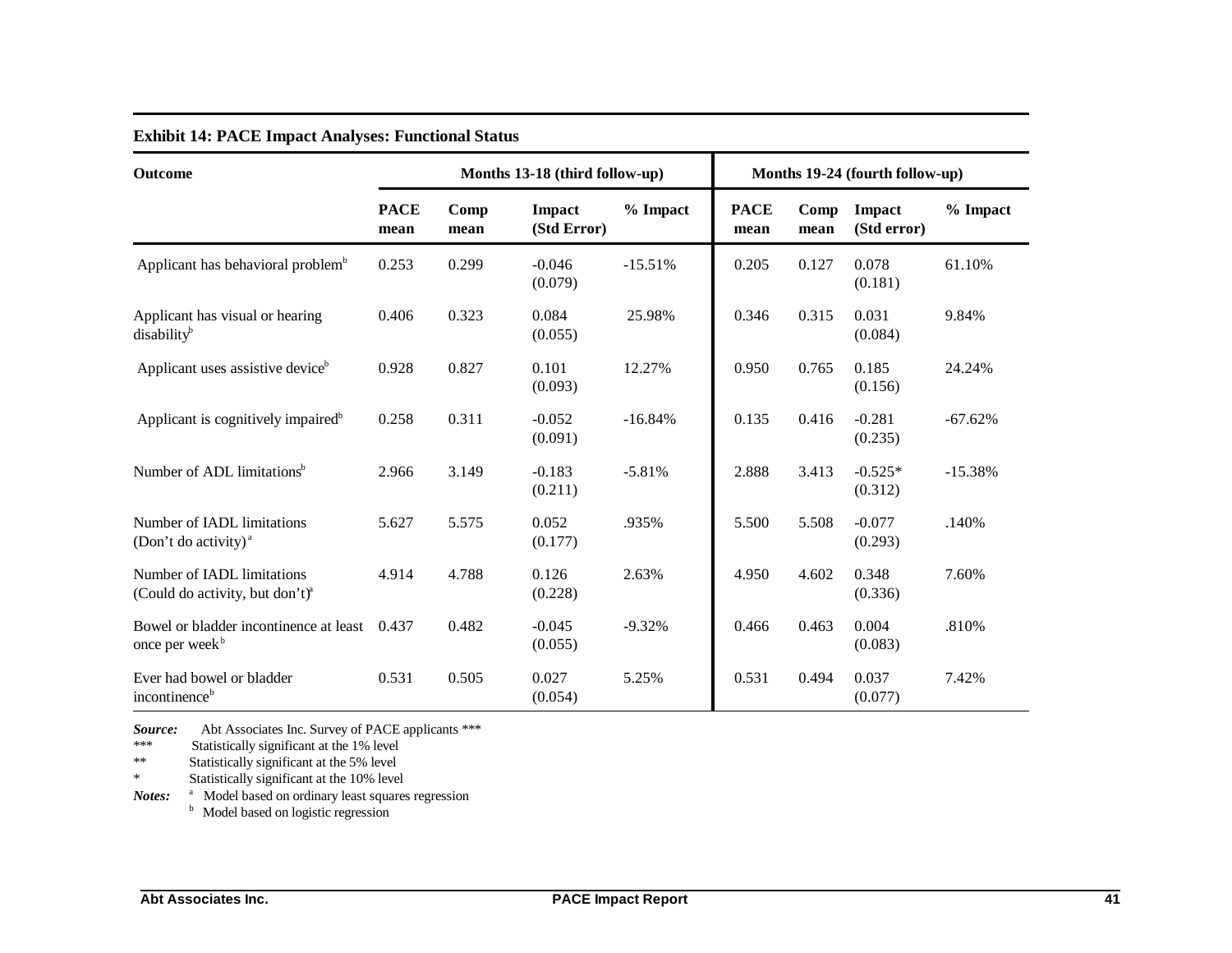**Exhibit 14: PACE Impact Analyses: Functional Status**

| Outcome | Months 13-18 (third follow-up) | | | | Months 19-24 (fourth follow-up) | | | |
|---|---|---|---|---|---|---|---|---|
| | PACE mean | Comp mean | Impact (Std Error) | % Impact | PACE mean | Comp mean | Impact (Std error) | % Impact |
| Applicant has behavioral problem[b] | 0.253 | 0.299 | -0.046 (0.079) | -15.51% | 0.205 | 0.127 | 0.078 (0.181) | 61.10% |
| Applicant has visual or hearing disability[b] | 0.406 | 0.323 | 0.084 (0.055) | 25.98% | 0.346 | 0.315 | 0.031 (0.084) | 9.84% |
| Applicant uses assistive device[b] | 0.928 | 0.827 | 0.101 (0.093) | 12.27% | 0.950 | 0.765 | 0.185 (0.156) | 24.24% |
| Applicant is cognitively impaired[b] | 0.258 | 0.311 | -0.052 (0.091) | -16.84% | 0.135 | 0.416 | -0.281 (0.235) | -67.62% |
| Number of ADL limitations[b] | 2.966 | 3.149 | -0.183 (0.211) | -5.81% | 2.888 | 3.413 | -0.525* (0.312) | -15.38% |
| Number of IADL limitations (Don't do activity)[a] | 5.627 | 5.575 | 0.052 (0.177) | .935% | 5.500 | 5.508 | -0.077 (0.293) | .140% |
| Number of IADL limitations (Could do activity, but don't)[a] | 4.914 | 4.788 | 0.126 (0.228) | 2.63% | 4.950 | 4.602 | 0.348 (0.336) | 7.60% |
| Bowel or bladder incontinence at least once per week[b] | 0.437 | 0.482 | -0.045 (0.055) | -9.32% | 0.466 | 0.463 | 0.004 (0.083) | .810% |
| Ever had bowel or bladder incontinence[b] | 0.531 | 0.505 | 0.027 (0.054) | 5.25% | 0.531 | 0.494 | 0.037 (0.077) | 7.42% |

***Source:*** Abt Associates Inc. Survey of PACE applicants ***

\*\*\* Statistically significant at the 1% level

\*\* Statistically significant at the 5% level

\* Statistically significant at the 10% level

***Notes:*** [a] Model based on ordinary least squares regression

[b] Model based on logistic regression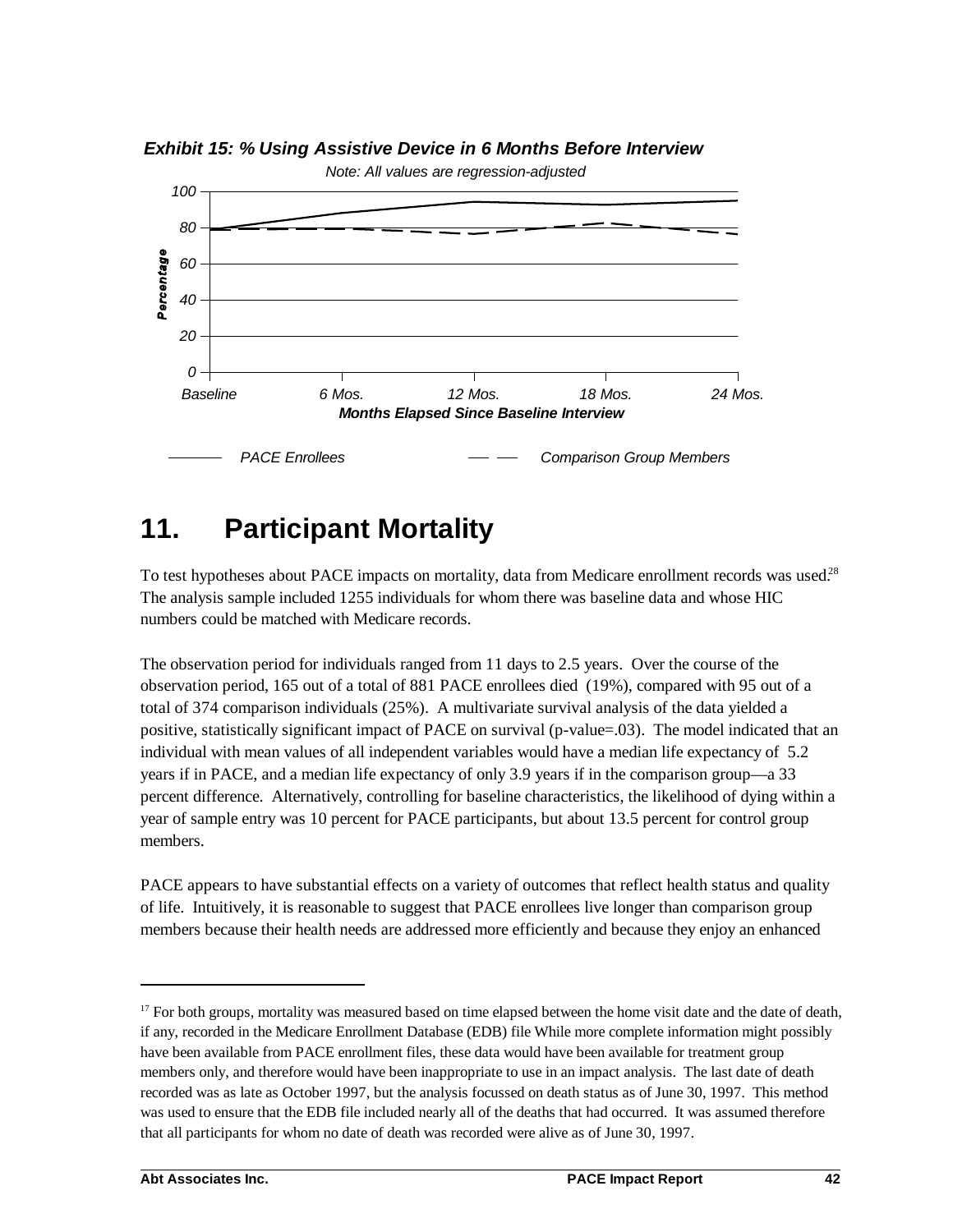***Exhibit 15: % Using Assistive Device in 6 Months Before Interview***

*Note: All values are regression-adjusted*

# 11. Participant Mortality

To test hypotheses about PACE impacts on mortality, data from Medicare enrollment records was used.[28] The analysis sample included 1255 individuals for whom there was baseline data and whose HIC numbers could be matched with Medicare records.

The observation period for individuals ranged from 11 days to 2.5 years. Over the course of the observation period, 165 out of a total of 881 PACE enrollees died (19%), compared with 95 out of a total of 374 comparison individuals (25%). A multivariate survival analysis of the data yielded a positive, statistically significant impact of PACE on survival (p-value=.03). The model indicated that an individual with mean values of all independent variables would have a median life expectancy of 5.2 years if in PACE, and a median life expectancy of only 3.9 years if in the comparison group—a 33 percent difference. Alternatively, controlling for baseline characteristics, the likelihood of dying within a year of sample entry was 10 percent for PACE participants, but about 13.5 percent for control group members.

PACE appears to have substantial effects on a variety of outcomes that reflect health status and quality of life. Intuitively, it is reasonable to suggest that PACE enrollees live longer than comparison group members because their health needs are addressed more efficiently and because they enjoy an enhanced

---

[17] For both groups, mortality was measured based on time elapsed between the home visit date and the date of death, if any, recorded in the Medicare Enrollment Database (EDB) file While more complete information might possibly have been available from PACE enrollment files, these data would have been available for treatment group members only, and therefore would have been inappropriate to use in an impact analysis. The last date of death recorded was as late as October 1997, but the analysis focussed on death status as of June 30, 1997. This method was used to ensure that the EDB file included nearly all of the deaths that had occurred. It was assumed therefore that all participants for whom no date of death was recorded were alive as of June 30, 1997.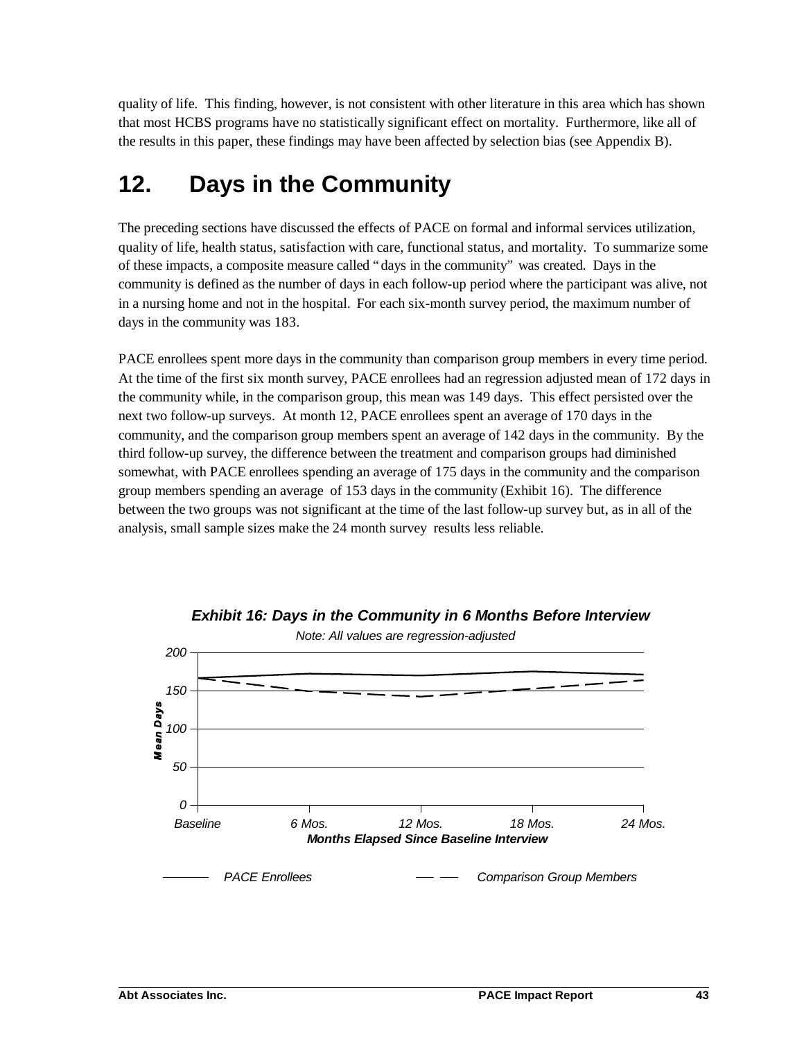quality of life. This finding, however, is not consistent with other literature in this area which has shown that most HCBS programs have no statistically significant effect on mortality. Furthermore, like all of the results in this paper, these findings may have been affected by selection bias (see Appendix B).

# 12. Days in the Community

The preceding sections have discussed the effects of PACE on formal and informal services utilization, quality of life, health status, satisfaction with care, functional status, and mortality. To summarize some of these impacts, a composite measure called "days in the community" was created. Days in the community is defined as the number of days in each follow-up period where the participant was alive, not in a nursing home and not in the hospital. For each six-month survey period, the maximum number of days in the community was 183.

PACE enrollees spent more days in the community than comparison group members in every time period. At the time of the first six month survey, PACE enrollees had an regression adjusted mean of 172 days in the community while, in the comparison group, this mean was 149 days. This effect persisted over the next two follow-up surveys. At month 12, PACE enrollees spent an average of 170 days in the community, and the comparison group members spent an average of 142 days in the community. By the third follow-up survey, the difference between the treatment and comparison groups had diminished somewhat, with PACE enrollees spending an average of 175 days in the community and the comparison group members spending an average of 153 days in the community (Exhibit 16). The difference between the two groups was not significant at the time of the last follow-up survey but, as in all of the analysis, small sample sizes make the 24 month survey results less reliable.

***Exhibit 16: Days in the Community in 6 Months Before Interview***

*Note: All values are regression-adjusted*

*Mean Days* (y-axis: 0, 50, 100, 150, 200)

*Baseline, 6 Mos., 12 Mos., 18 Mos., 24 Mos.*

***Months Elapsed Since Baseline Interview***

*PACE Enrollees* (solid line) — *Comparison Group Members* (dashed line)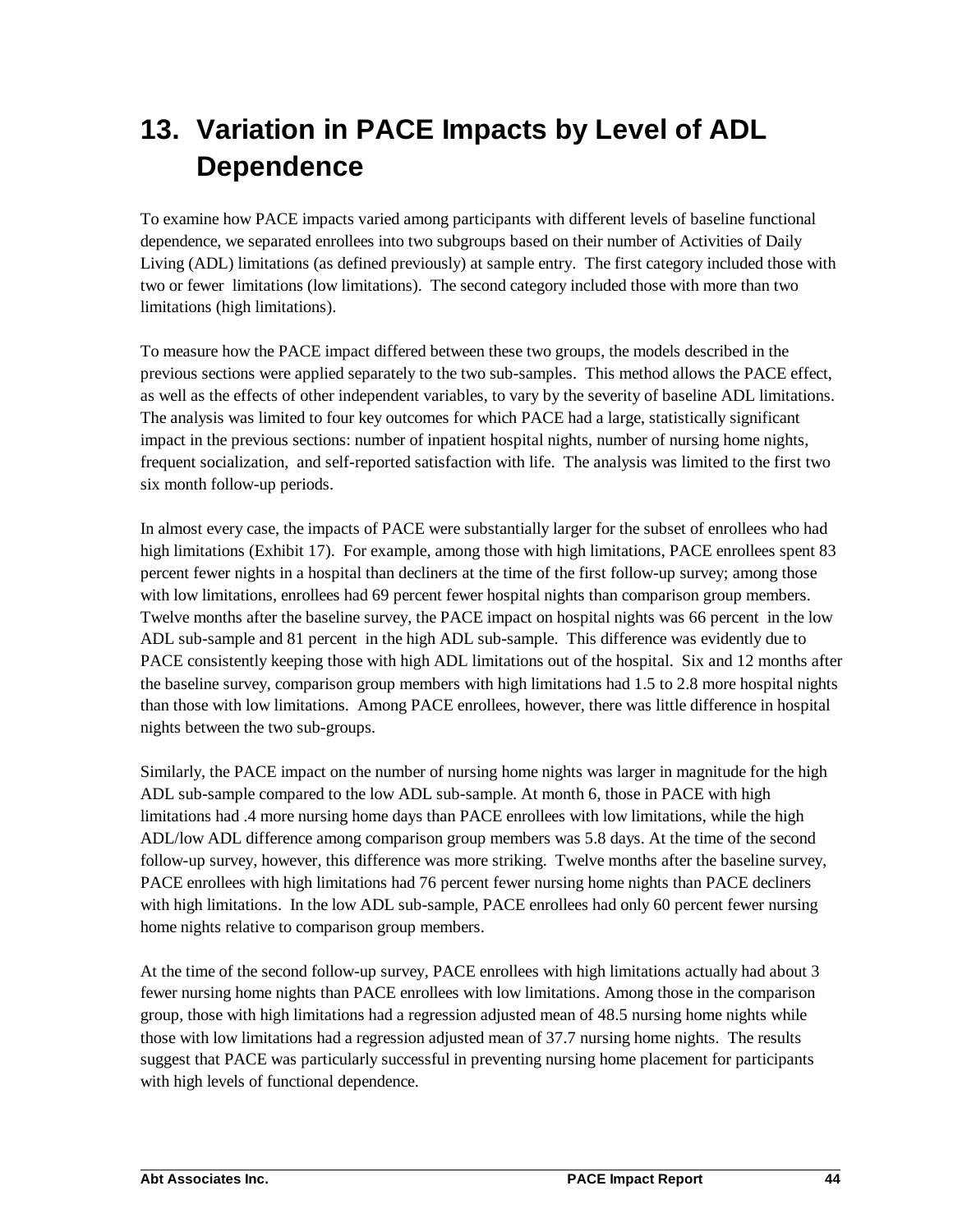# 13. Variation in PACE Impacts by Level of ADL Dependence

To examine how PACE impacts varied among participants with different levels of baseline functional dependence, we separated enrollees into two subgroups based on their number of Activities of Daily Living (ADL) limitations (as defined previously) at sample entry. The first category included those with two or fewer limitations (low limitations). The second category included those with more than two limitations (high limitations).

To measure how the PACE impact differed between these two groups, the models described in the previous sections were applied separately to the two sub-samples. This method allows the PACE effect, as well as the effects of other independent variables, to vary by the severity of baseline ADL limitations. The analysis was limited to four key outcomes for which PACE had a large, statistically significant impact in the previous sections: number of inpatient hospital nights, number of nursing home nights, frequent socialization, and self-reported satisfaction with life. The analysis was limited to the first two six month follow-up periods.

In almost every case, the impacts of PACE were substantially larger for the subset of enrollees who had high limitations (Exhibit 17). For example, among those with high limitations, PACE enrollees spent 83 percent fewer nights in a hospital than decliners at the time of the first follow-up survey; among those with low limitations, enrollees had 69 percent fewer hospital nights than comparison group members. Twelve months after the baseline survey, the PACE impact on hospital nights was 66 percent in the low ADL sub-sample and 81 percent in the high ADL sub-sample. This difference was evidently due to PACE consistently keeping those with high ADL limitations out of the hospital. Six and 12 months after the baseline survey, comparison group members with high limitations had 1.5 to 2.8 more hospital nights than those with low limitations. Among PACE enrollees, however, there was little difference in hospital nights between the two sub-groups.

Similarly, the PACE impact on the number of nursing home nights was larger in magnitude for the high ADL sub-sample compared to the low ADL sub-sample. At month 6, those in PACE with high limitations had .4 more nursing home days than PACE enrollees with low limitations, while the high ADL/low ADL difference among comparison group members was 5.8 days. At the time of the second follow-up survey, however, this difference was more striking. Twelve months after the baseline survey, PACE enrollees with high limitations had 76 percent fewer nursing home nights than PACE decliners with high limitations. In the low ADL sub-sample, PACE enrollees had only 60 percent fewer nursing home nights relative to comparison group members.

At the time of the second follow-up survey, PACE enrollees with high limitations actually had about 3 fewer nursing home nights than PACE enrollees with low limitations. Among those in the comparison group, those with high limitations had a regression adjusted mean of 48.5 nursing home nights while those with low limitations had a regression adjusted mean of 37.7 nursing home nights. The results suggest that PACE was particularly successful in preventing nursing home placement for participants with high levels of functional dependence.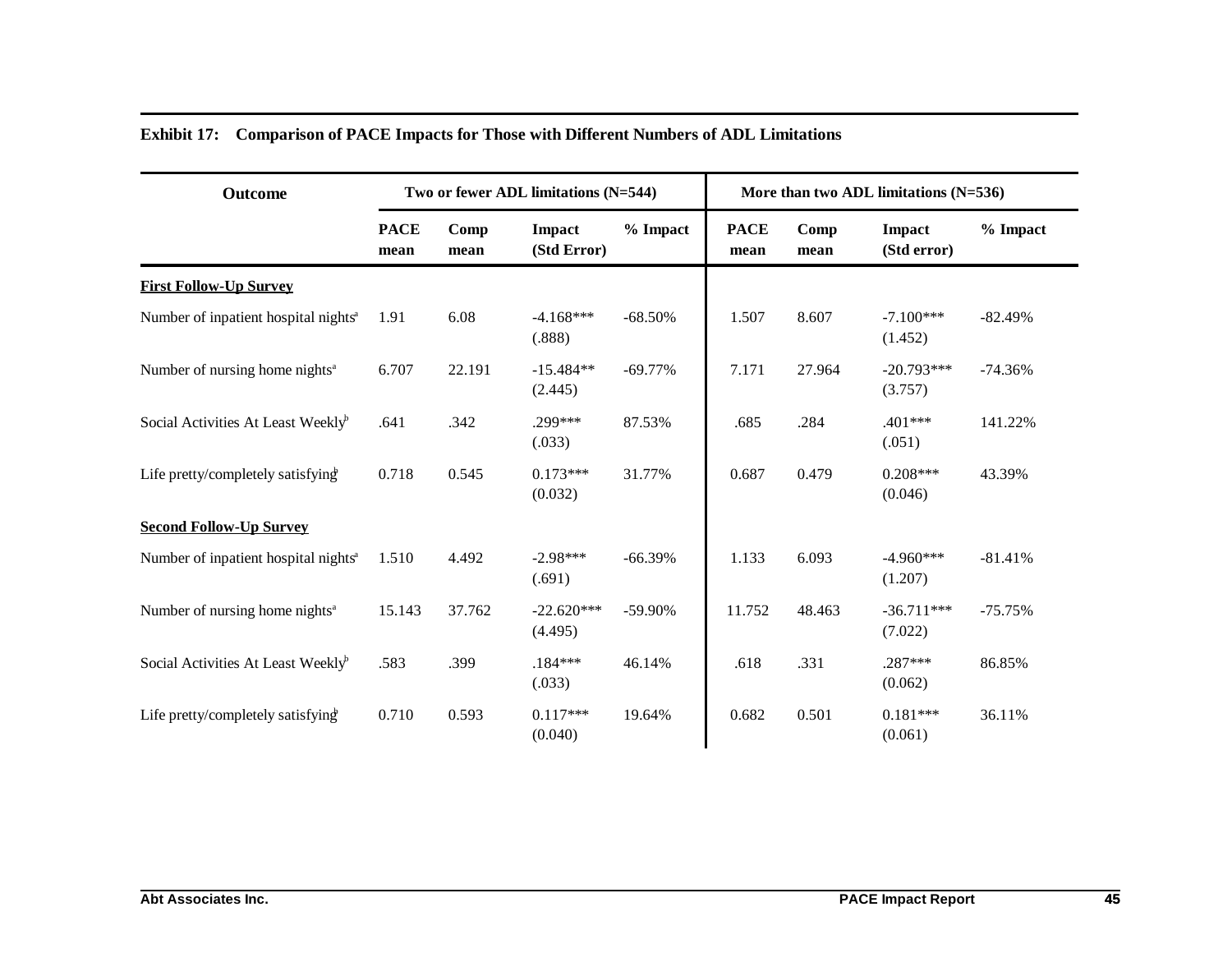**Exhibit 17: Comparison of PACE Impacts for Those with Different Numbers of ADL Limitations**

| Outcome | Two or fewer ADL limitations (N=544) | | | | More than two ADL limitations (N=536) | | | |
|---|---|---|---|---|---|---|---|---|
| | PACE mean | Comp mean | Impact (Std Error) | % Impact | PACE mean | Comp mean | Impact (Std error) | % Impact |
| **First Follow-Up Survey** | | | | | | | | |
| Number of inpatient hospital nights[a] | 1.91 | 6.08 | -4.168*** (.888) | -68.50% | 1.507 | 8.607 | -7.100*** (1.452) | -82.49% |
| Number of nursing home nights[a] | 6.707 | 22.191 | -15.484** (2.445) | -69.77% | 7.171 | 27.964 | -20.793*** (3.757) | -74.36% |
| Social Activities At Least Weekly[b] | .641 | .342 | .299*** (.033) | 87.53% | .685 | .284 | .401*** (.051) | 141.22% |
| Life pretty/completely satisfying[b] | 0.718 | 0.545 | 0.173*** (0.032) | 31.77% | 0.687 | 0.479 | 0.208*** (0.046) | 43.39% |
| **Second Follow-Up Survey** | | | | | | | | |
| Number of inpatient hospital nights[a] | 1.510 | 4.492 | -2.98*** (.691) | -66.39% | 1.133 | 6.093 | -4.960*** (1.207) | -81.41% |
| Number of nursing home nights[a] | 15.143 | 37.762 | -22.620*** (4.495) | -59.90% | 11.752 | 48.463 | -36.711*** (7.022) | -75.75% |
| Social Activities At Least Weekly[b] | .583 | .399 | .184*** (.033) | 46.14% | .618 | .331 | .287*** (0.062) | 86.85% |
| Life pretty/completely satisfying[b] | 0.710 | 0.593 | 0.117*** (0.040) | 19.64% | 0.682 | 0.501 | 0.181*** (0.061) | 36.11% |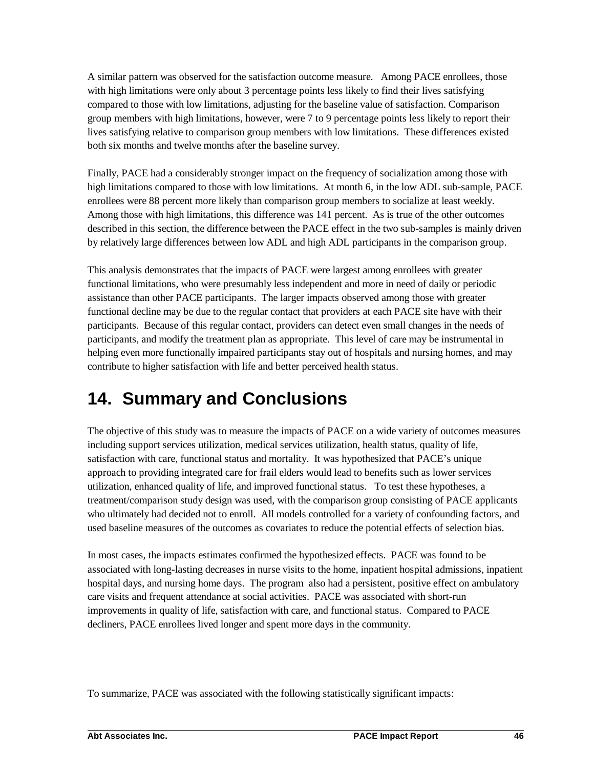A similar pattern was observed for the satisfaction outcome measure. Among PACE enrollees, those with high limitations were only about 3 percentage points less likely to find their lives satisfying compared to those with low limitations, adjusting for the baseline value of satisfaction. Comparison group members with high limitations, however, were 7 to 9 percentage points less likely to report their lives satisfying relative to comparison group members with low limitations. These differences existed both six months and twelve months after the baseline survey.

Finally, PACE had a considerably stronger impact on the frequency of socialization among those with high limitations compared to those with low limitations. At month 6, in the low ADL sub-sample, PACE enrollees were 88 percent more likely than comparison group members to socialize at least weekly. Among those with high limitations, this difference was 141 percent. As is true of the other outcomes described in this section, the difference between the PACE effect in the two sub-samples is mainly driven by relatively large differences between low ADL and high ADL participants in the comparison group.

This analysis demonstrates that the impacts of PACE were largest among enrollees with greater functional limitations, who were presumably less independent and more in need of daily or periodic assistance than other PACE participants. The larger impacts observed among those with greater functional decline may be due to the regular contact that providers at each PACE site have with their participants. Because of this regular contact, providers can detect even small changes in the needs of participants, and modify the treatment plan as appropriate. This level of care may be instrumental in helping even more functionally impaired participants stay out of hospitals and nursing homes, and may contribute to higher satisfaction with life and better perceived health status.

# 14. Summary and Conclusions

The objective of this study was to measure the impacts of PACE on a wide variety of outcomes measures including support services utilization, medical services utilization, health status, quality of life, satisfaction with care, functional status and mortality. It was hypothesized that PACE's unique approach to providing integrated care for frail elders would lead to benefits such as lower services utilization, enhanced quality of life, and improved functional status. To test these hypotheses, a treatment/comparison study design was used, with the comparison group consisting of PACE applicants who ultimately had decided not to enroll. All models controlled for a variety of confounding factors, and used baseline measures of the outcomes as covariates to reduce the potential effects of selection bias.

In most cases, the impacts estimates confirmed the hypothesized effects. PACE was found to be associated with long-lasting decreases in nurse visits to the home, inpatient hospital admissions, inpatient hospital days, and nursing home days. The program also had a persistent, positive effect on ambulatory care visits and frequent attendance at social activities. PACE was associated with short-run improvements in quality of life, satisfaction with care, and functional status. Compared to PACE decliners, PACE enrollees lived longer and spent more days in the community.

To summarize, PACE was associated with the following statistically significant impacts: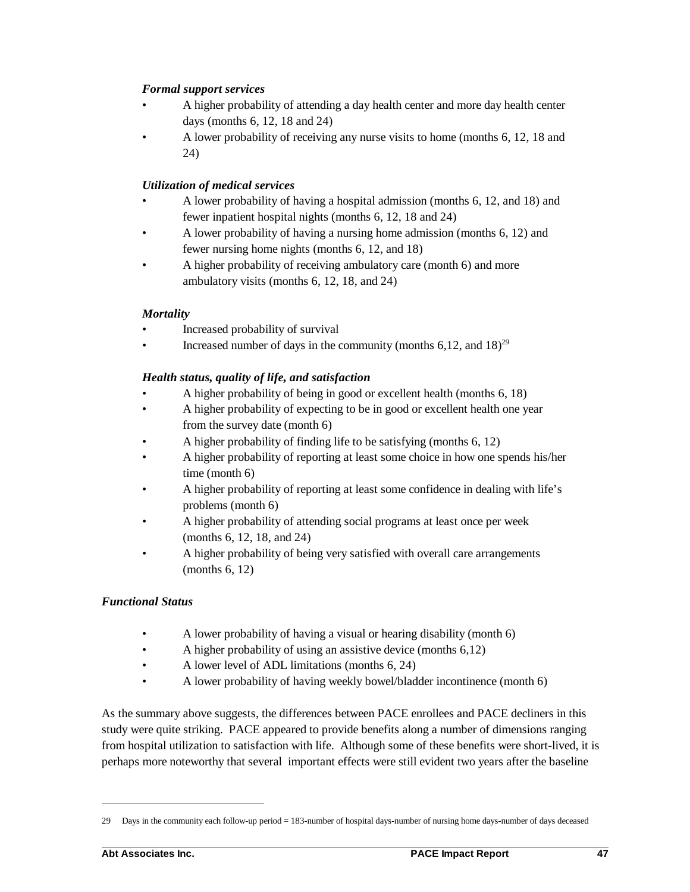***Formal support services***

- A higher probability of attending a day health center and more day health center days (months 6, 12, 18 and 24)
- A lower probability of receiving any nurse visits to home (months 6, 12, 18 and 24)

***Utilization of medical services***

- A lower probability of having a hospital admission (months 6, 12, and 18) and fewer inpatient hospital nights (months 6, 12, 18 and 24)
- A lower probability of having a nursing home admission (months 6, 12) and fewer nursing home nights (months 6, 12, and 18)
- A higher probability of receiving ambulatory care (month 6) and more ambulatory visits (months 6, 12, 18, and 24)

***Mortality***

- Increased probability of survival
- Increased number of days in the community (months 6,12, and 18)[29]

***Health status, quality of life, and satisfaction***

- A higher probability of being in good or excellent health (months 6, 18)
- A higher probability of expecting to be in good or excellent health one year from the survey date (month 6)
- A higher probability of finding life to be satisfying (months 6, 12)
- A higher probability of reporting at least some choice in how one spends his/her time (month 6)
- A higher probability of reporting at least some confidence in dealing with life's problems (month 6)
- A higher probability of attending social programs at least once per week (months 6, 12, 18, and 24)
- A higher probability of being very satisfied with overall care arrangements (months 6, 12)

***Functional Status***

- A lower probability of having a visual or hearing disability (month 6)
- A higher probability of using an assistive device (months 6,12)
- A lower level of ADL limitations (months 6, 24)
- A lower probability of having weekly bowel/bladder incontinence (month 6)

As the summary above suggests, the differences between PACE enrollees and PACE decliners in this study were quite striking. PACE appeared to provide benefits along a number of dimensions ranging from hospital utilization to satisfaction with life. Although some of these benefits were short-lived, it is perhaps more noteworthy that several important effects were still evident two years after the baseline

---

29 Days in the community each follow-up period = 183-number of hospital days-number of nursing home days-number of days deceased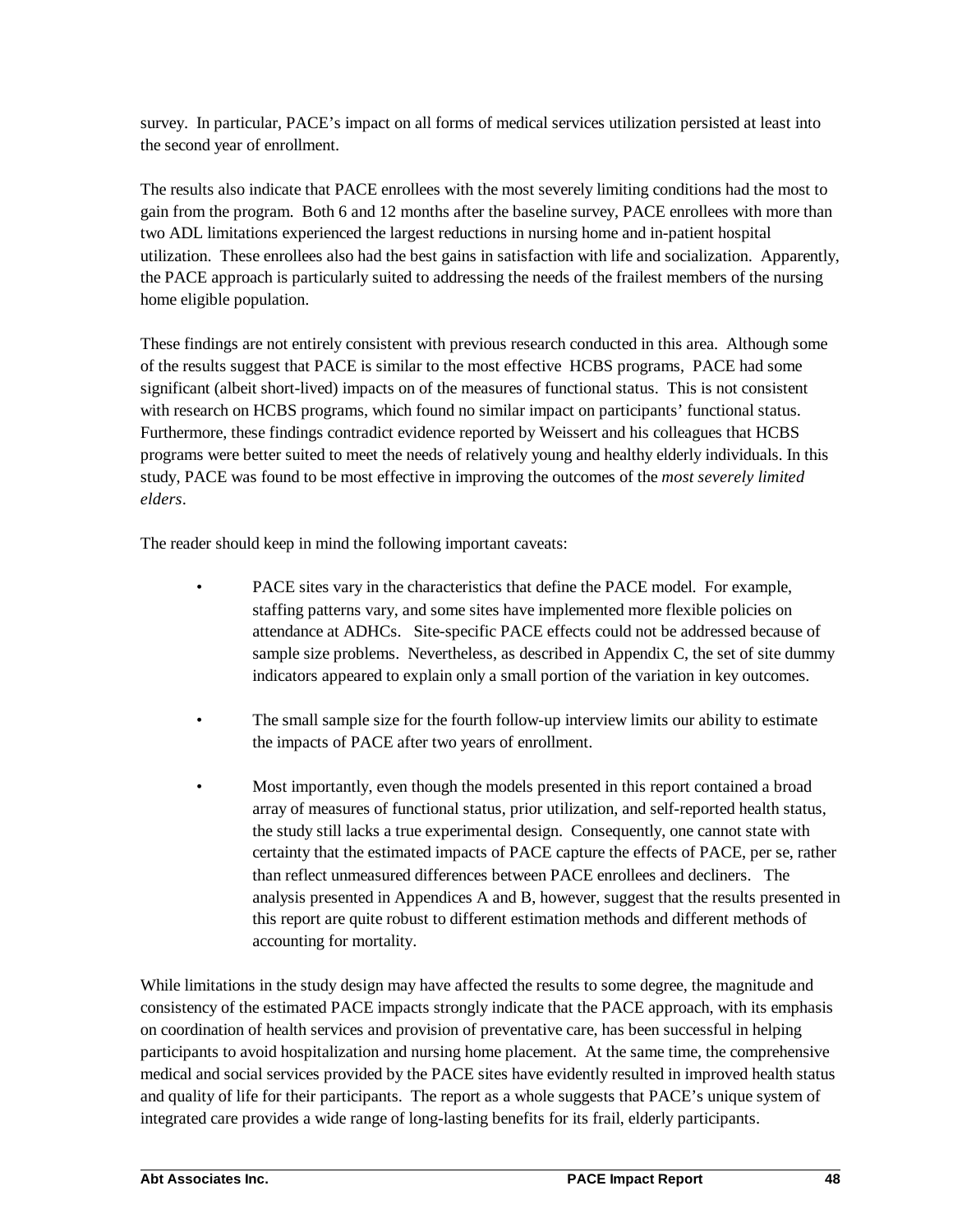survey. In particular, PACE's impact on all forms of medical services utilization persisted at least into the second year of enrollment.

The results also indicate that PACE enrollees with the most severely limiting conditions had the most to gain from the program. Both 6 and 12 months after the baseline survey, PACE enrollees with more than two ADL limitations experienced the largest reductions in nursing home and in-patient hospital utilization. These enrollees also had the best gains in satisfaction with life and socialization. Apparently, the PACE approach is particularly suited to addressing the needs of the frailest members of the nursing home eligible population.

These findings are not entirely consistent with previous research conducted in this area. Although some of the results suggest that PACE is similar to the most effective HCBS programs, PACE had some significant (albeit short-lived) impacts on of the measures of functional status. This is not consistent with research on HCBS programs, which found no similar impact on participants' functional status. Furthermore, these findings contradict evidence reported by Weissert and his colleagues that HCBS programs were better suited to meet the needs of relatively young and healthy elderly individuals. In this study, PACE was found to be most effective in improving the outcomes of the *most severely limited elders*.

The reader should keep in mind the following important caveats:

- PACE sites vary in the characteristics that define the PACE model. For example, staffing patterns vary, and some sites have implemented more flexible policies on attendance at ADHCs. Site-specific PACE effects could not be addressed because of sample size problems. Nevertheless, as described in Appendix C, the set of site dummy indicators appeared to explain only a small portion of the variation in key outcomes.

- The small sample size for the fourth follow-up interview limits our ability to estimate the impacts of PACE after two years of enrollment.

- Most importantly, even though the models presented in this report contained a broad array of measures of functional status, prior utilization, and self-reported health status, the study still lacks a true experimental design. Consequently, one cannot state with certainty that the estimated impacts of PACE capture the effects of PACE, per se, rather than reflect unmeasured differences between PACE enrollees and decliners. The analysis presented in Appendices A and B, however, suggest that the results presented in this report are quite robust to different estimation methods and different methods of accounting for mortality.

While limitations in the study design may have affected the results to some degree, the magnitude and consistency of the estimated PACE impacts strongly indicate that the PACE approach, with its emphasis on coordination of health services and provision of preventative care, has been successful in helping participants to avoid hospitalization and nursing home placement. At the same time, the comprehensive medical and social services provided by the PACE sites have evidently resulted in improved health status and quality of life for their participants. The report as a whole suggests that PACE's unique system of integrated care provides a wide range of long-lasting benefits for its frail, elderly participants.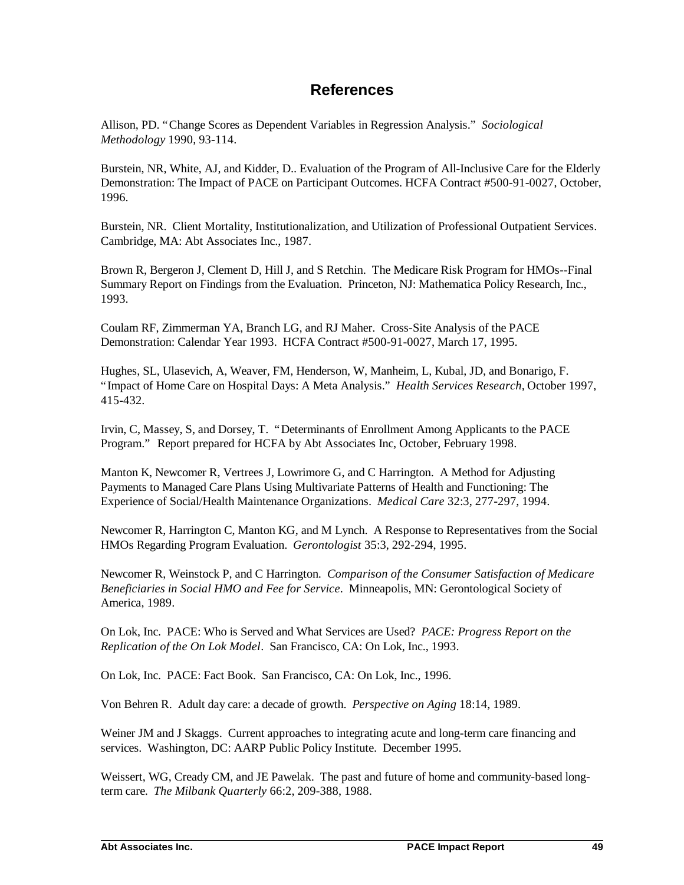# References

Allison, PD. "Change Scores as Dependent Variables in Regression Analysis." *Sociological Methodology* 1990, 93-114.

Burstein, NR, White, AJ, and Kidder, D.. Evaluation of the Program of All-Inclusive Care for the Elderly Demonstration: The Impact of PACE on Participant Outcomes. HCFA Contract #500-91-0027, October, 1996.

Burstein, NR. Client Mortality, Institutionalization, and Utilization of Professional Outpatient Services. Cambridge, MA: Abt Associates Inc., 1987.

Brown R, Bergeron J, Clement D, Hill J, and S Retchin. The Medicare Risk Program for HMOs--Final Summary Report on Findings from the Evaluation. Princeton, NJ: Mathematica Policy Research, Inc., 1993.

Coulam RF, Zimmerman YA, Branch LG, and RJ Maher. Cross-Site Analysis of the PACE Demonstration: Calendar Year 1993. HCFA Contract #500-91-0027, March 17, 1995.

Hughes, SL, Ulasevich, A, Weaver, FM, Henderson, W, Manheim, L, Kubal, JD, and Bonarigo, F. "Impact of Home Care on Hospital Days: A Meta Analysis." *Health Services Research,* October 1997, 415-432.

Irvin, C, Massey, S, and Dorsey, T. "Determinants of Enrollment Among Applicants to the PACE Program." Report prepared for HCFA by Abt Associates Inc, October, February 1998.

Manton K, Newcomer R, Vertrees J, Lowrimore G, and C Harrington. A Method for Adjusting Payments to Managed Care Plans Using Multivariate Patterns of Health and Functioning: The Experience of Social/Health Maintenance Organizations. *Medical Care* 32:3, 277-297, 1994.

Newcomer R, Harrington C, Manton KG, and M Lynch. A Response to Representatives from the Social HMOs Regarding Program Evaluation. *Gerontologist* 35:3, 292-294, 1995.

Newcomer R, Weinstock P, and C Harrington. *Comparison of the Consumer Satisfaction of Medicare Beneficiaries in Social HMO and Fee for Service*. Minneapolis, MN: Gerontological Society of America, 1989.

On Lok, Inc. PACE: Who is Served and What Services are Used? *PACE: Progress Report on the Replication of the On Lok Model*. San Francisco, CA: On Lok, Inc., 1993.

On Lok, Inc. PACE: Fact Book. San Francisco, CA: On Lok, Inc., 1996.

Von Behren R. Adult day care: a decade of growth. *Perspective on Aging* 18:14, 1989.

Weiner JM and J Skaggs. Current approaches to integrating acute and long-term care financing and services. Washington, DC: AARP Public Policy Institute. December 1995.

Weissert, WG, Cready CM, and JE Pawelak. The past and future of home and community-based long-term care. *The Milbank Quarterly* 66:2, 209-388, 1988.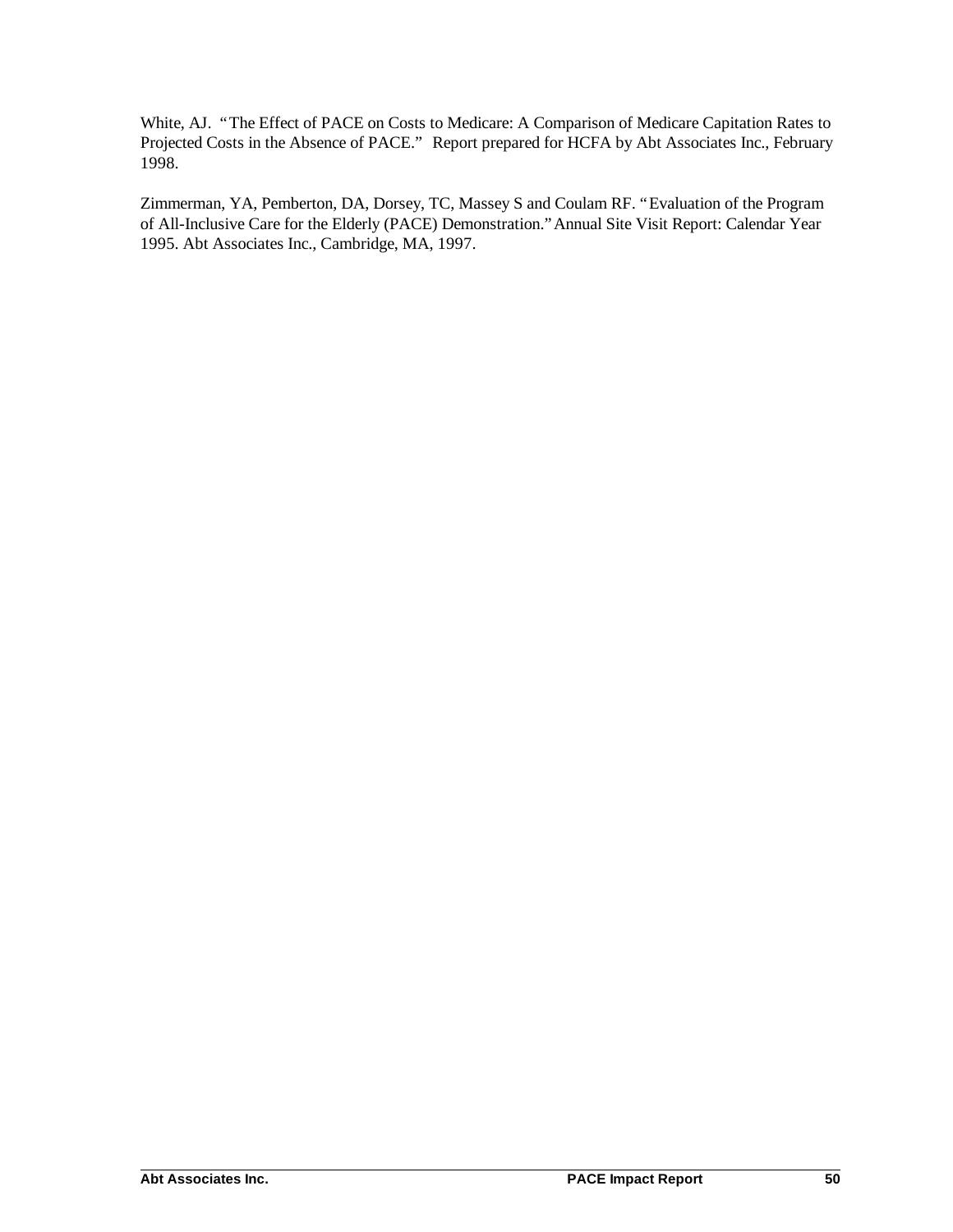White, AJ. "The Effect of PACE on Costs to Medicare: A Comparison of Medicare Capitation Rates to Projected Costs in the Absence of PACE." Report prepared for HCFA by Abt Associates Inc., February 1998.

Zimmerman, YA, Pemberton, DA, Dorsey, TC, Massey S and Coulam RF. "Evaluation of the Program of All-Inclusive Care for the Elderly (PACE) Demonstration." Annual Site Visit Report: Calendar Year 1995. Abt Associates Inc., Cambridge, MA, 1997.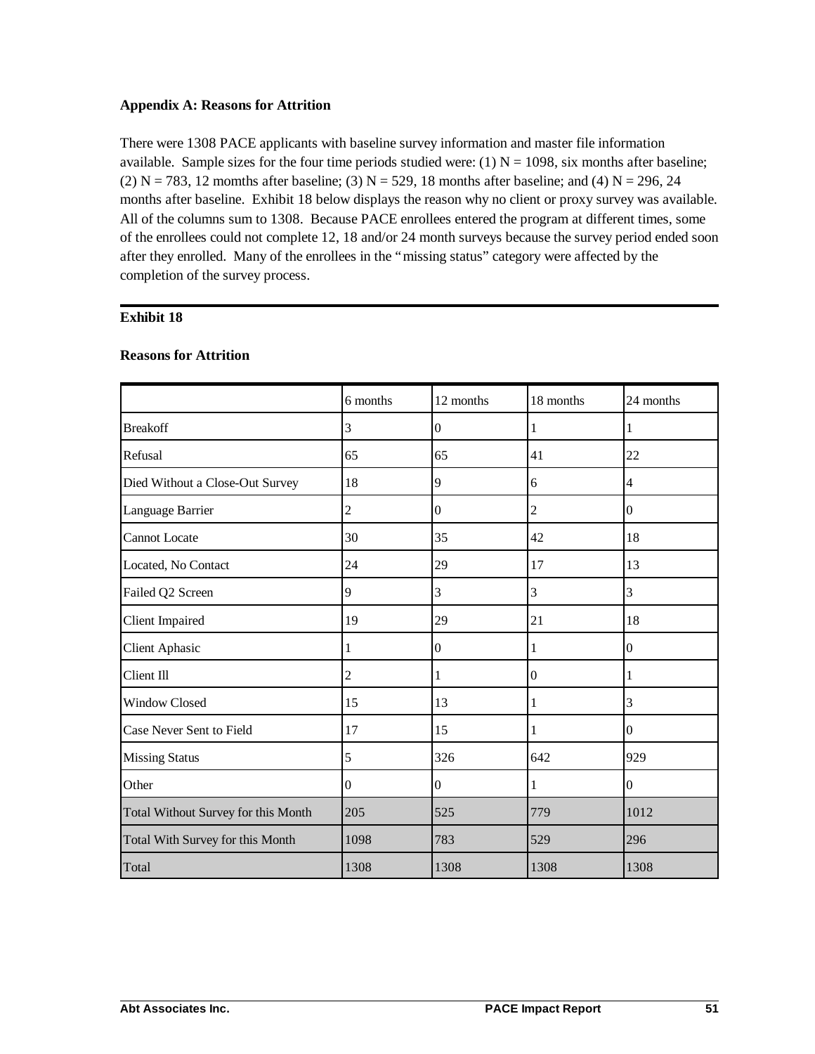## Appendix A: Reasons for Attrition

There were 1308 PACE applicants with baseline survey information and master file information available. Sample sizes for the four time periods studied were: (1) N = 1098, six months after baseline; (2) N = 783, 12 momths after baseline; (3) N = 529, 18 months after baseline; and (4) N = 296, 24 months after baseline. Exhibit 18 below displays the reason why no client or proxy survey was available. All of the columns sum to 1308. Because PACE enrollees entered the program at different times, some of the enrollees could not complete 12, 18 and/or 24 month surveys because the survey period ended soon after they enrolled. Many of the enrollees in the "missing status" category were affected by the completion of the survey process.

**Exhibit 18**

**Reasons for Attrition**

| | 6 months | 12 months | 18 months | 24 months |
|---|---|---|---|---|
| Breakoff | 3 | 0 | 1 | 1 |
| Refusal | 65 | 65 | 41 | 22 |
| Died Without a Close-Out Survey | 18 | 9 | 6 | 4 |
| Language Barrier | 2 | 0 | 2 | 0 |
| Cannot Locate | 30 | 35 | 42 | 18 |
| Located, No Contact | 24 | 29 | 17 | 13 |
| Failed Q2 Screen | 9 | 3 | 3 | 3 |
| Client Impaired | 19 | 29 | 21 | 18 |
| Client Aphasic | 1 | 0 | 1 | 0 |
| Client Ill | 2 | 1 | 0 | 1 |
| Window Closed | 15 | 13 | 1 | 3 |
| Case Never Sent to Field | 17 | 15 | 1 | 0 |
| Missing Status | 5 | 326 | 642 | 929 |
| Other | 0 | 0 | 1 | 0 |
| Total Without Survey for this Month | 205 | 525 | 779 | 1012 |
| Total With Survey for this Month | 1098 | 783 | 529 | 296 |
| Total | 1308 | 1308 | 1308 | 1308 |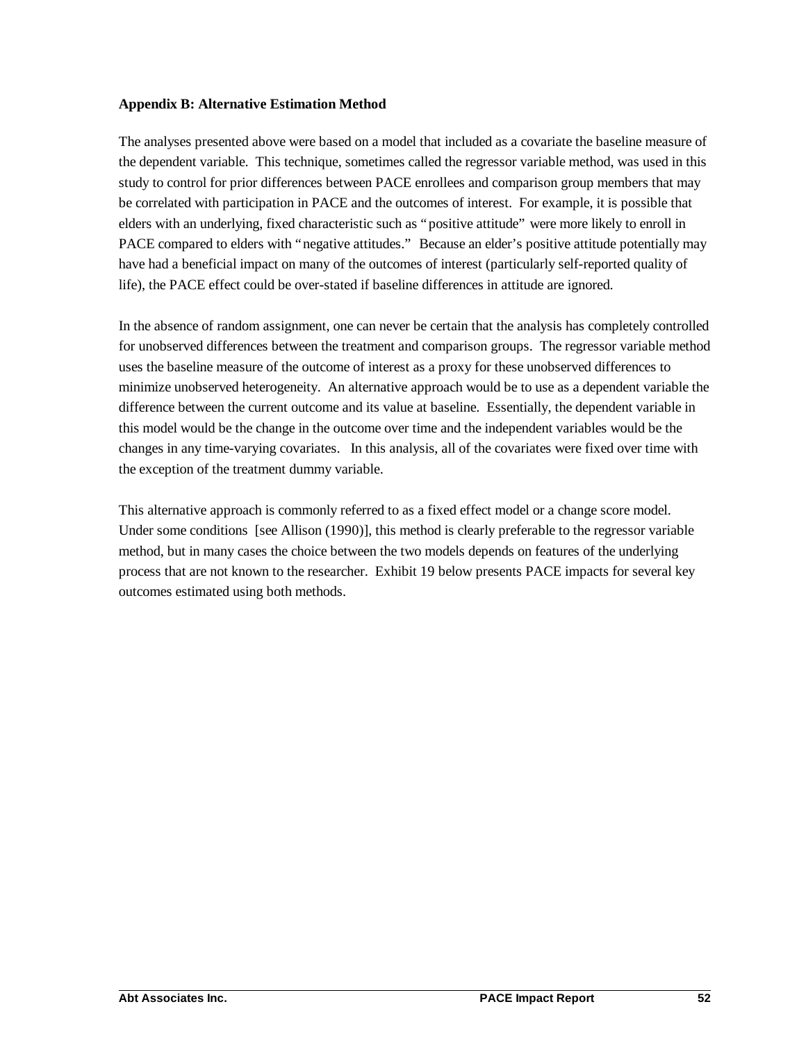## Appendix B: Alternative Estimation Method

The analyses presented above were based on a model that included as a covariate the baseline measure of the dependent variable. This technique, sometimes called the regressor variable method, was used in this study to control for prior differences between PACE enrollees and comparison group members that may be correlated with participation in PACE and the outcomes of interest. For example, it is possible that elders with an underlying, fixed characteristic such as "positive attitude" were more likely to enroll in PACE compared to elders with "negative attitudes." Because an elder's positive attitude potentially may have had a beneficial impact on many of the outcomes of interest (particularly self-reported quality of life), the PACE effect could be over-stated if baseline differences in attitude are ignored.

In the absence of random assignment, one can never be certain that the analysis has completely controlled for unobserved differences between the treatment and comparison groups. The regressor variable method uses the baseline measure of the outcome of interest as a proxy for these unobserved differences to minimize unobserved heterogeneity. An alternative approach would be to use as a dependent variable the difference between the current outcome and its value at baseline. Essentially, the dependent variable in this model would be the change in the outcome over time and the independent variables would be the changes in any time-varying covariates. In this analysis, all of the covariates were fixed over time with the exception of the treatment dummy variable.

This alternative approach is commonly referred to as a fixed effect model or a change score model. Under some conditions [see Allison (1990)], this method is clearly preferable to the regressor variable method, but in many cases the choice between the two models depends on features of the underlying process that are not known to the researcher. Exhibit 19 below presents PACE impacts for several key outcomes estimated using both methods.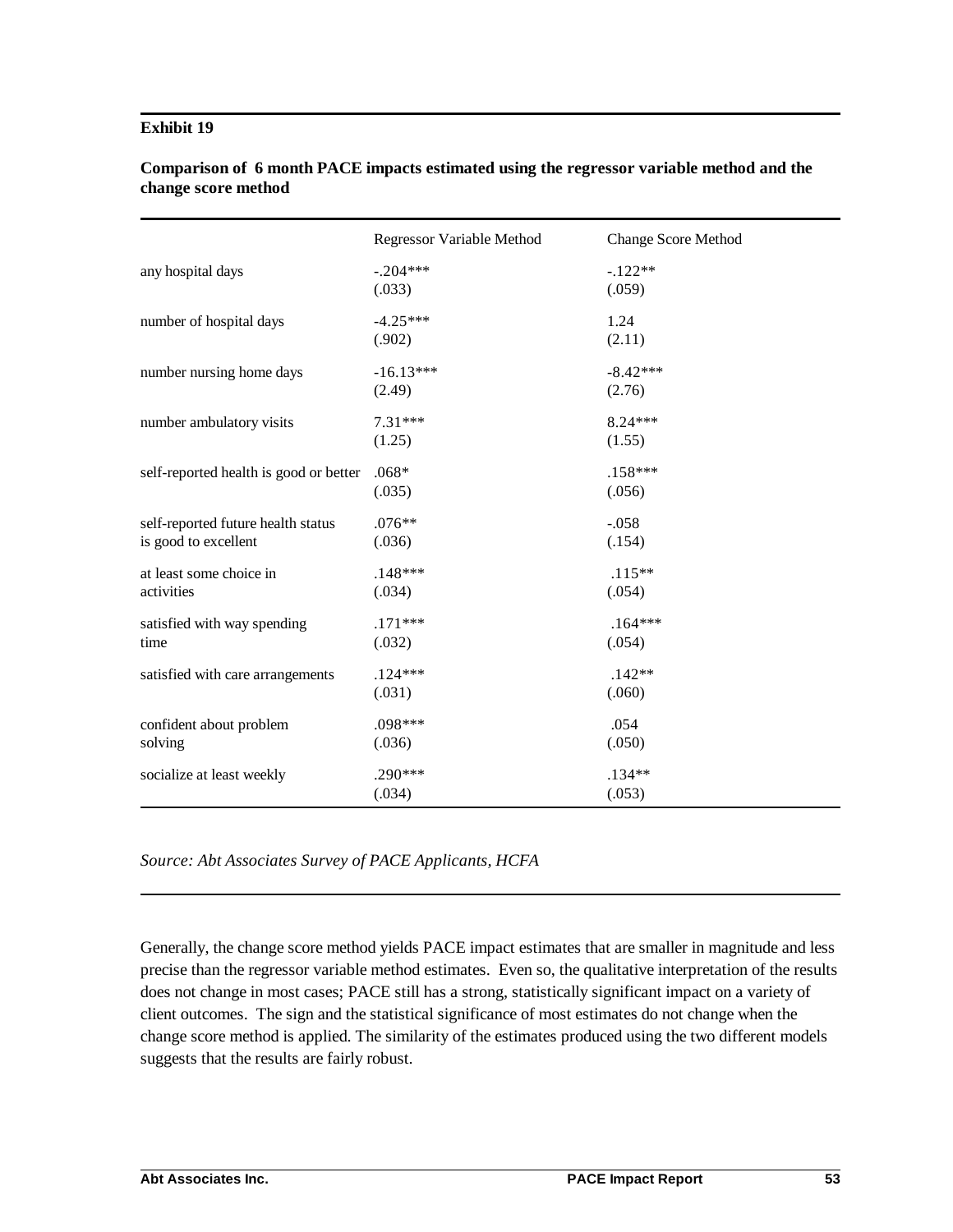**Exhibit 19**

**Comparison of 6 month PACE impacts estimated using the regressor variable method and the change score method**

| | Regressor Variable Method | Change Score Method |
|---|---|---|
| any hospital days | -.204*** (.033) | -.122** (.059) |
| number of hospital days | -4.25*** (.902) | 1.24 (2.11) |
| number nursing home days | -16.13*** (2.49) | -8.42*** (2.76) |
| number ambulatory visits | 7.31*** (1.25) | 8.24*** (1.55) |
| self-reported health is good or better | .068* (.035) | .158*** (.056) |
| self-reported future health status is good to excellent | .076** (.036) | -.058 (.154) |
| at least some choice in activities | .148*** (.034) | .115** (.054) |
| satisfied with way spending time | .171*** (.032) | .164*** (.054) |
| satisfied with care arrangements | .124*** (.031) | .142** (.060) |
| confident about problem solving | .098*** (.036) | .054 (.050) |
| socialize at least weekly | .290*** (.034) | .134** (.053) |

*Source: Abt Associates Survey of PACE Applicants, HCFA*

Generally, the change score method yields PACE impact estimates that are smaller in magnitude and less precise than the regressor variable method estimates. Even so, the qualitative interpretation of the results does not change in most cases; PACE still has a strong, statistically significant impact on a variety of client outcomes. The sign and the statistical significance of most estimates do not change when the change score method is applied. The similarity of the estimates produced using the two different models suggests that the results are fairly robust.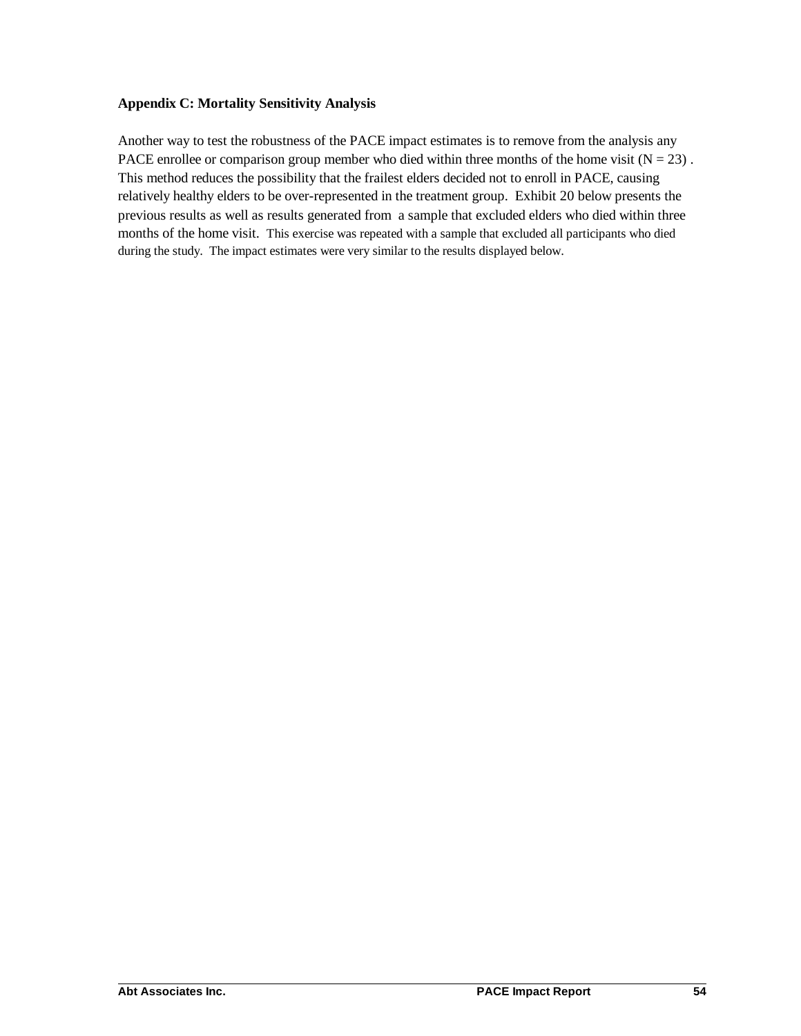**Appendix C: Mortality Sensitivity Analysis**

Another way to test the robustness of the PACE impact estimates is to remove from the analysis any PACE enrollee or comparison group member who died within three months of the home visit (N = 23) . This method reduces the possibility that the frailest elders decided not to enroll in PACE, causing relatively healthy elders to be over-represented in the treatment group. Exhibit 20 below presents the previous results as well as results generated from a sample that excluded elders who died within three months of the home visit. This exercise was repeated with a sample that excluded all participants who died during the study. The impact estimates were very similar to the results displayed below.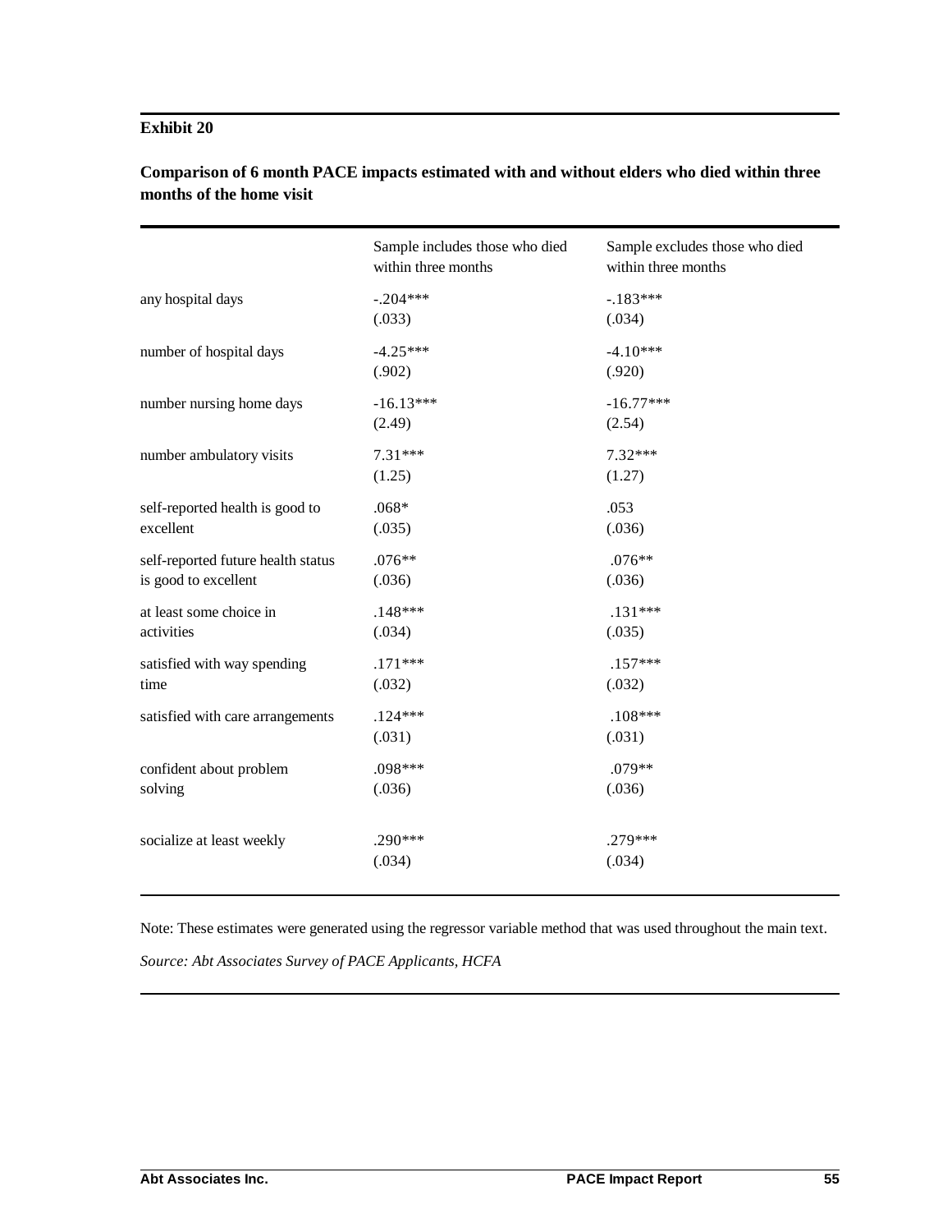**Exhibit 20**

**Comparison of 6 month PACE impacts estimated with and without elders who died within three months of the home visit**

| | Sample includes those who died within three months | Sample excludes those who died within three months |
|---|---|---|
| any hospital days | -.204***<br>(.033) | -.183***<br>(.034) |
| number of hospital days | -4.25***<br>(.902) | -4.10***<br>(.920) |
| number nursing home days | -16.13***<br>(2.49) | -16.77***<br>(2.54) |
| number ambulatory visits | 7.31***<br>(1.25) | 7.32***<br>(1.27) |
| self-reported health is good to excellent | .068*<br>(.035) | .053<br>(.036) |
| self-reported future health status is good to excellent | .076**<br>(.036) | .076**<br>(.036) |
| at least some choice in activities | .148***<br>(.034) | .131***<br>(.035) |
| satisfied with way spending time | .171***<br>(.032) | .157***<br>(.032) |
| satisfied with care arrangements | .124***<br>(.031) | .108***<br>(.031) |
| confident about problem solving | .098***<br>(.036) | .079**<br>(.036) |
| socialize at least weekly | .290***<br>(.034) | .279***<br>(.034) |

Note: These estimates were generated using the regressor variable method that was used throughout the main text.

*Source: Abt Associates Survey of PACE Applicants, HCFA*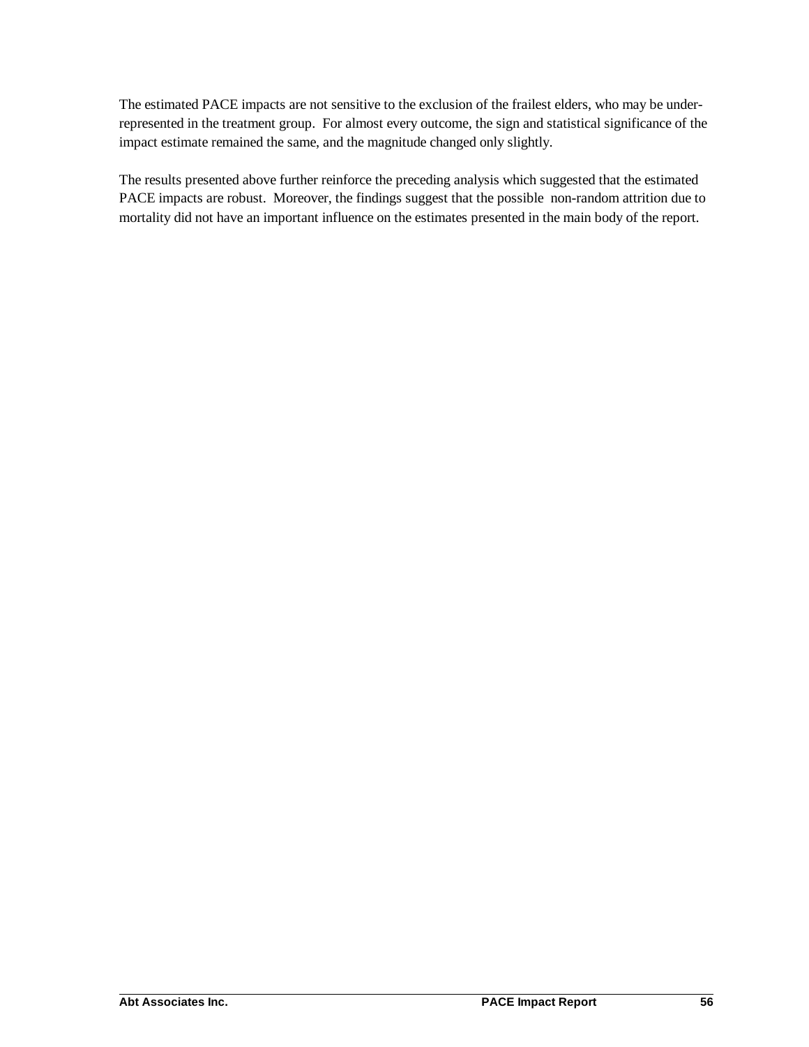The estimated PACE impacts are not sensitive to the exclusion of the frailest elders, who may be under-represented in the treatment group. For almost every outcome, the sign and statistical significance of the impact estimate remained the same, and the magnitude changed only slightly.

The results presented above further reinforce the preceding analysis which suggested that the estimated PACE impacts are robust. Moreover, the findings suggest that the possible non-random attrition due to mortality did not have an important influence on the estimates presented in the main body of the report.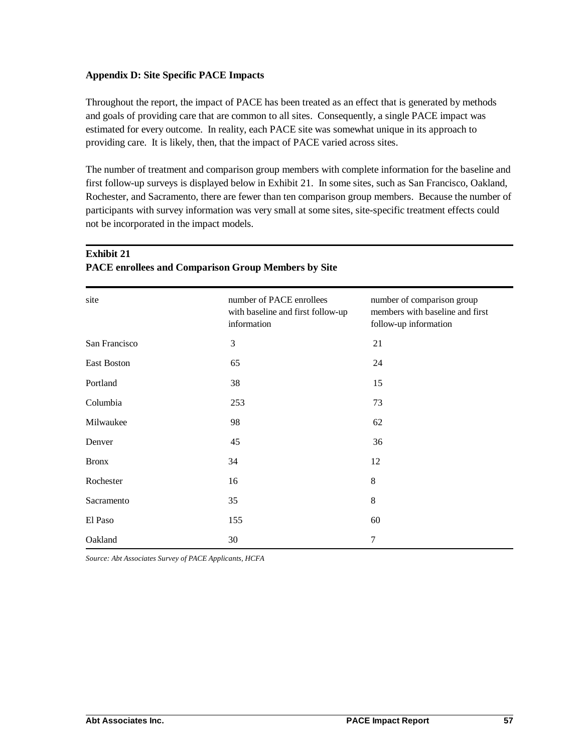**Appendix D: Site Specific PACE Impacts**

Throughout the report, the impact of PACE has been treated as an effect that is generated by methods and goals of providing care that are common to all sites. Consequently, a single PACE impact was estimated for every outcome. In reality, each PACE site was somewhat unique in its approach to providing care. It is likely, then, that the impact of PACE varied across sites.

The number of treatment and comparison group members with complete information for the baseline and first follow-up surveys is displayed below in Exhibit 21. In some sites, such as San Francisco, Oakland, Rochester, and Sacramento, there are fewer than ten comparison group members. Because the number of participants with survey information was very small at some sites, site-specific treatment effects could not be incorporated in the impact models.

**Exhibit 21**
**PACE enrollees and Comparison Group Members by Site**

| site | number of PACE enrollees with baseline and first follow-up information | number of comparison group members with baseline and first follow-up information |
|---|---|---|
| San Francisco | 3 | 21 |
| East Boston | 65 | 24 |
| Portland | 38 | 15 |
| Columbia | 253 | 73 |
| Milwaukee | 98 | 62 |
| Denver | 45 | 36 |
| Bronx | 34 | 12 |
| Rochester | 16 | 8 |
| Sacramento | 35 | 8 |
| El Paso | 155 | 60 |
| Oakland | 30 | 7 |

*Source: Abt Associates Survey of PACE Applicants, HCFA*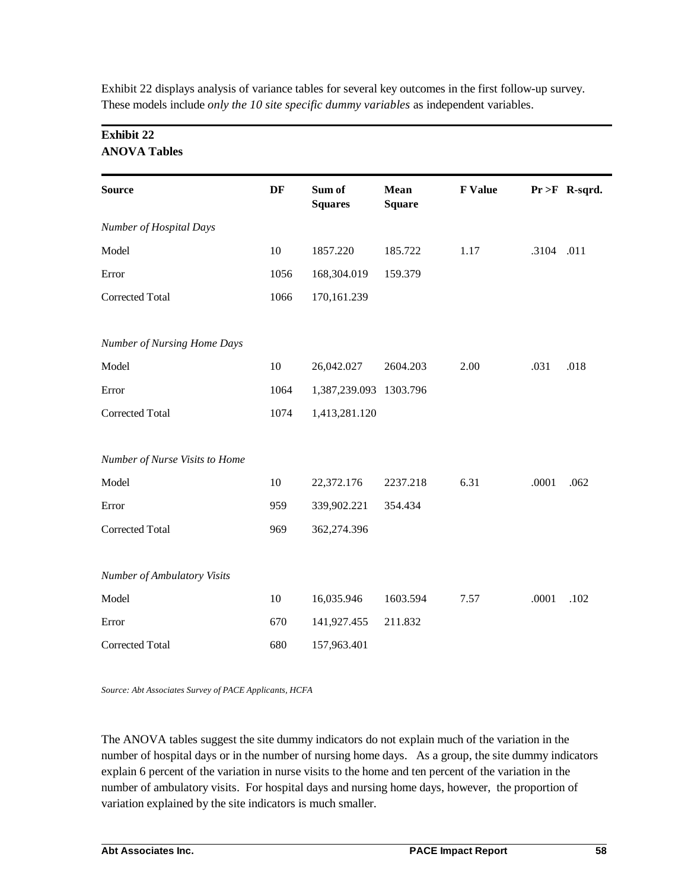Exhibit 22 displays analysis of variance tables for several key outcomes in the first follow-up survey. These models include *only the 10 site specific dummy variables* as independent variables.

**Exhibit 22**
**ANOVA Tables**

| Source | DF | Sum of Squares | Mean Square | F Value | Pr >F | R-sqrd. |
|---|---|---|---|---|---|---|
| *Number of Hospital Days* | | | | | | |
| Model | 10 | 1857.220 | 185.722 | 1.17 | .3104 | .011 |
| Error | 1056 | 168,304.019 | 159.379 | | | |
| Corrected Total | 1066 | 170,161.239 | | | | |
| *Number of Nursing Home Days* | | | | | | |
| Model | 10 | 26,042.027 | 2604.203 | 2.00 | .031 | .018 |
| Error | 1064 | 1,387,239.093 | 1303.796 | | | |
| Corrected Total | 1074 | 1,413,281.120 | | | | |
| *Number of Nurse Visits to Home* | | | | | | |
| Model | 10 | 22,372.176 | 2237.218 | 6.31 | .0001 | .062 |
| Error | 959 | 339,902.221 | 354.434 | | | |
| Corrected Total | 969 | 362,274.396 | | | | |
| *Number of Ambulatory Visits* | | | | | | |
| Model | 10 | 16,035.946 | 1603.594 | 7.57 | .0001 | .102 |
| Error | 670 | 141,927.455 | 211.832 | | | |
| Corrected Total | 680 | 157,963.401 | | | | |

*Source: Abt Associates Survey of PACE Applicants, HCFA*

The ANOVA tables suggest the site dummy indicators do not explain much of the variation in the number of hospital days or in the number of nursing home days. As a group, the site dummy indicators explain 6 percent of the variation in nurse visits to the home and ten percent of the variation in the number of ambulatory visits. For hospital days and nursing home days, however, the proportion of variation explained by the site indicators is much smaller.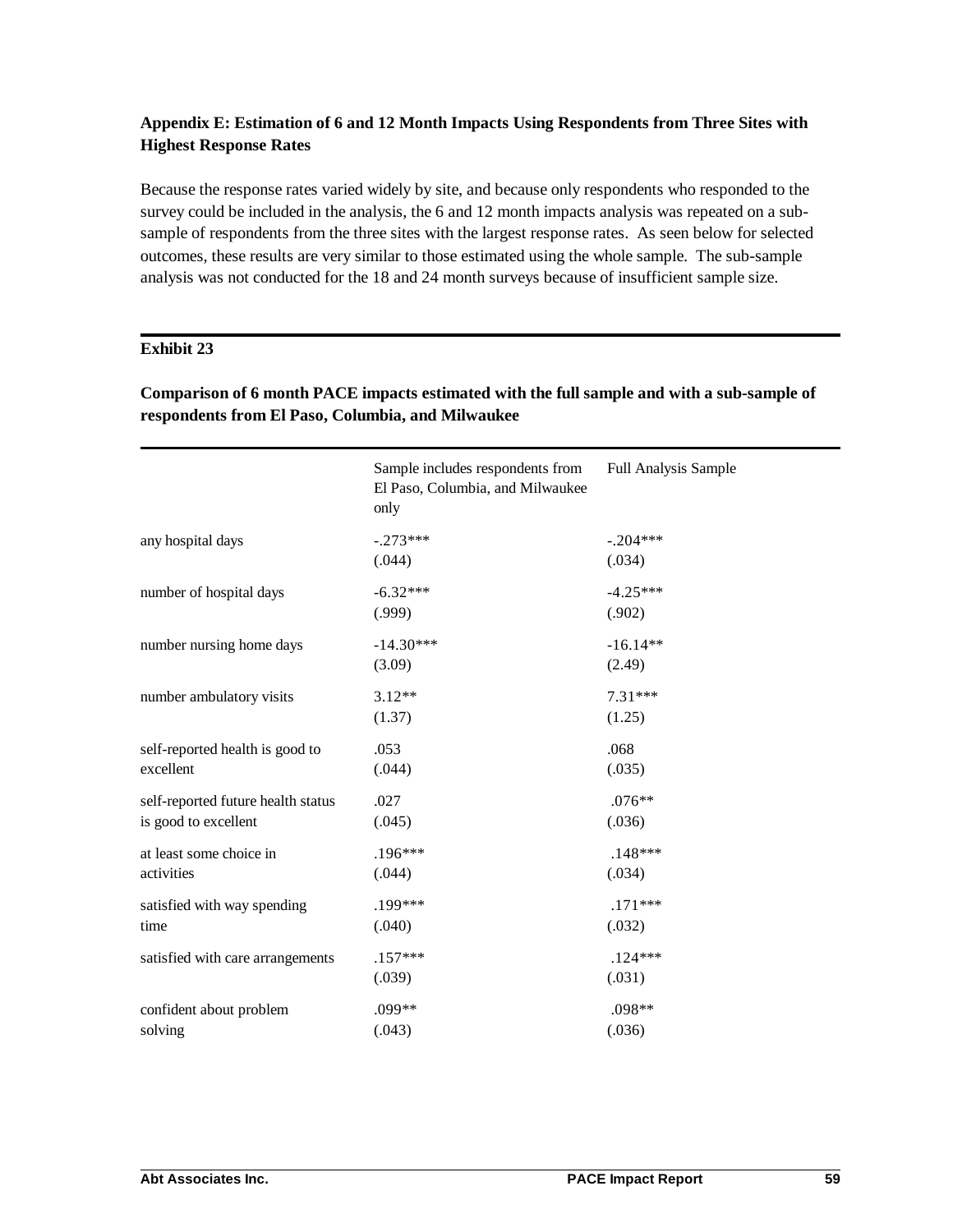### Appendix E: Estimation of 6 and 12 Month Impacts Using Respondents from Three Sites with Highest Response Rates

Because the response rates varied widely by site, and because only respondents who responded to the survey could be included in the analysis, the 6 and 12 month impacts analysis was repeated on a sub-sample of respondents from the three sites with the largest response rates. As seen below for selected outcomes, these results are very similar to those estimated using the whole sample. The sub-sample analysis was not conducted for the 18 and 24 month surveys because of insufficient sample size.

**Exhibit 23**

**Comparison of 6 month PACE impacts estimated with the full sample and with a sub-sample of respondents from El Paso, Columbia, and Milwaukee**

| | Sample includes respondents from El Paso, Columbia, and Milwaukee only | Full Analysis Sample |
|---|---|---|
| any hospital days | -.273*** (.044) | -.204*** (.034) |
| number of hospital days | -6.32*** (.999) | -4.25*** (.902) |
| number nursing home days | -14.30*** (3.09) | -16.14** (2.49) |
| number ambulatory visits | 3.12** (1.37) | 7.31*** (1.25) |
| self-reported health is good to excellent | .053 (.044) | .068 (.035) |
| self-reported future health status is good to excellent | .027 (.045) | .076** (.036) |
| at least some choice in activities | .196*** (.044) | .148*** (.034) |
| satisfied with way spending time | .199*** (.040) | .171*** (.032) |
| satisfied with care arrangements | .157*** (.039) | .124*** (.031) |
| confident about problem solving | .099** (.043) | .098** (.036) |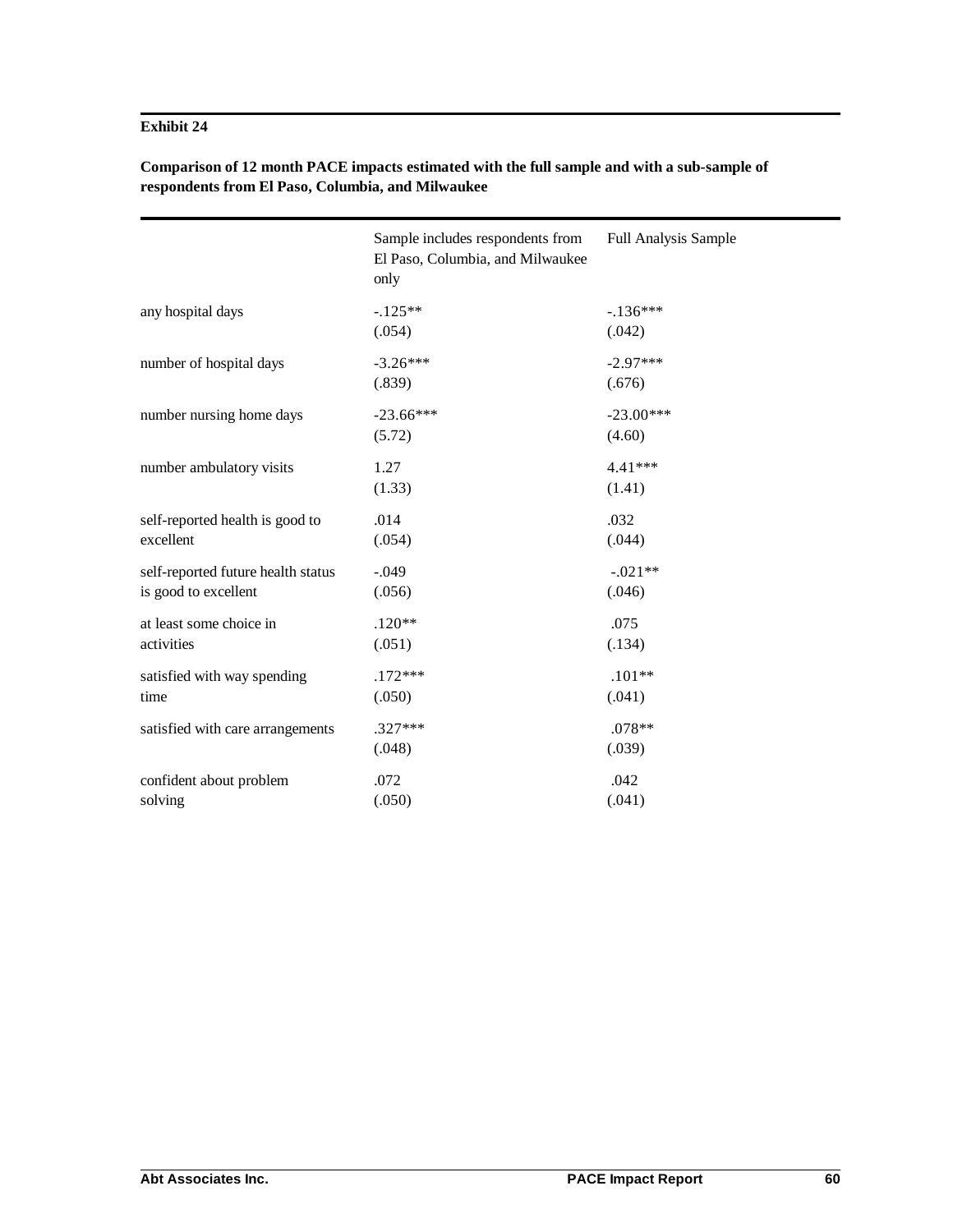**Exhibit 24**

**Comparison of 12 month PACE impacts estimated with the full sample and with a sub-sample of respondents from El Paso, Columbia, and Milwaukee**

| | Sample includes respondents from El Paso, Columbia, and Milwaukee only | Full Analysis Sample |
|---|---|---|
| any hospital days | -.125** (.054) | -.136*** (.042) |
| number of hospital days | -3.26*** (.839) | -2.97*** (.676) |
| number nursing home days | -23.66*** (5.72) | -23.00*** (4.60) |
| number ambulatory visits | 1.27 (1.33) | 4.41*** (1.41) |
| self-reported health is good to excellent | .014 (.054) | .032 (.044) |
| self-reported future health status is good to excellent | -.049 (.056) | -.021** (.046) |
| at least some choice in activities | .120** (.051) | .075 (.134) |
| satisfied with way spending time | .172*** (.050) | .101** (.041) |
| satisfied with care arrangements | .327*** (.048) | .078** (.039) |
| confident about problem solving | .072 (.050) | .042 (.041) |